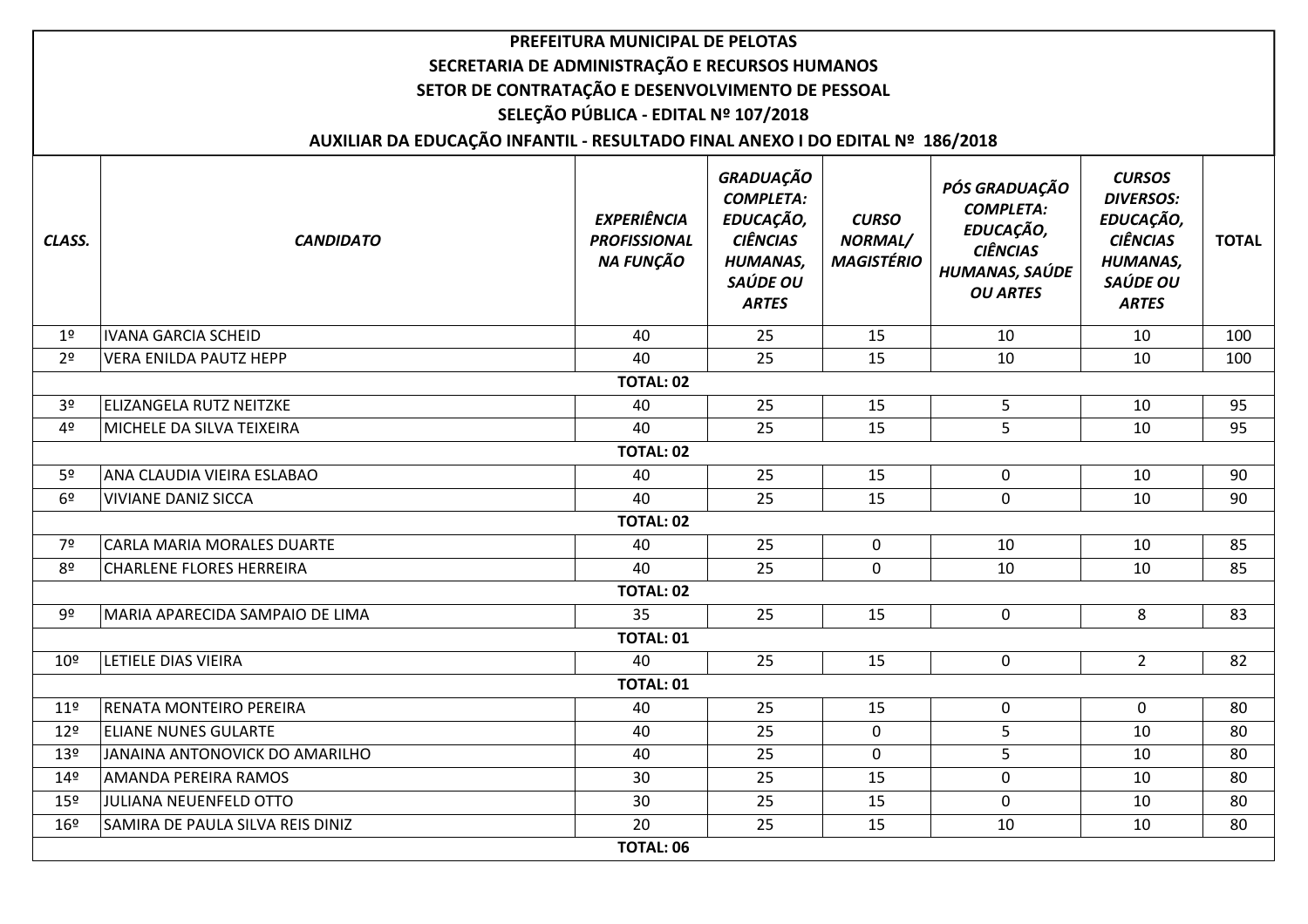**PREFEITURA MUNICIPAL DE PELOTAS**

**SECRETARIA DE ADMINISTRAÇÃO E RECURSOS HUMANOS**

**SETOR DE CONTRATAÇÃO E DESENVOLVIMENTO DE PESSOAL**

**SELEÇÃO PÚBLICA - EDITAL Nº 107/2018**

**AUXILIAR DA EDUCAÇÃO INFANTIL - RESULTADO FINAL ANEXO I DO EDITAL Nº 186/2018**

| *CLASS.* | *CANDIDATO* | *EXPERIÊNCIA PROFISSIONAL NA FUNÇÃO* | *GRADUAÇÃO COMPLETA: EDUCAÇÃO, CIÊNCIAS HUMANAS, SAÚDE OU ARTES* | *CURSO NORMAL/ MAGISTÉRIO* | *PÓS GRADUAÇÃO COMPLETA: EDUCAÇÃO, CIÊNCIAS HUMANAS, SAÚDE OU ARTES* | *CURSOS DIVERSOS: EDUCAÇÃO, CIÊNCIAS HUMANAS, SAÚDE OU ARTES* | *TOTAL* |
|---|---|---|---|---|---|---|---|
| 1º | IVANA GARCIA SCHEID | 40 | 25 | 15 | 10 | 10 | 100 |
| 2º | VERA ENILDA PAUTZ HEPP | 40 | 25 | 15 | 10 | 10 | 100 |
| | | **TOTAL: 02** | | | | | |
| 3º | ELIZANGELA RUTZ NEITZKE | 40 | 25 | 15 | 5 | 10 | 95 |
| 4º | MICHELE DA SILVA TEIXEIRA | 40 | 25 | 15 | 5 | 10 | 95 |
| | | **TOTAL: 02** | | | | | |
| 5º | ANA CLAUDIA VIEIRA ESLABAO | 40 | 25 | 15 | 0 | 10 | 90 |
| 6º | VIVIANE DANIZ SICCA | 40 | 25 | 15 | 0 | 10 | 90 |
| | | **TOTAL: 02** | | | | | |
| 7º | CARLA MARIA MORALES DUARTE | 40 | 25 | 0 | 10 | 10 | 85 |
| 8º | CHARLENE FLORES HERREIRA | 40 | 25 | 0 | 10 | 10 | 85 |
| | | **TOTAL: 02** | | | | | |
| 9º | MARIA APARECIDA SAMPAIO DE LIMA | 35 | 25 | 15 | 0 | 8 | 83 |
| | | **TOTAL: 01** | | | | | |
| 10º | LETIELE DIAS VIEIRA | 40 | 25 | 15 | 0 | 2 | 82 |
| | | **TOTAL: 01** | | | | | |
| 11º | RENATA MONTEIRO PEREIRA | 40 | 25 | 15 | 0 | 0 | 80 |
| 12º | ELIANE NUNES GULARTE | 40 | 25 | 0 | 5 | 10 | 80 |
| 13º | JANAINA ANTONOVICK DO AMARILHO | 40 | 25 | 0 | 5 | 10 | 80 |
| 14º | AMANDA PEREIRA RAMOS | 30 | 25 | 15 | 0 | 10 | 80 |
| 15º | JULIANA NEUENFELD OTTO | 30 | 25 | 15 | 0 | 10 | 80 |
| 16º | SAMIRA DE PAULA SILVA REIS DINIZ | 20 | 25 | 15 | 10 | 10 | 80 |
| | | **TOTAL: 06** | | | | | |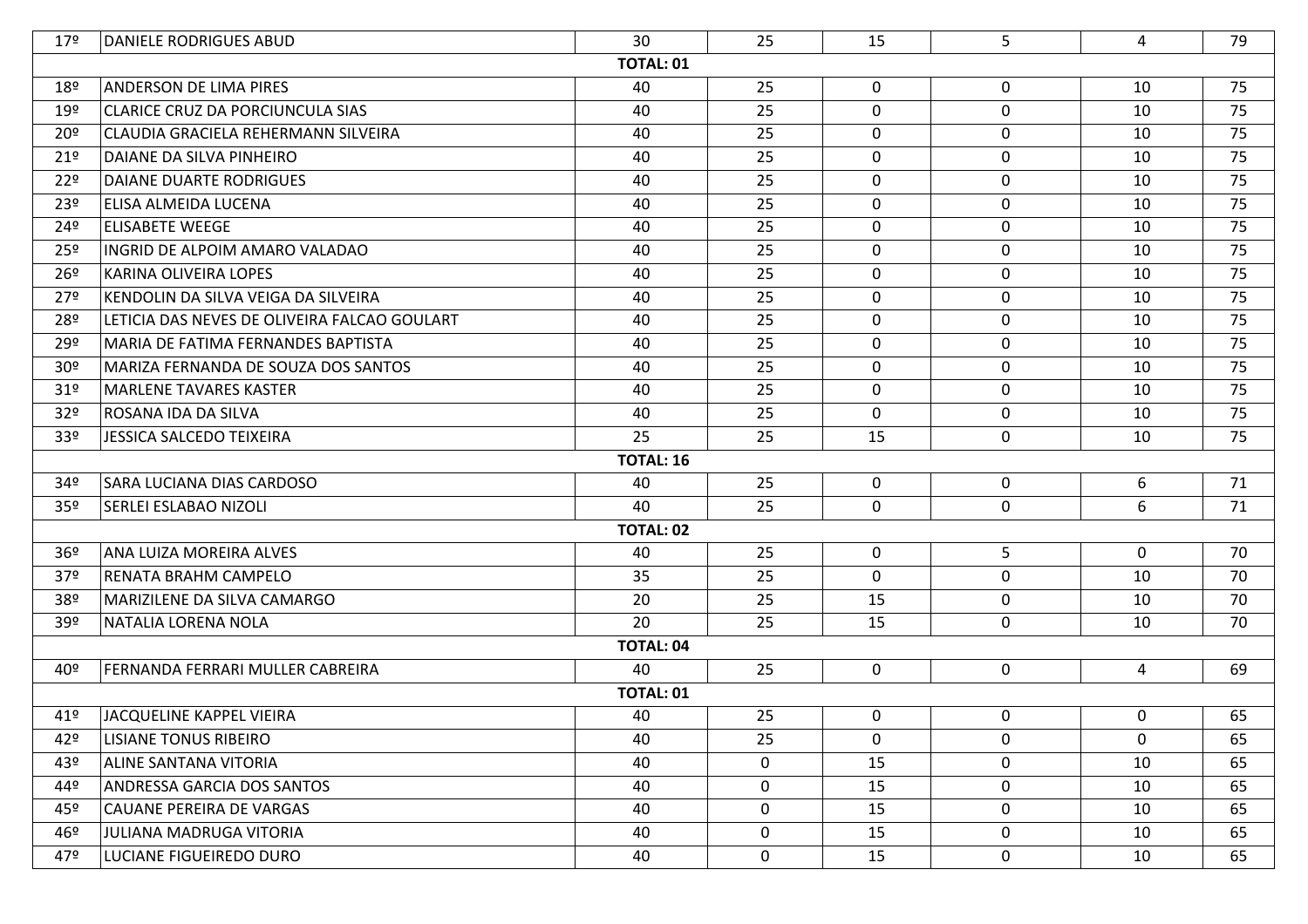| | | | | | | | |
|---|---|---|---|---|---|---|---|
| 17º | DANIELE RODRIGUES ABUD | 30 | 25 | 15 | 5 | 4 | 79 |
| | | **TOTAL: 01** | | | | | |
| 18º | ANDERSON DE LIMA PIRES | 40 | 25 | 0 | 0 | 10 | 75 |
| 19º | CLARICE CRUZ DA PORCIUNCULA SIAS | 40 | 25 | 0 | 0 | 10 | 75 |
| 20º | CLAUDIA GRACIELA REHERMANN SILVEIRA | 40 | 25 | 0 | 0 | 10 | 75 |
| 21º | DAIANE DA SILVA PINHEIRO | 40 | 25 | 0 | 0 | 10 | 75 |
| 22º | DAIANE DUARTE RODRIGUES | 40 | 25 | 0 | 0 | 10 | 75 |
| 23º | ELISA ALMEIDA LUCENA | 40 | 25 | 0 | 0 | 10 | 75 |
| 24º | ELISABETE WEEGE | 40 | 25 | 0 | 0 | 10 | 75 |
| 25º | INGRID DE ALPOIM AMARO VALADAO | 40 | 25 | 0 | 0 | 10 | 75 |
| 26º | KARINA OLIVEIRA LOPES | 40 | 25 | 0 | 0 | 10 | 75 |
| 27º | KENDOLIN DA SILVA VEIGA DA SILVEIRA | 40 | 25 | 0 | 0 | 10 | 75 |
| 28º | LETICIA DAS NEVES DE OLIVEIRA FALCAO GOULART | 40 | 25 | 0 | 0 | 10 | 75 |
| 29º | MARIA DE FATIMA FERNANDES BAPTISTA | 40 | 25 | 0 | 0 | 10 | 75 |
| 30º | MARIZA FERNANDA DE SOUZA DOS SANTOS | 40 | 25 | 0 | 0 | 10 | 75 |
| 31º | MARLENE TAVARES KASTER | 40 | 25 | 0 | 0 | 10 | 75 |
| 32º | ROSANA IDA DA SILVA | 40 | 25 | 0 | 0 | 10 | 75 |
| 33º | JESSICA SALCEDO TEIXEIRA | 25 | 25 | 15 | 0 | 10 | 75 |
| | | **TOTAL: 16** | | | | | |
| 34º | SARA LUCIANA DIAS CARDOSO | 40 | 25 | 0 | 0 | 6 | 71 |
| 35º | SERLEI ESLABAO NIZOLI | 40 | 25 | 0 | 0 | 6 | 71 |
| | | **TOTAL: 02** | | | | | |
| 36º | ANA LUIZA MOREIRA ALVES | 40 | 25 | 0 | 5 | 0 | 70 |
| 37º | RENATA BRAHM CAMPELO | 35 | 25 | 0 | 0 | 10 | 70 |
| 38º | MARIZILENE DA SILVA CAMARGO | 20 | 25 | 15 | 0 | 10 | 70 |
| 39º | NATALIA LORENA NOLA | 20 | 25 | 15 | 0 | 10 | 70 |
| | | **TOTAL: 04** | | | | | |
| 40º | FERNANDA FERRARI MULLER CABREIRA | 40 | 25 | 0 | 0 | 4 | 69 |
| | | **TOTAL: 01** | | | | | |
| 41º | JACQUELINE KAPPEL VIEIRA | 40 | 25 | 0 | 0 | 0 | 65 |
| 42º | LISIANE TONUS RIBEIRO | 40 | 25 | 0 | 0 | 0 | 65 |
| 43º | ALINE SANTANA VITORIA | 40 | 0 | 15 | 0 | 10 | 65 |
| 44º | ANDRESSA GARCIA DOS SANTOS | 40 | 0 | 15 | 0 | 10 | 65 |
| 45º | CAUANE PEREIRA DE VARGAS | 40 | 0 | 15 | 0 | 10 | 65 |
| 46º | JULIANA MADRUGA VITORIA | 40 | 0 | 15 | 0 | 10 | 65 |
| 47º | LUCIANE FIGUEIREDO DURO | 40 | 0 | 15 | 0 | 10 | 65 |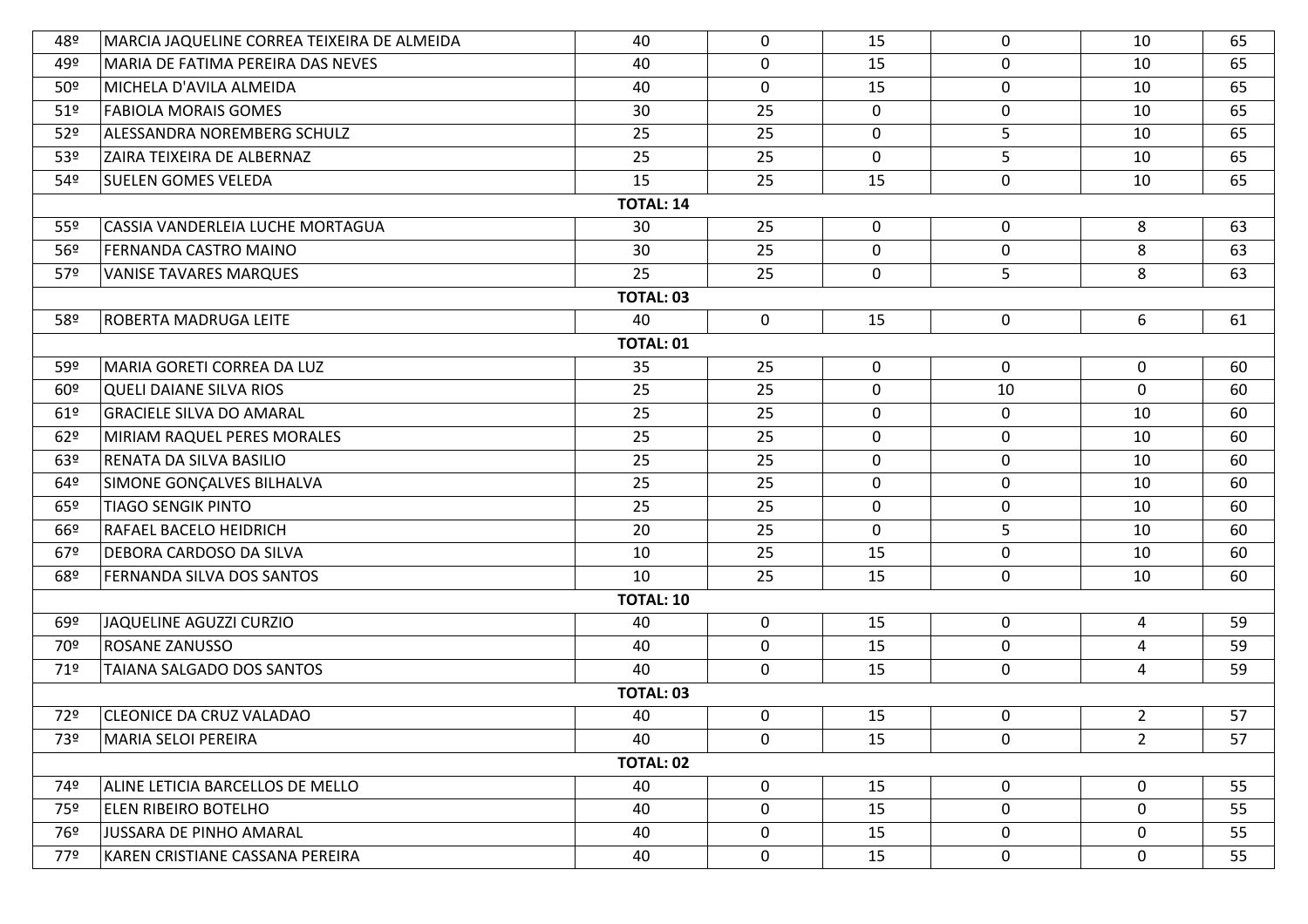| | | | | | | | |
|---|---|---|---|---|---|---|---|
| 48º | MARCIA JAQUELINE CORREA TEIXEIRA DE ALMEIDA | 40 | 0 | 15 | 0 | 10 | 65 |
| 49º | MARIA DE FATIMA PEREIRA DAS NEVES | 40 | 0 | 15 | 0 | 10 | 65 |
| 50º | MICHELA D'AVILA ALMEIDA | 40 | 0 | 15 | 0 | 10 | 65 |
| 51º | FABIOLA MORAIS GOMES | 30 | 25 | 0 | 0 | 10 | 65 |
| 52º | ALESSANDRA NOREMBERG SCHULZ | 25 | 25 | 0 | 5 | 10 | 65 |
| 53º | ZAIRA TEIXEIRA DE ALBERNAZ | 25 | 25 | 0 | 5 | 10 | 65 |
| 54º | SUELEN GOMES VELEDA | 15 | 25 | 15 | 0 | 10 | 65 |
| | | **TOTAL: 14** | | | | | |
| 55º | CASSIA VANDERLEIA LUCHE MORTAGUA | 30 | 25 | 0 | 0 | 8 | 63 |
| 56º | FERNANDA CASTRO MAINO | 30 | 25 | 0 | 0 | 8 | 63 |
| 57º | VANISE TAVARES MARQUES | 25 | 25 | 0 | 5 | 8 | 63 |
| | | **TOTAL: 03** | | | | | |
| 58º | ROBERTA MADRUGA LEITE | 40 | 0 | 15 | 0 | 6 | 61 |
| | | **TOTAL: 01** | | | | | |
| 59º | MARIA GORETI CORREA DA LUZ | 35 | 25 | 0 | 0 | 0 | 60 |
| 60º | QUELI DAIANE SILVA RIOS | 25 | 25 | 0 | 10 | 0 | 60 |
| 61º | GRACIELE SILVA DO AMARAL | 25 | 25 | 0 | 0 | 10 | 60 |
| 62º | MIRIAM RAQUEL PERES MORALES | 25 | 25 | 0 | 0 | 10 | 60 |
| 63º | RENATA DA SILVA BASILIO | 25 | 25 | 0 | 0 | 10 | 60 |
| 64º | SIMONE GONÇALVES BILHALVA | 25 | 25 | 0 | 0 | 10 | 60 |
| 65º | TIAGO SENGIK PINTO | 25 | 25 | 0 | 0 | 10 | 60 |
| 66º | RAFAEL BACELO HEIDRICH | 20 | 25 | 0 | 5 | 10 | 60 |
| 67º | DEBORA CARDOSO DA SILVA | 10 | 25 | 15 | 0 | 10 | 60 |
| 68º | FERNANDA SILVA DOS SANTOS | 10 | 25 | 15 | 0 | 10 | 60 |
| | | **TOTAL: 10** | | | | | |
| 69º | JAQUELINE AGUZZI CURZIO | 40 | 0 | 15 | 0 | 4 | 59 |
| 70º | ROSANE ZANUSSO | 40 | 0 | 15 | 0 | 4 | 59 |
| 71º | TAIANA SALGADO DOS SANTOS | 40 | 0 | 15 | 0 | 4 | 59 |
| | | **TOTAL: 03** | | | | | |
| 72º | CLEONICE DA CRUZ VALADAO | 40 | 0 | 15 | 0 | 2 | 57 |
| 73º | MARIA SELOI PEREIRA | 40 | 0 | 15 | 0 | 2 | 57 |
| | | **TOTAL: 02** | | | | | |
| 74º | ALINE LETICIA BARCELLOS DE MELLO | 40 | 0 | 15 | 0 | 0 | 55 |
| 75º | ELEN RIBEIRO BOTELHO | 40 | 0 | 15 | 0 | 0 | 55 |
| 76º | JUSSARA DE PINHO AMARAL | 40 | 0 | 15 | 0 | 0 | 55 |
| 77º | KAREN CRISTIANE CASSANA PEREIRA | 40 | 0 | 15 | 0 | 0 | 55 |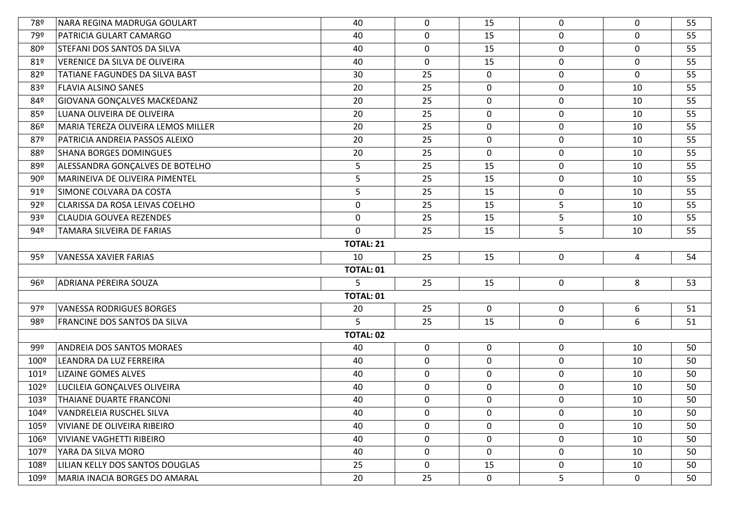| | | | | | | | |
|---|---|---|---|---|---|---|---|
| 78º | NARA REGINA MADRUGA GOULART | 40 | 0 | 15 | 0 | 0 | 55 |
| 79º | PATRICIA GULART CAMARGO | 40 | 0 | 15 | 0 | 0 | 55 |
| 80º | STEFANI DOS SANTOS DA SILVA | 40 | 0 | 15 | 0 | 0 | 55 |
| 81º | VERENICE DA SILVA DE OLIVEIRA | 40 | 0 | 15 | 0 | 0 | 55 |
| 82º | TATIANE FAGUNDES DA SILVA BAST | 30 | 25 | 0 | 0 | 0 | 55 |
| 83º | FLAVIA ALSINO SANES | 20 | 25 | 0 | 0 | 10 | 55 |
| 84º | GIOVANA GONÇALVES MACKEDANZ | 20 | 25 | 0 | 0 | 10 | 55 |
| 85º | LUANA OLIVEIRA DE OLIVEIRA | 20 | 25 | 0 | 0 | 10 | 55 |
| 86º | MARIA TEREZA OLIVEIRA LEMOS MILLER | 20 | 25 | 0 | 0 | 10 | 55 |
| 87º | PATRICIA ANDREIA PASSOS ALEIXO | 20 | 25 | 0 | 0 | 10 | 55 |
| 88º | SHANA BORGES DOMINGUES | 20 | 25 | 0 | 0 | 10 | 55 |
| 89º | ALESSANDRA GONÇALVES DE BOTELHO | 5 | 25 | 15 | 0 | 10 | 55 |
| 90º | MARINEIVA DE OLIVEIRA PIMENTEL | 5 | 25 | 15 | 0 | 10 | 55 |
| 91º | SIMONE COLVARA DA COSTA | 5 | 25 | 15 | 0 | 10 | 55 |
| 92º | CLARISSA DA ROSA LEIVAS COELHO | 0 | 25 | 15 | 5 | 10 | 55 |
| 93º | CLAUDIA GOUVEA REZENDES | 0 | 25 | 15 | 5 | 10 | 55 |
| 94º | TAMARA SILVEIRA DE FARIAS | 0 | 25 | 15 | 5 | 10 | 55 |
| | | **TOTAL: 21** | | | | | |
| 95º | VANESSA XAVIER FARIAS | 10 | 25 | 15 | 0 | 4 | 54 |
| | | **TOTAL: 01** | | | | | |
| 96º | ADRIANA PEREIRA SOUZA | 5 | 25 | 15 | 0 | 8 | 53 |
| | | **TOTAL: 01** | | | | | |
| 97º | VANESSA RODRIGUES BORGES | 20 | 25 | 0 | 0 | 6 | 51 |
| 98º | FRANCINE DOS SANTOS DA SILVA | 5 | 25 | 15 | 0 | 6 | 51 |
| | | **TOTAL: 02** | | | | | |
| 99º | ANDREIA DOS SANTOS MORAES | 40 | 0 | 0 | 0 | 10 | 50 |
| 100º | LEANDRA DA LUZ FERREIRA | 40 | 0 | 0 | 0 | 10 | 50 |
| 101º | LIZAINE GOMES ALVES | 40 | 0 | 0 | 0 | 10 | 50 |
| 102º | LUCILEIA GONÇALVES OLIVEIRA | 40 | 0 | 0 | 0 | 10 | 50 |
| 103º | THAIANE DUARTE FRANCONI | 40 | 0 | 0 | 0 | 10 | 50 |
| 104º | VANDRELEIA RUSCHEL SILVA | 40 | 0 | 0 | 0 | 10 | 50 |
| 105º | VIVIANE DE OLIVEIRA RIBEIRO | 40 | 0 | 0 | 0 | 10 | 50 |
| 106º | VIVIANE VAGHETTI RIBEIRO | 40 | 0 | 0 | 0 | 10 | 50 |
| 107º | YARA DA SILVA MORO | 40 | 0 | 0 | 0 | 10 | 50 |
| 108º | LILIAN KELLY DOS SANTOS DOUGLAS | 25 | 0 | 15 | 0 | 10 | 50 |
| 109º | MARIA INACIA BORGES DO AMARAL | 20 | 25 | 0 | 5 | 0 | 50 |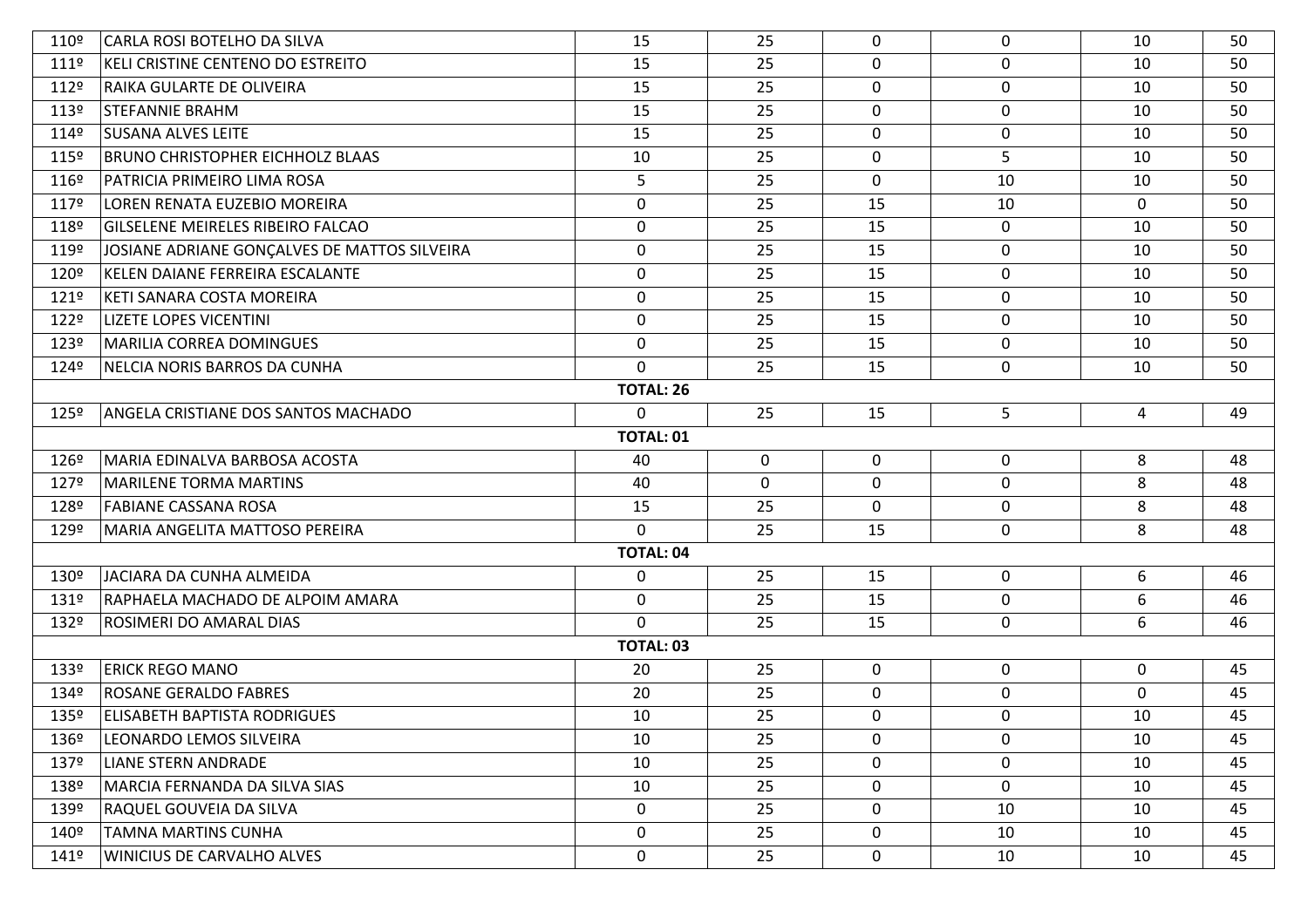| | | | | | | | |
|---|---|---|---|---|---|---|---|
| 110º | CARLA ROSI BOTELHO DA SILVA | 15 | 25 | 0 | 0 | 10 | 50 |
| 111º | KELI CRISTINE CENTENO DO ESTREITO | 15 | 25 | 0 | 0 | 10 | 50 |
| 112º | RAIKA GULARTE DE OLIVEIRA | 15 | 25 | 0 | 0 | 10 | 50 |
| 113º | STEFANNIE BRAHM | 15 | 25 | 0 | 0 | 10 | 50 |
| 114º | SUSANA ALVES LEITE | 15 | 25 | 0 | 0 | 10 | 50 |
| 115º | BRUNO CHRISTOPHER EICHHOLZ BLAAS | 10 | 25 | 0 | 5 | 10 | 50 |
| 116º | PATRICIA PRIMEIRO LIMA ROSA | 5 | 25 | 0 | 10 | 10 | 50 |
| 117º | LOREN RENATA EUZEBIO MOREIRA | 0 | 25 | 15 | 10 | 0 | 50 |
| 118º | GILSELENE MEIRELES RIBEIRO FALCAO | 0 | 25 | 15 | 0 | 10 | 50 |
| 119º | JOSIANE ADRIANE GONÇALVES DE MATTOS SILVEIRA | 0 | 25 | 15 | 0 | 10 | 50 |
| 120º | KELEN DAIANE FERREIRA ESCALANTE | 0 | 25 | 15 | 0 | 10 | 50 |
| 121º | KETI SANARA COSTA MOREIRA | 0 | 25 | 15 | 0 | 10 | 50 |
| 122º | LIZETE LOPES VICENTINI | 0 | 25 | 15 | 0 | 10 | 50 |
| 123º | MARILIA CORREA DOMINGUES | 0 | 25 | 15 | 0 | 10 | 50 |
| 124º | NELCIA NORIS BARROS DA CUNHA | 0 | 25 | 15 | 0 | 10 | 50 |
| | | **TOTAL: 26** | | | | | |
| 125º | ANGELA CRISTIANE DOS SANTOS MACHADO | 0 | 25 | 15 | 5 | 4 | 49 |
| | | **TOTAL: 01** | | | | | |
| 126º | MARIA EDINALVA BARBOSA ACOSTA | 40 | 0 | 0 | 0 | 8 | 48 |
| 127º | MARILENE TORMA MARTINS | 40 | 0 | 0 | 0 | 8 | 48 |
| 128º | FABIANE CASSANA ROSA | 15 | 25 | 0 | 0 | 8 | 48 |
| 129º | MARIA ANGELITA MATTOSO PEREIRA | 0 | 25 | 15 | 0 | 8 | 48 |
| | | **TOTAL: 04** | | | | | |
| 130º | JACIARA DA CUNHA ALMEIDA | 0 | 25 | 15 | 0 | 6 | 46 |
| 131º | RAPHAELA MACHADO DE ALPOIM AMARA | 0 | 25 | 15 | 0 | 6 | 46 |
| 132º | ROSIMERI DO AMARAL DIAS | 0 | 25 | 15 | 0 | 6 | 46 |
| | | **TOTAL: 03** | | | | | |
| 133º | ERICK REGO MANO | 20 | 25 | 0 | 0 | 0 | 45 |
| 134º | ROSANE GERALDO FABRES | 20 | 25 | 0 | 0 | 0 | 45 |
| 135º | ELISABETH BAPTISTA RODRIGUES | 10 | 25 | 0 | 0 | 10 | 45 |
| 136º | LEONARDO LEMOS SILVEIRA | 10 | 25 | 0 | 0 | 10 | 45 |
| 137º | LIANE STERN ANDRADE | 10 | 25 | 0 | 0 | 10 | 45 |
| 138º | MARCIA FERNANDA DA SILVA SIAS | 10 | 25 | 0 | 0 | 10 | 45 |
| 139º | RAQUEL GOUVEIA DA SILVA | 0 | 25 | 0 | 10 | 10 | 45 |
| 140º | TAMNA MARTINS CUNHA | 0 | 25 | 0 | 10 | 10 | 45 |
| 141º | WINICIUS DE CARVALHO ALVES | 0 | 25 | 0 | 10 | 10 | 45 |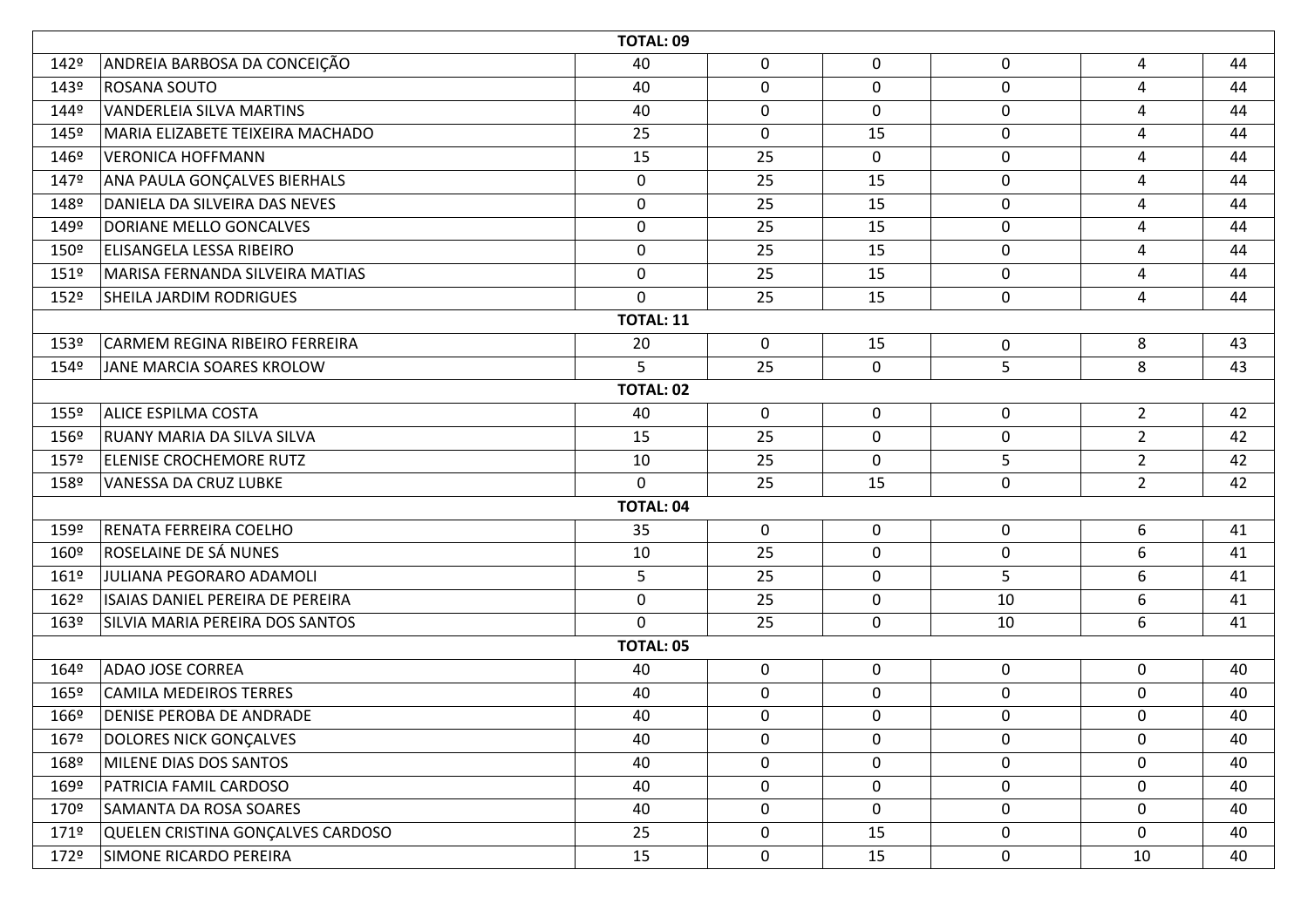| | | | | | | | |
|---|---|---|---|---|---|---|---|
| | | **TOTAL: 09** | | | | | |
| 142º | ANDREIA BARBOSA DA CONCEIÇÃO | 40 | 0 | 0 | 0 | 4 | 44 |
| 143º | ROSANA SOUTO | 40 | 0 | 0 | 0 | 4 | 44 |
| 144º | VANDERLEIA SILVA MARTINS | 40 | 0 | 0 | 0 | 4 | 44 |
| 145º | MARIA ELIZABETE TEIXEIRA MACHADO | 25 | 0 | 15 | 0 | 4 | 44 |
| 146º | VERONICA HOFFMANN | 15 | 25 | 0 | 0 | 4 | 44 |
| 147º | ANA PAULA GONÇALVES BIERHALS | 0 | 25 | 15 | 0 | 4 | 44 |
| 148º | DANIELA DA SILVEIRA DAS NEVES | 0 | 25 | 15 | 0 | 4 | 44 |
| 149º | DORIANE MELLO GONCALVES | 0 | 25 | 15 | 0 | 4 | 44 |
| 150º | ELISANGELA LESSA RIBEIRO | 0 | 25 | 15 | 0 | 4 | 44 |
| 151º | MARISA FERNANDA SILVEIRA MATIAS | 0 | 25 | 15 | 0 | 4 | 44 |
| 152º | SHEILA JARDIM RODRIGUES | 0 | 25 | 15 | 0 | 4 | 44 |
| | | **TOTAL: 11** | | | | | |
| 153º | CARMEM REGINA RIBEIRO FERREIRA | 20 | 0 | 15 | 0 | 8 | 43 |
| 154º | JANE MARCIA SOARES KROLOW | 5 | 25 | 0 | 5 | 8 | 43 |
| | | **TOTAL: 02** | | | | | |
| 155º | ALICE ESPILMA COSTA | 40 | 0 | 0 | 0 | 2 | 42 |
| 156º | RUANY MARIA DA SILVA SILVA | 15 | 25 | 0 | 0 | 2 | 42 |
| 157º | ELENISE CROCHEMORE RUTZ | 10 | 25 | 0 | 5 | 2 | 42 |
| 158º | VANESSA DA CRUZ LUBKE | 0 | 25 | 15 | 0 | 2 | 42 |
| | | **TOTAL: 04** | | | | | |
| 159º | RENATA FERREIRA COELHO | 35 | 0 | 0 | 0 | 6 | 41 |
| 160º | ROSELAINE DE SÁ NUNES | 10 | 25 | 0 | 0 | 6 | 41 |
| 161º | JULIANA PEGORARO ADAMOLI | 5 | 25 | 0 | 5 | 6 | 41 |
| 162º | ISAIAS DANIEL PEREIRA DE PEREIRA | 0 | 25 | 0 | 10 | 6 | 41 |
| 163º | SILVIA MARIA PEREIRA DOS SANTOS | 0 | 25 | 0 | 10 | 6 | 41 |
| | | **TOTAL: 05** | | | | | |
| 164º | ADAO JOSE CORREA | 40 | 0 | 0 | 0 | 0 | 40 |
| 165º | CAMILA MEDEIROS TERRES | 40 | 0 | 0 | 0 | 0 | 40 |
| 166º | DENISE PEROBA DE ANDRADE | 40 | 0 | 0 | 0 | 0 | 40 |
| 167º | DOLORES NICK GONÇALVES | 40 | 0 | 0 | 0 | 0 | 40 |
| 168º | MILENE DIAS DOS SANTOS | 40 | 0 | 0 | 0 | 0 | 40 |
| 169º | PATRICIA FAMIL CARDOSO | 40 | 0 | 0 | 0 | 0 | 40 |
| 170º | SAMANTA DA ROSA SOARES | 40 | 0 | 0 | 0 | 0 | 40 |
| 171º | QUELEN CRISTINA GONÇALVES CARDOSO | 25 | 0 | 15 | 0 | 0 | 40 |
| 172º | SIMONE RICARDO PEREIRA | 15 | 0 | 15 | 0 | 10 | 40 |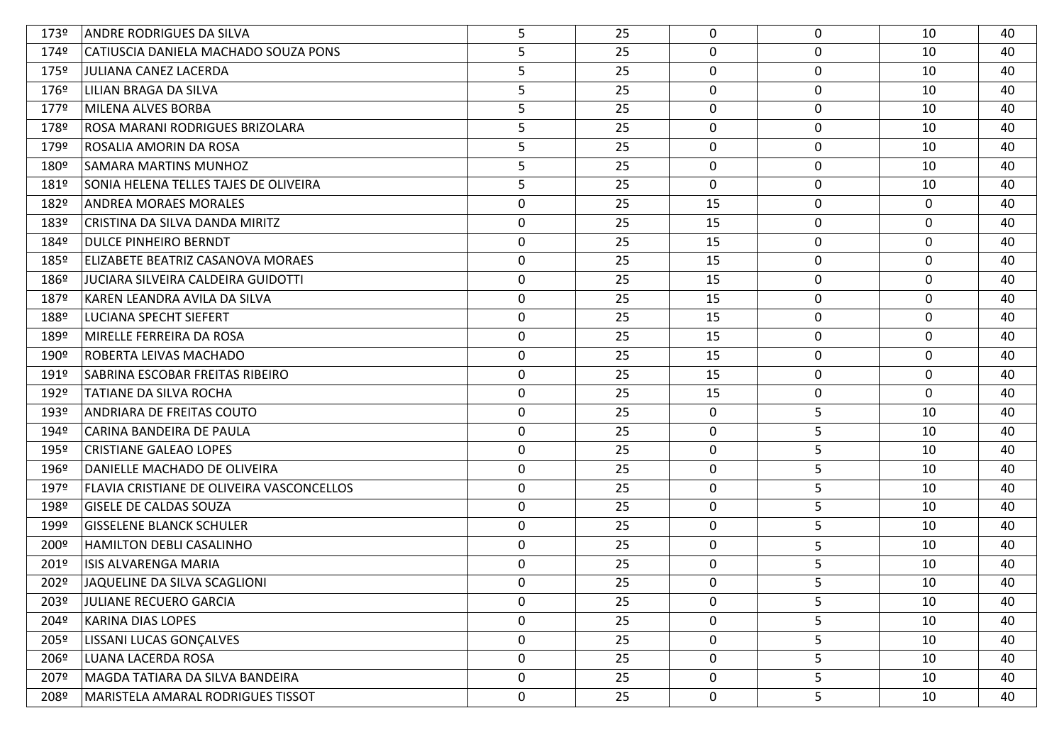| | | | | | | | |
|---|---|---|---|---|---|---|---|
| 173º | ANDRE RODRIGUES DA SILVA | 5 | 25 | 0 | 0 | 10 | 40 |
| 174º | CATIUSCIA DANIELA MACHADO SOUZA PONS | 5 | 25 | 0 | 0 | 10 | 40 |
| 175º | JULIANA CANEZ LACERDA | 5 | 25 | 0 | 0 | 10 | 40 |
| 176º | LILIAN BRAGA DA SILVA | 5 | 25 | 0 | 0 | 10 | 40 |
| 177º | MILENA ALVES BORBA | 5 | 25 | 0 | 0 | 10 | 40 |
| 178º | ROSA MARANI RODRIGUES BRIZOLARA | 5 | 25 | 0 | 0 | 10 | 40 |
| 179º | ROSALIA AMORIN DA ROSA | 5 | 25 | 0 | 0 | 10 | 40 |
| 180º | SAMARA MARTINS MUNHOZ | 5 | 25 | 0 | 0 | 10 | 40 |
| 181º | SONIA HELENA TELLES TAJES DE OLIVEIRA | 5 | 25 | 0 | 0 | 10 | 40 |
| 182º | ANDREA MORAES MORALES | 0 | 25 | 15 | 0 | 0 | 40 |
| 183º | CRISTINA DA SILVA DANDA MIRITZ | 0 | 25 | 15 | 0 | 0 | 40 |
| 184º | DULCE PINHEIRO BERNDT | 0 | 25 | 15 | 0 | 0 | 40 |
| 185º | ELIZABETE BEATRIZ CASANOVA MORAES | 0 | 25 | 15 | 0 | 0 | 40 |
| 186º | JUCIARA SILVEIRA CALDEIRA GUIDOTTI | 0 | 25 | 15 | 0 | 0 | 40 |
| 187º | KAREN LEANDRA AVILA DA SILVA | 0 | 25 | 15 | 0 | 0 | 40 |
| 188º | LUCIANA SPECHT SIEFERT | 0 | 25 | 15 | 0 | 0 | 40 |
| 189º | MIRELLE FERREIRA DA ROSA | 0 | 25 | 15 | 0 | 0 | 40 |
| 190º | ROBERTA LEIVAS MACHADO | 0 | 25 | 15 | 0 | 0 | 40 |
| 191º | SABRINA ESCOBAR FREITAS RIBEIRO | 0 | 25 | 15 | 0 | 0 | 40 |
| 192º | TATIANE DA SILVA ROCHA | 0 | 25 | 15 | 0 | 0 | 40 |
| 193º | ANDRIARA DE FREITAS COUTO | 0 | 25 | 0 | 5 | 10 | 40 |
| 194º | CARINA BANDEIRA DE PAULA | 0 | 25 | 0 | 5 | 10 | 40 |
| 195º | CRISTIANE GALEAO LOPES | 0 | 25 | 0 | 5 | 10 | 40 |
| 196º | DANIELLE MACHADO DE OLIVEIRA | 0 | 25 | 0 | 5 | 10 | 40 |
| 197º | FLAVIA CRISTIANE DE OLIVEIRA VASCONCELLOS | 0 | 25 | 0 | 5 | 10 | 40 |
| 198º | GISELE DE CALDAS SOUZA | 0 | 25 | 0 | 5 | 10 | 40 |
| 199º | GISSELENE BLANCK SCHULER | 0 | 25 | 0 | 5 | 10 | 40 |
| 200º | HAMILTON DEBLI CASALINHO | 0 | 25 | 0 | 5 | 10 | 40 |
| 201º | ISIS ALVARENGA MARIA | 0 | 25 | 0 | 5 | 10 | 40 |
| 202º | JAQUELINE DA SILVA SCAGLIONI | 0 | 25 | 0 | 5 | 10 | 40 |
| 203º | JULIANE RECUERO GARCIA | 0 | 25 | 0 | 5 | 10 | 40 |
| 204º | KARINA DIAS LOPES | 0 | 25 | 0 | 5 | 10 | 40 |
| 205º | LISSANI LUCAS GONÇALVES | 0 | 25 | 0 | 5 | 10 | 40 |
| 206º | LUANA LACERDA ROSA | 0 | 25 | 0 | 5 | 10 | 40 |
| 207º | MAGDA TATIARA DA SILVA BANDEIRA | 0 | 25 | 0 | 5 | 10 | 40 |
| 208º | MARISTELA AMARAL RODRIGUES TISSOT | 0 | 25 | 0 | 5 | 10 | 40 |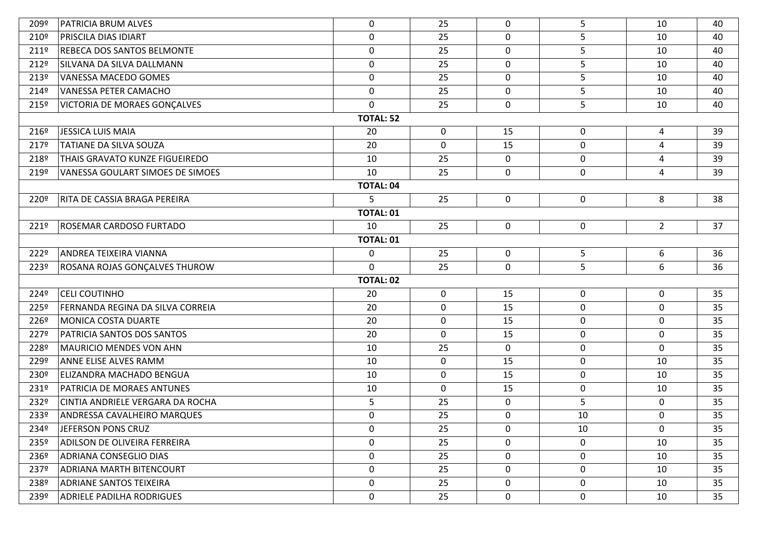| | | | | | | | |
|---|---|---|---|---|---|---|---|
| 209º | PATRICIA BRUM ALVES | 0 | 25 | 0 | 5 | 10 | 40 |
| 210º | PRISCILA DIAS IDIART | 0 | 25 | 0 | 5 | 10 | 40 |
| 211º | REBECA DOS SANTOS BELMONTE | 0 | 25 | 0 | 5 | 10 | 40 |
| 212º | SILVANA DA SILVA DALLMANN | 0 | 25 | 0 | 5 | 10 | 40 |
| 213º | VANESSA MACEDO GOMES | 0 | 25 | 0 | 5 | 10 | 40 |
| 214º | VANESSA PETER CAMACHO | 0 | 25 | 0 | 5 | 10 | 40 |
| 215º | VICTORIA DE MORAES GONÇALVES | 0 | 25 | 0 | 5 | 10 | 40 |
| | | **TOTAL: 52** | | | | | |
| 216º | JESSICA LUIS MAIA | 20 | 0 | 15 | 0 | 4 | 39 |
| 217º | TATIANE DA SILVA SOUZA | 20 | 0 | 15 | 0 | 4 | 39 |
| 218º | THAIS GRAVATO KUNZE FIGUEIREDO | 10 | 25 | 0 | 0 | 4 | 39 |
| 219º | VANESSA GOULART SIMOES DE SIMOES | 10 | 25 | 0 | 0 | 4 | 39 |
| | | **TOTAL: 04** | | | | | |
| 220º | RITA DE CASSIA BRAGA PEREIRA | 5 | 25 | 0 | 0 | 8 | 38 |
| | | **TOTAL: 01** | | | | | |
| 221º | ROSEMAR CARDOSO FURTADO | 10 | 25 | 0 | 0 | 2 | 37 |
| | | **TOTAL: 01** | | | | | |
| 222º | ANDREA TEIXEIRA VIANNA | 0 | 25 | 0 | 5 | 6 | 36 |
| 223º | ROSANA ROJAS GONÇALVES THUROW | 0 | 25 | 0 | 5 | 6 | 36 |
| | | **TOTAL: 02** | | | | | |
| 224º | CELI COUTINHO | 20 | 0 | 15 | 0 | 0 | 35 |
| 225º | FERNANDA REGINA DA SILVA CORREIA | 20 | 0 | 15 | 0 | 0 | 35 |
| 226º | MONICA COSTA DUARTE | 20 | 0 | 15 | 0 | 0 | 35 |
| 227º | PATRICIA SANTOS DOS SANTOS | 20 | 0 | 15 | 0 | 0 | 35 |
| 228º | MAURICIO MENDES VON AHN | 10 | 25 | 0 | 0 | 0 | 35 |
| 229º | ANNE ELISE ALVES RAMM | 10 | 0 | 15 | 0 | 10 | 35 |
| 230º | ELIZANDRA MACHADO BENGUA | 10 | 0 | 15 | 0 | 10 | 35 |
| 231º | PATRICIA DE MORAES ANTUNES | 10 | 0 | 15 | 0 | 10 | 35 |
| 232º | CINTIA ANDRIELE VERGARA DA ROCHA | 5 | 25 | 0 | 5 | 0 | 35 |
| 233º | ANDRESSA CAVALHEIRO MARQUES | 0 | 25 | 0 | 10 | 0 | 35 |
| 234º | JEFERSON PONS CRUZ | 0 | 25 | 0 | 10 | 0 | 35 |
| 235º | ADILSON DE OLIVEIRA FERREIRA | 0 | 25 | 0 | 0 | 10 | 35 |
| 236º | ADRIANA CONSEGLIO DIAS | 0 | 25 | 0 | 0 | 10 | 35 |
| 237º | ADRIANA MARTH BITENCOURT | 0 | 25 | 0 | 0 | 10 | 35 |
| 238º | ADRIANE SANTOS TEIXEIRA | 0 | 25 | 0 | 0 | 10 | 35 |
| 239º | ADRIELE PADILHA RODRIGUES | 0 | 25 | 0 | 0 | 10 | 35 |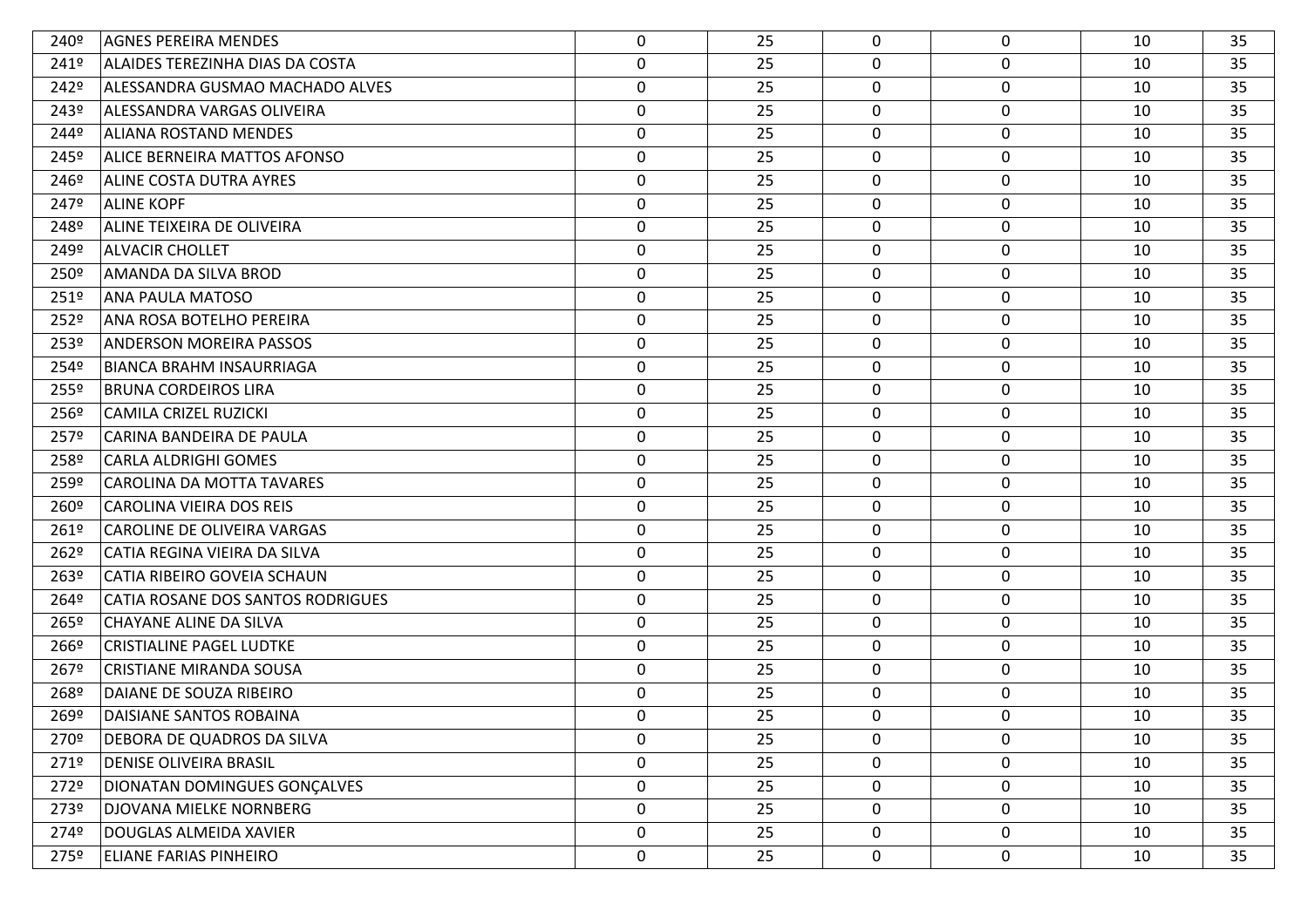| | | | | | | | |
|---|---|---|---|---|---|---|---|
| 240º | AGNES PEREIRA MENDES | 0 | 25 | 0 | 0 | 10 | 35 |
| 241º | ALAIDES TEREZINHA DIAS DA COSTA | 0 | 25 | 0 | 0 | 10 | 35 |
| 242º | ALESSANDRA GUSMAO MACHADO ALVES | 0 | 25 | 0 | 0 | 10 | 35 |
| 243º | ALESSANDRA VARGAS OLIVEIRA | 0 | 25 | 0 | 0 | 10 | 35 |
| 244º | ALIANA ROSTAND MENDES | 0 | 25 | 0 | 0 | 10 | 35 |
| 245º | ALICE BERNEIRA MATTOS AFONSO | 0 | 25 | 0 | 0 | 10 | 35 |
| 246º | ALINE COSTA DUTRA AYRES | 0 | 25 | 0 | 0 | 10 | 35 |
| 247º | ALINE KOPF | 0 | 25 | 0 | 0 | 10 | 35 |
| 248º | ALINE TEIXEIRA DE OLIVEIRA | 0 | 25 | 0 | 0 | 10 | 35 |
| 249º | ALVACIR CHOLLET | 0 | 25 | 0 | 0 | 10 | 35 |
| 250º | AMANDA DA SILVA BROD | 0 | 25 | 0 | 0 | 10 | 35 |
| 251º | ANA PAULA MATOSO | 0 | 25 | 0 | 0 | 10 | 35 |
| 252º | ANA ROSA BOTELHO PEREIRA | 0 | 25 | 0 | 0 | 10 | 35 |
| 253º | ANDERSON MOREIRA PASSOS | 0 | 25 | 0 | 0 | 10 | 35 |
| 254º | BIANCA BRAHM INSAURRIAGA | 0 | 25 | 0 | 0 | 10 | 35 |
| 255º | BRUNA CORDEIROS LIRA | 0 | 25 | 0 | 0 | 10 | 35 |
| 256º | CAMILA CRIZEL RUZICKI | 0 | 25 | 0 | 0 | 10 | 35 |
| 257º | CARINA BANDEIRA DE PAULA | 0 | 25 | 0 | 0 | 10 | 35 |
| 258º | CARLA ALDRIGHI GOMES | 0 | 25 | 0 | 0 | 10 | 35 |
| 259º | CAROLINA DA MOTTA TAVARES | 0 | 25 | 0 | 0 | 10 | 35 |
| 260º | CAROLINA VIEIRA DOS REIS | 0 | 25 | 0 | 0 | 10 | 35 |
| 261º | CAROLINE DE OLIVEIRA VARGAS | 0 | 25 | 0 | 0 | 10 | 35 |
| 262º | CATIA REGINA VIEIRA DA SILVA | 0 | 25 | 0 | 0 | 10 | 35 |
| 263º | CATIA RIBEIRO GOVEIA SCHAUN | 0 | 25 | 0 | 0 | 10 | 35 |
| 264º | CATIA ROSANE DOS SANTOS RODRIGUES | 0 | 25 | 0 | 0 | 10 | 35 |
| 265º | CHAYANE ALINE DA SILVA | 0 | 25 | 0 | 0 | 10 | 35 |
| 266º | CRISTIALINE PAGEL LUDTKE | 0 | 25 | 0 | 0 | 10 | 35 |
| 267º | CRISTIANE MIRANDA SOUSA | 0 | 25 | 0 | 0 | 10 | 35 |
| 268º | DAIANE DE SOUZA RIBEIRO | 0 | 25 | 0 | 0 | 10 | 35 |
| 269º | DAISIANE SANTOS ROBAINA | 0 | 25 | 0 | 0 | 10 | 35 |
| 270º | DEBORA DE QUADROS DA SILVA | 0 | 25 | 0 | 0 | 10 | 35 |
| 271º | DENISE OLIVEIRA BRASIL | 0 | 25 | 0 | 0 | 10 | 35 |
| 272º | DIONATAN DOMINGUES GONÇALVES | 0 | 25 | 0 | 0 | 10 | 35 |
| 273º | DJOVANA MIELKE NORNBERG | 0 | 25 | 0 | 0 | 10 | 35 |
| 274º | DOUGLAS ALMEIDA XAVIER | 0 | 25 | 0 | 0 | 10 | 35 |
| 275º | ELIANE FARIAS PINHEIRO | 0 | 25 | 0 | 0 | 10 | 35 |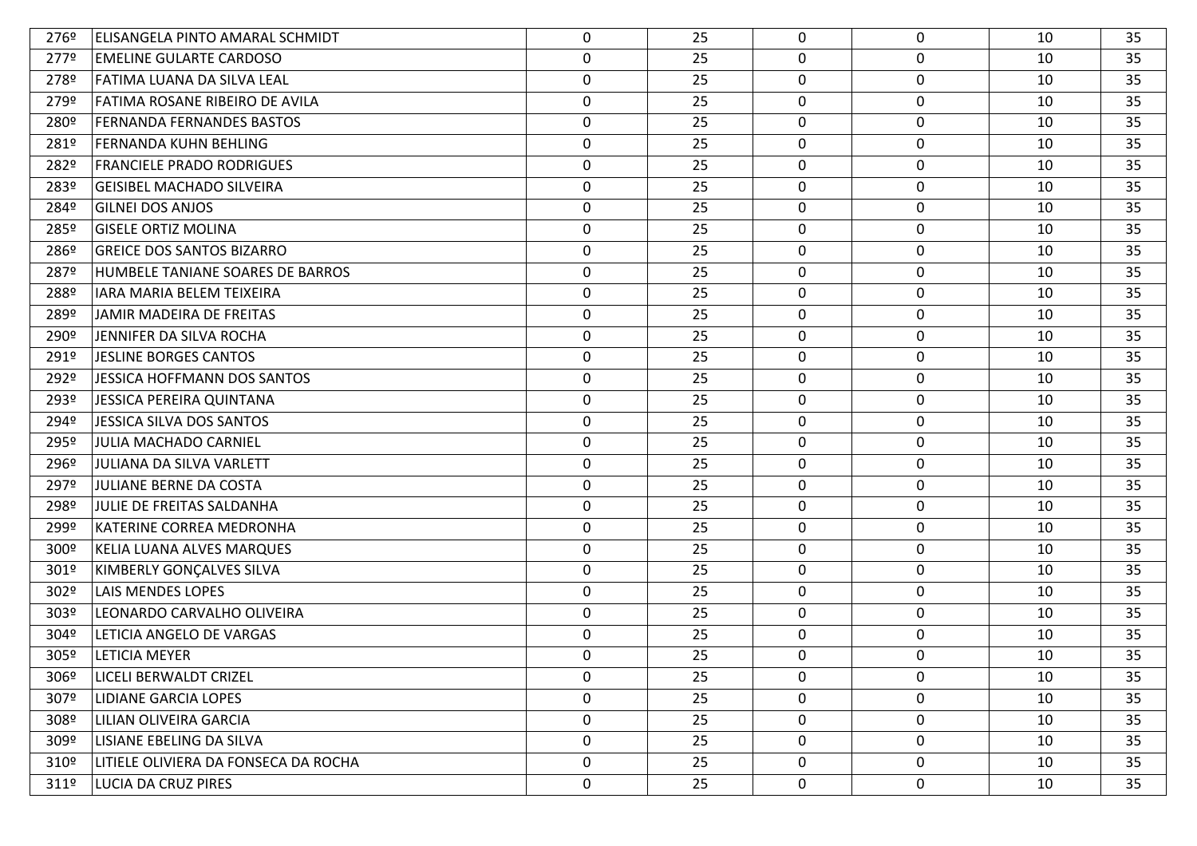| | | | | | | | |
|---|---|---|---|---|---|---|---|
| 276º | ELISANGELA PINTO AMARAL SCHMIDT | 0 | 25 | 0 | 0 | 10 | 35 |
| 277º | EMELINE GULARTE CARDOSO | 0 | 25 | 0 | 0 | 10 | 35 |
| 278º | FATIMA LUANA DA SILVA LEAL | 0 | 25 | 0 | 0 | 10 | 35 |
| 279º | FATIMA ROSANE RIBEIRO DE AVILA | 0 | 25 | 0 | 0 | 10 | 35 |
| 280º | FERNANDA FERNANDES BASTOS | 0 | 25 | 0 | 0 | 10 | 35 |
| 281º | FERNANDA KUHN BEHLING | 0 | 25 | 0 | 0 | 10 | 35 |
| 282º | FRANCIELE PRADO RODRIGUES | 0 | 25 | 0 | 0 | 10 | 35 |
| 283º | GEISIBEL MACHADO SILVEIRA | 0 | 25 | 0 | 0 | 10 | 35 |
| 284º | GILNEI DOS ANJOS | 0 | 25 | 0 | 0 | 10 | 35 |
| 285º | GISELE ORTIZ MOLINA | 0 | 25 | 0 | 0 | 10 | 35 |
| 286º | GREICE DOS SANTOS BIZARRO | 0 | 25 | 0 | 0 | 10 | 35 |
| 287º | HUMBELE TANIANE SOARES DE BARROS | 0 | 25 | 0 | 0 | 10 | 35 |
| 288º | IARA MARIA BELEM TEIXEIRA | 0 | 25 | 0 | 0 | 10 | 35 |
| 289º | JAMIR MADEIRA DE FREITAS | 0 | 25 | 0 | 0 | 10 | 35 |
| 290º | JENNIFER DA SILVA ROCHA | 0 | 25 | 0 | 0 | 10 | 35 |
| 291º | JESLINE BORGES CANTOS | 0 | 25 | 0 | 0 | 10 | 35 |
| 292º | JESSICA HOFFMANN DOS SANTOS | 0 | 25 | 0 | 0 | 10 | 35 |
| 293º | JESSICA PEREIRA QUINTANA | 0 | 25 | 0 | 0 | 10 | 35 |
| 294º | JESSICA SILVA DOS SANTOS | 0 | 25 | 0 | 0 | 10 | 35 |
| 295º | JULIA MACHADO CARNIEL | 0 | 25 | 0 | 0 | 10 | 35 |
| 296º | JULIANA DA SILVA VARLETT | 0 | 25 | 0 | 0 | 10 | 35 |
| 297º | JULIANE BERNE DA COSTA | 0 | 25 | 0 | 0 | 10 | 35 |
| 298º | JULIE DE FREITAS SALDANHA | 0 | 25 | 0 | 0 | 10 | 35 |
| 299º | KATERINE CORREA MEDRONHA | 0 | 25 | 0 | 0 | 10 | 35 |
| 300º | KELIA LUANA ALVES MARQUES | 0 | 25 | 0 | 0 | 10 | 35 |
| 301º | KIMBERLY GONÇALVES SILVA | 0 | 25 | 0 | 0 | 10 | 35 |
| 302º | LAIS MENDES LOPES | 0 | 25 | 0 | 0 | 10 | 35 |
| 303º | LEONARDO CARVALHO OLIVEIRA | 0 | 25 | 0 | 0 | 10 | 35 |
| 304º | LETICIA ANGELO DE VARGAS | 0 | 25 | 0 | 0 | 10 | 35 |
| 305º | LETICIA MEYER | 0 | 25 | 0 | 0 | 10 | 35 |
| 306º | LICELI BERWALDT CRIZEL | 0 | 25 | 0 | 0 | 10 | 35 |
| 307º | LIDIANE GARCIA LOPES | 0 | 25 | 0 | 0 | 10 | 35 |
| 308º | LILIAN OLIVEIRA GARCIA | 0 | 25 | 0 | 0 | 10 | 35 |
| 309º | LISIANE EBELING DA SILVA | 0 | 25 | 0 | 0 | 10 | 35 |
| 310º | LITIELE OLIVIERA DA FONSECA DA ROCHA | 0 | 25 | 0 | 0 | 10 | 35 |
| 311º | LUCIA DA CRUZ PIRES | 0 | 25 | 0 | 0 | 10 | 35 |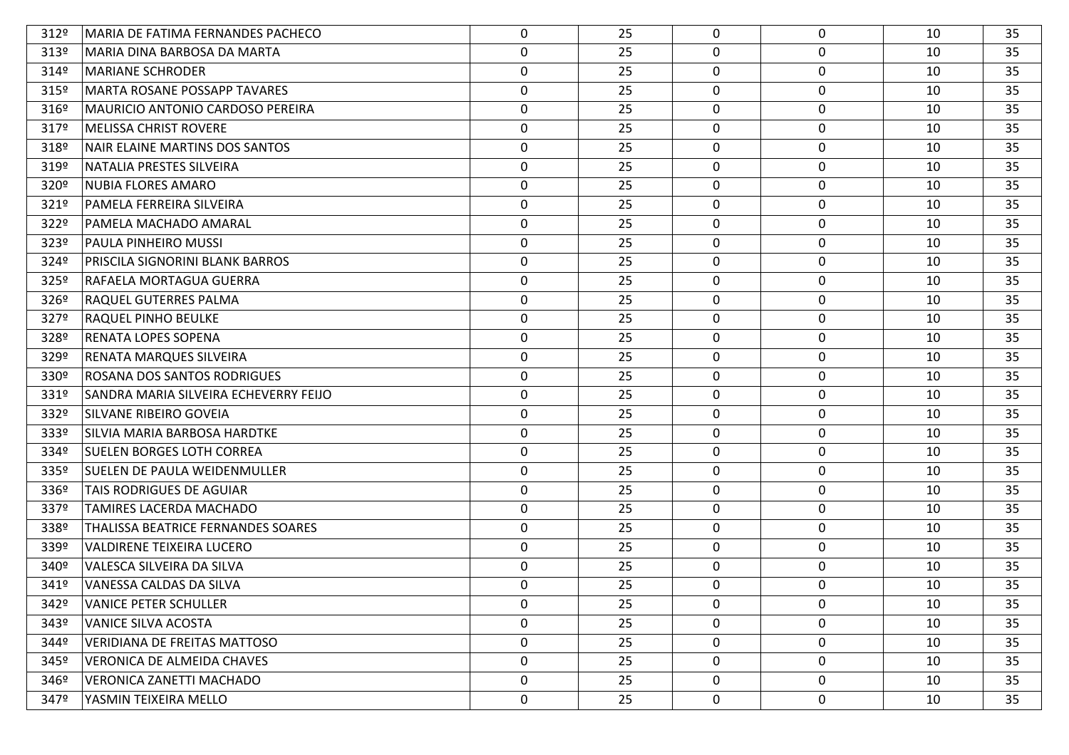| | | | | | | | |
|---|---|---|---|---|---|---|---|
| 312º | MARIA DE FATIMA FERNANDES PACHECO | 0 | 25 | 0 | 0 | 10 | 35 |
| 313º | MARIA DINA BARBOSA DA MARTA | 0 | 25 | 0 | 0 | 10 | 35 |
| 314º | MARIANE SCHRODER | 0 | 25 | 0 | 0 | 10 | 35 |
| 315º | MARTA ROSANE POSSAPP TAVARES | 0 | 25 | 0 | 0 | 10 | 35 |
| 316º | MAURICIO ANTONIO CARDOSO PEREIRA | 0 | 25 | 0 | 0 | 10 | 35 |
| 317º | MELISSA CHRIST ROVERE | 0 | 25 | 0 | 0 | 10 | 35 |
| 318º | NAIR ELAINE MARTINS DOS SANTOS | 0 | 25 | 0 | 0 | 10 | 35 |
| 319º | NATALIA PRESTES SILVEIRA | 0 | 25 | 0 | 0 | 10 | 35 |
| 320º | NUBIA FLORES AMARO | 0 | 25 | 0 | 0 | 10 | 35 |
| 321º | PAMELA FERREIRA SILVEIRA | 0 | 25 | 0 | 0 | 10 | 35 |
| 322º | PAMELA MACHADO AMARAL | 0 | 25 | 0 | 0 | 10 | 35 |
| 323º | PAULA PINHEIRO MUSSI | 0 | 25 | 0 | 0 | 10 | 35 |
| 324º | PRISCILA SIGNORINI BLANK BARROS | 0 | 25 | 0 | 0 | 10 | 35 |
| 325º | RAFAELA MORTAGUA GUERRA | 0 | 25 | 0 | 0 | 10 | 35 |
| 326º | RAQUEL GUTERRES PALMA | 0 | 25 | 0 | 0 | 10 | 35 |
| 327º | RAQUEL PINHO BEULKE | 0 | 25 | 0 | 0 | 10 | 35 |
| 328º | RENATA LOPES SOPENA | 0 | 25 | 0 | 0 | 10 | 35 |
| 329º | RENATA MARQUES SILVEIRA | 0 | 25 | 0 | 0 | 10 | 35 |
| 330º | ROSANA DOS SANTOS RODRIGUES | 0 | 25 | 0 | 0 | 10 | 35 |
| 331º | SANDRA MARIA SILVEIRA ECHEVERRY FEIJO | 0 | 25 | 0 | 0 | 10 | 35 |
| 332º | SILVANE RIBEIRO GOVEIA | 0 | 25 | 0 | 0 | 10 | 35 |
| 333º | SILVIA MARIA BARBOSA HARDTKE | 0 | 25 | 0 | 0 | 10 | 35 |
| 334º | SUELEN BORGES LOTH CORREA | 0 | 25 | 0 | 0 | 10 | 35 |
| 335º | SUELEN DE PAULA WEIDENMULLER | 0 | 25 | 0 | 0 | 10 | 35 |
| 336º | TAIS RODRIGUES DE AGUIAR | 0 | 25 | 0 | 0 | 10 | 35 |
| 337º | TAMIRES LACERDA MACHADO | 0 | 25 | 0 | 0 | 10 | 35 |
| 338º | THALISSA BEATRICE FERNANDES SOARES | 0 | 25 | 0 | 0 | 10 | 35 |
| 339º | VALDIRENE TEIXEIRA LUCERO | 0 | 25 | 0 | 0 | 10 | 35 |
| 340º | VALESCA SILVEIRA DA SILVA | 0 | 25 | 0 | 0 | 10 | 35 |
| 341º | VANESSA CALDAS DA SILVA | 0 | 25 | 0 | 0 | 10 | 35 |
| 342º | VANICE PETER SCHULLER | 0 | 25 | 0 | 0 | 10 | 35 |
| 343º | VANICE SILVA ACOSTA | 0 | 25 | 0 | 0 | 10 | 35 |
| 344º | VERIDIANA DE FREITAS MATTOSO | 0 | 25 | 0 | 0 | 10 | 35 |
| 345º | VERONICA DE ALMEIDA CHAVES | 0 | 25 | 0 | 0 | 10 | 35 |
| 346º | VERONICA ZANETTI MACHADO | 0 | 25 | 0 | 0 | 10 | 35 |
| 347º | YASMIN TEIXEIRA MELLO | 0 | 25 | 0 | 0 | 10 | 35 |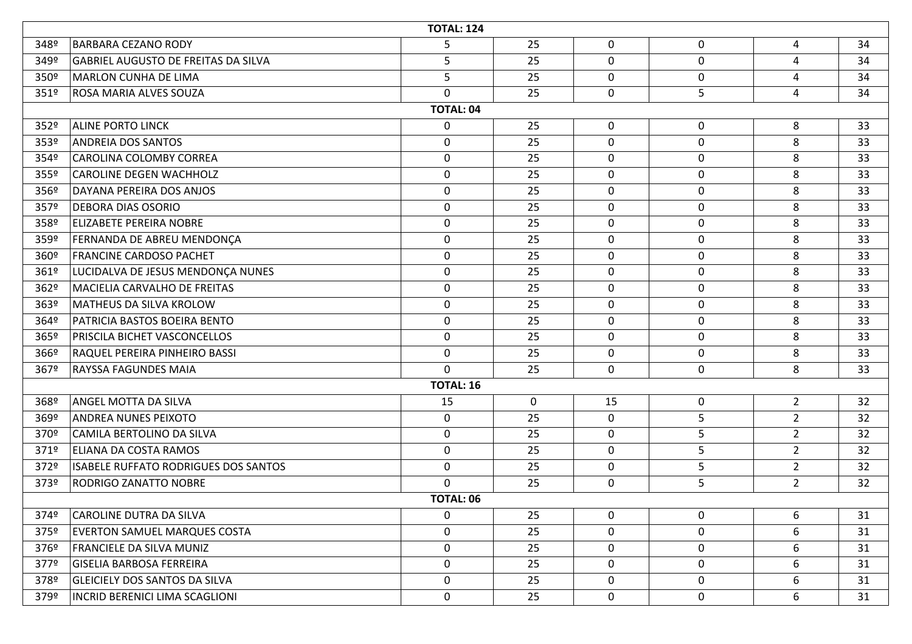| | | | | | | | |
|---|---|---|---|---|---|---|---|
| **TOTAL: 124** | | | | | | | |
| 348º | BARBARA CEZANO RODY | 5 | 25 | 0 | 0 | 4 | 34 |
| 349º | GABRIEL AUGUSTO DE FREITAS DA SILVA | 5 | 25 | 0 | 0 | 4 | 34 |
| 350º | MARLON CUNHA DE LIMA | 5 | 25 | 0 | 0 | 4 | 34 |
| 351º | ROSA MARIA ALVES SOUZA | 0 | 25 | 0 | 5 | 4 | 34 |
| **TOTAL: 04** | | | | | | | |
| 352º | ALINE PORTO LINCK | 0 | 25 | 0 | 0 | 8 | 33 |
| 353º | ANDREIA DOS SANTOS | 0 | 25 | 0 | 0 | 8 | 33 |
| 354º | CAROLINA COLOMBY CORREA | 0 | 25 | 0 | 0 | 8 | 33 |
| 355º | CAROLINE DEGEN WACHHOLZ | 0 | 25 | 0 | 0 | 8 | 33 |
| 356º | DAYANA PEREIRA DOS ANJOS | 0 | 25 | 0 | 0 | 8 | 33 |
| 357º | DEBORA DIAS OSORIO | 0 | 25 | 0 | 0 | 8 | 33 |
| 358º | ELIZABETE PEREIRA NOBRE | 0 | 25 | 0 | 0 | 8 | 33 |
| 359º | FERNANDA DE ABREU MENDONÇA | 0 | 25 | 0 | 0 | 8 | 33 |
| 360º | FRANCINE CARDOSO PACHET | 0 | 25 | 0 | 0 | 8 | 33 |
| 361º | LUCIDALVA DE JESUS MENDONÇA NUNES | 0 | 25 | 0 | 0 | 8 | 33 |
| 362º | MACIELIA CARVALHO DE FREITAS | 0 | 25 | 0 | 0 | 8 | 33 |
| 363º | MATHEUS DA SILVA KROLOW | 0 | 25 | 0 | 0 | 8 | 33 |
| 364º | PATRICIA BASTOS BOEIRA BENTO | 0 | 25 | 0 | 0 | 8 | 33 |
| 365º | PRISCILA BICHET VASCONCELLOS | 0 | 25 | 0 | 0 | 8 | 33 |
| 366º | RAQUEL PEREIRA PINHEIRO BASSI | 0 | 25 | 0 | 0 | 8 | 33 |
| 367º | RAYSSA FAGUNDES MAIA | 0 | 25 | 0 | 0 | 8 | 33 |
| **TOTAL: 16** | | | | | | | |
| 368º | ANGEL MOTTA DA SILVA | 15 | 0 | 15 | 0 | 2 | 32 |
| 369º | ANDREA NUNES PEIXOTO | 0 | 25 | 0 | 5 | 2 | 32 |
| 370º | CAMILA BERTOLINO DA SILVA | 0 | 25 | 0 | 5 | 2 | 32 |
| 371º | ELIANA DA COSTA RAMOS | 0 | 25 | 0 | 5 | 2 | 32 |
| 372º | ISABELE RUFFATO RODRIGUES DOS SANTOS | 0 | 25 | 0 | 5 | 2 | 32 |
| 373º | RODRIGO ZANATTO NOBRE | 0 | 25 | 0 | 5 | 2 | 32 |
| **TOTAL: 06** | | | | | | | |
| 374º | CAROLINE DUTRA DA SILVA | 0 | 25 | 0 | 0 | 6 | 31 |
| 375º | EVERTON SAMUEL MARQUES COSTA | 0 | 25 | 0 | 0 | 6 | 31 |
| 376º | FRANCIELE DA SILVA MUNIZ | 0 | 25 | 0 | 0 | 6 | 31 |
| 377º | GISELIA BARBOSA FERREIRA | 0 | 25 | 0 | 0 | 6 | 31 |
| 378º | GLEICIELY DOS SANTOS DA SILVA | 0 | 25 | 0 | 0 | 6 | 31 |
| 379º | INCRID BERENICI LIMA SCAGLIONI | 0 | 25 | 0 | 0 | 6 | 31 |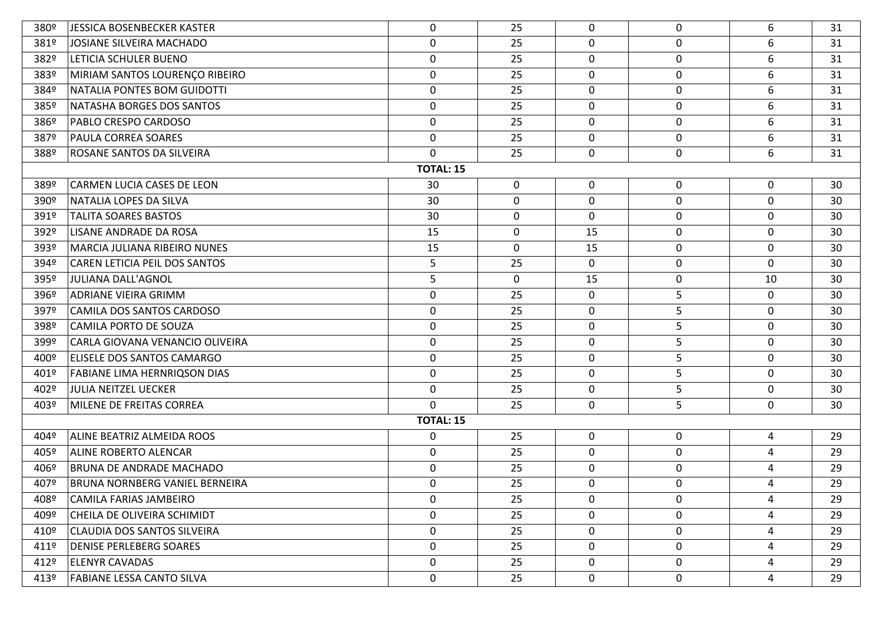| | | | | | | | |
|---|---|---|---|---|---|---|---|
| 380º | JESSICA BOSENBECKER KASTER | 0 | 25 | 0 | 0 | 6 | 31 |
| 381º | JOSIANE SILVEIRA MACHADO | 0 | 25 | 0 | 0 | 6 | 31 |
| 382º | LETICIA SCHULER BUENO | 0 | 25 | 0 | 0 | 6 | 31 |
| 383º | MIRIAM SANTOS LOURENÇO RIBEIRO | 0 | 25 | 0 | 0 | 6 | 31 |
| 384º | NATALIA PONTES BOM GUIDOTTI | 0 | 25 | 0 | 0 | 6 | 31 |
| 385º | NATASHA BORGES DOS SANTOS | 0 | 25 | 0 | 0 | 6 | 31 |
| 386º | PABLO CRESPO CARDOSO | 0 | 25 | 0 | 0 | 6 | 31 |
| 387º | PAULA CORREA SOARES | 0 | 25 | 0 | 0 | 6 | 31 |
| 388º | ROSANE SANTOS DA SILVEIRA | 0 | 25 | 0 | 0 | 6 | 31 |
| | | **TOTAL: 15** | | | | | |
| 389º | CARMEN LUCIA CASES DE LEON | 30 | 0 | 0 | 0 | 0 | 30 |
| 390º | NATALIA LOPES DA SILVA | 30 | 0 | 0 | 0 | 0 | 30 |
| 391º | TALITA SOARES BASTOS | 30 | 0 | 0 | 0 | 0 | 30 |
| 392º | LISANE ANDRADE DA ROSA | 15 | 0 | 15 | 0 | 0 | 30 |
| 393º | MARCIA JULIANA RIBEIRO NUNES | 15 | 0 | 15 | 0 | 0 | 30 |
| 394º | CAREN LETICIA PEIL DOS SANTOS | 5 | 25 | 0 | 0 | 0 | 30 |
| 395º | JULIANA DALL'AGNOL | 5 | 0 | 15 | 0 | 10 | 30 |
| 396º | ADRIANE VIEIRA GRIMM | 0 | 25 | 0 | 5 | 0 | 30 |
| 397º | CAMILA DOS SANTOS CARDOSO | 0 | 25 | 0 | 5 | 0 | 30 |
| 398º | CAMILA PORTO DE SOUZA | 0 | 25 | 0 | 5 | 0 | 30 |
| 399º | CARLA GIOVANA VENANCIO OLIVEIRA | 0 | 25 | 0 | 5 | 0 | 30 |
| 400º | ELISELE DOS SANTOS CAMARGO | 0 | 25 | 0 | 5 | 0 | 30 |
| 401º | FABIANE LIMA HERNRIQSON DIAS | 0 | 25 | 0 | 5 | 0 | 30 |
| 402º | JULIA NEITZEL UECKER | 0 | 25 | 0 | 5 | 0 | 30 |
| 403º | MILENE DE FREITAS CORREA | 0 | 25 | 0 | 5 | 0 | 30 |
| | | **TOTAL: 15** | | | | | |
| 404º | ALINE BEATRIZ ALMEIDA ROOS | 0 | 25 | 0 | 0 | 4 | 29 |
| 405º | ALINE ROBERTO ALENCAR | 0 | 25 | 0 | 0 | 4 | 29 |
| 406º | BRUNA DE ANDRADE MACHADO | 0 | 25 | 0 | 0 | 4 | 29 |
| 407º | BRUNA NORNBERG VANIEL BERNEIRA | 0 | 25 | 0 | 0 | 4 | 29 |
| 408º | CAMILA FARIAS JAMBEIRO | 0 | 25 | 0 | 0 | 4 | 29 |
| 409º | CHEILA DE OLIVEIRA SCHIMIDT | 0 | 25 | 0 | 0 | 4 | 29 |
| 410º | CLAUDIA DOS SANTOS SILVEIRA | 0 | 25 | 0 | 0 | 4 | 29 |
| 411º | DENISE PERLEBERG SOARES | 0 | 25 | 0 | 0 | 4 | 29 |
| 412º | ELENYR CAVADAS | 0 | 25 | 0 | 0 | 4 | 29 |
| 413º | FABIANE LESSA CANTO SILVA | 0 | 25 | 0 | 0 | 4 | 29 |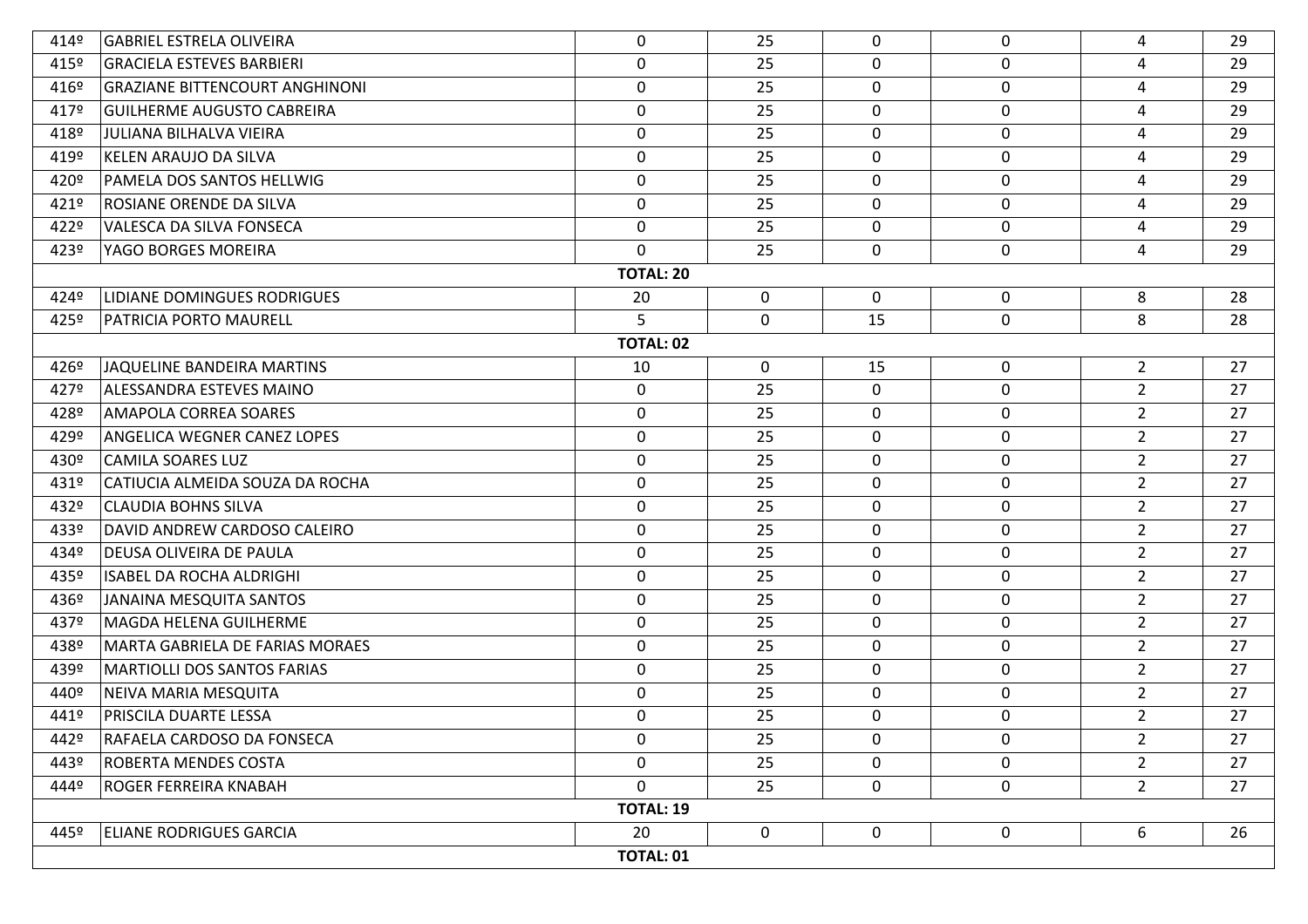| | | | | | | | |
|---|---|---|---|---|---|---|---|
| 414º | GABRIEL ESTRELA OLIVEIRA | 0 | 25 | 0 | 0 | 4 | 29 |
| 415º | GRACIELA ESTEVES BARBIERI | 0 | 25 | 0 | 0 | 4 | 29 |
| 416º | GRAZIANE BITTENCOURT ANGHINONI | 0 | 25 | 0 | 0 | 4 | 29 |
| 417º | GUILHERME AUGUSTO CABREIRA | 0 | 25 | 0 | 0 | 4 | 29 |
| 418º | JULIANA BILHALVA VIEIRA | 0 | 25 | 0 | 0 | 4 | 29 |
| 419º | KELEN ARAUJO DA SILVA | 0 | 25 | 0 | 0 | 4 | 29 |
| 420º | PAMELA DOS SANTOS HELLWIG | 0 | 25 | 0 | 0 | 4 | 29 |
| 421º | ROSIANE ORENDE DA SILVA | 0 | 25 | 0 | 0 | 4 | 29 |
| 422º | VALESCA DA SILVA FONSECA | 0 | 25 | 0 | 0 | 4 | 29 |
| 423º | YAGO BORGES MOREIRA | 0 | 25 | 0 | 0 | 4 | 29 |
| | | **TOTAL: 20** | | | | | |
| 424º | LIDIANE DOMINGUES RODRIGUES | 20 | 0 | 0 | 0 | 8 | 28 |
| 425º | PATRICIA PORTO MAURELL | 5 | 0 | 15 | 0 | 8 | 28 |
| | | **TOTAL: 02** | | | | | |
| 426º | JAQUELINE BANDEIRA MARTINS | 10 | 0 | 15 | 0 | 2 | 27 |
| 427º | ALESSANDRA ESTEVES MAINO | 0 | 25 | 0 | 0 | 2 | 27 |
| 428º | AMAPOLA CORREA SOARES | 0 | 25 | 0 | 0 | 2 | 27 |
| 429º | ANGELICA WEGNER CANEZ LOPES | 0 | 25 | 0 | 0 | 2 | 27 |
| 430º | CAMILA SOARES LUZ | 0 | 25 | 0 | 0 | 2 | 27 |
| 431º | CATIUCIA ALMEIDA SOUZA DA ROCHA | 0 | 25 | 0 | 0 | 2 | 27 |
| 432º | CLAUDIA BOHNS SILVA | 0 | 25 | 0 | 0 | 2 | 27 |
| 433º | DAVID ANDREW CARDOSO CALEIRO | 0 | 25 | 0 | 0 | 2 | 27 |
| 434º | DEUSA OLIVEIRA DE PAULA | 0 | 25 | 0 | 0 | 2 | 27 |
| 435º | ISABEL DA ROCHA ALDRIGHI | 0 | 25 | 0 | 0 | 2 | 27 |
| 436º | JANAINA MESQUITA SANTOS | 0 | 25 | 0 | 0 | 2 | 27 |
| 437º | MAGDA HELENA GUILHERME | 0 | 25 | 0 | 0 | 2 | 27 |
| 438º | MARTA GABRIELA DE FARIAS MORAES | 0 | 25 | 0 | 0 | 2 | 27 |
| 439º | MARTIOLLI DOS SANTOS FARIAS | 0 | 25 | 0 | 0 | 2 | 27 |
| 440º | NEIVA MARIA MESQUITA | 0 | 25 | 0 | 0 | 2 | 27 |
| 441º | PRISCILA DUARTE LESSA | 0 | 25 | 0 | 0 | 2 | 27 |
| 442º | RAFAELA CARDOSO DA FONSECA | 0 | 25 | 0 | 0 | 2 | 27 |
| 443º | ROBERTA MENDES COSTA | 0 | 25 | 0 | 0 | 2 | 27 |
| 444º | ROGER FERREIRA KNABAH | 0 | 25 | 0 | 0 | 2 | 27 |
| | | **TOTAL: 19** | | | | | |
| 445º | ELIANE RODRIGUES GARCIA | 20 | 0 | 0 | 0 | 6 | 26 |
| | | **TOTAL: 01** | | | | | |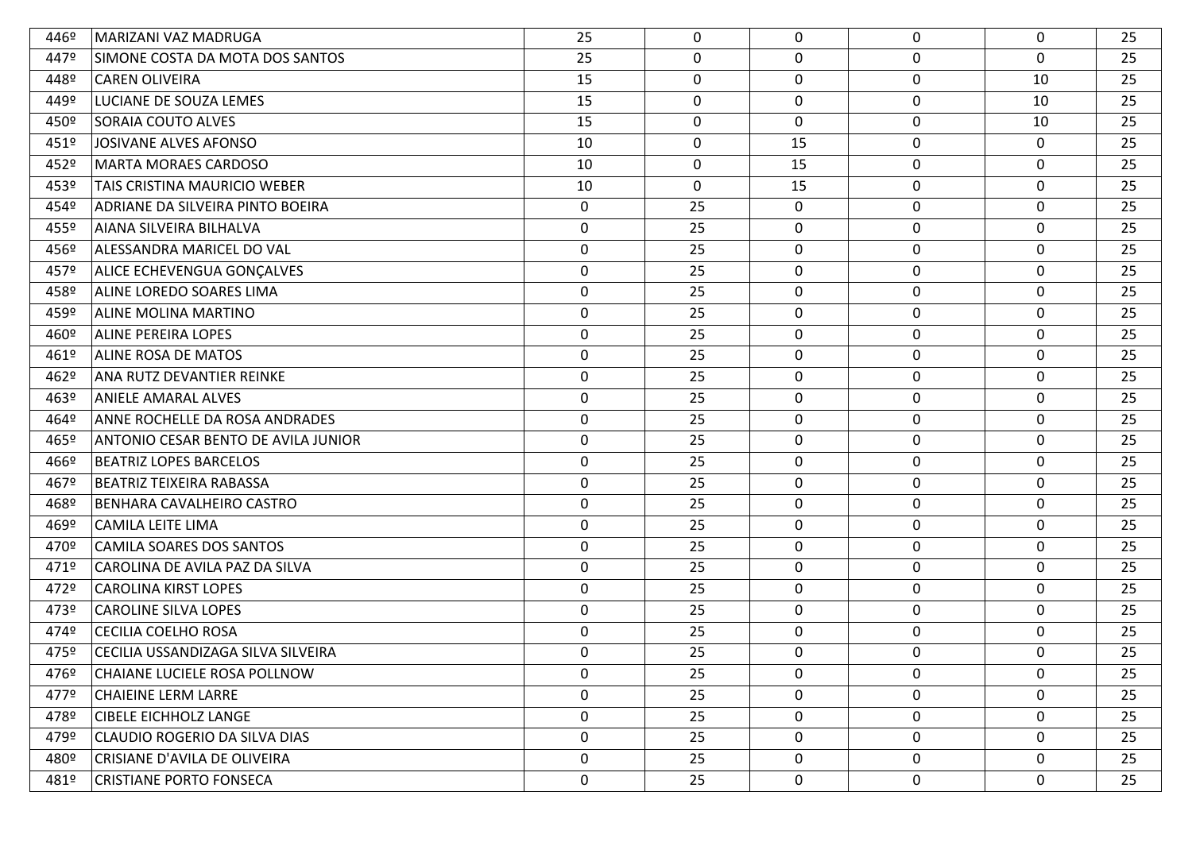| | | | | | | | |
|---|---|---|---|---|---|---|---|
| 446º | MARIZANI VAZ MADRUGA | 25 | 0 | 0 | 0 | 0 | 25 |
| 447º | SIMONE COSTA DA MOTA DOS SANTOS | 25 | 0 | 0 | 0 | 0 | 25 |
| 448º | CAREN OLIVEIRA | 15 | 0 | 0 | 0 | 10 | 25 |
| 449º | LUCIANE DE SOUZA LEMES | 15 | 0 | 0 | 0 | 10 | 25 |
| 450º | SORAIA COUTO ALVES | 15 | 0 | 0 | 0 | 10 | 25 |
| 451º | JOSIVANE ALVES AFONSO | 10 | 0 | 15 | 0 | 0 | 25 |
| 452º | MARTA MORAES CARDOSO | 10 | 0 | 15 | 0 | 0 | 25 |
| 453º | TAIS CRISTINA MAURICIO WEBER | 10 | 0 | 15 | 0 | 0 | 25 |
| 454º | ADRIANE DA SILVEIRA PINTO BOEIRA | 0 | 25 | 0 | 0 | 0 | 25 |
| 455º | AIANA SILVEIRA BILHALVA | 0 | 25 | 0 | 0 | 0 | 25 |
| 456º | ALESSANDRA MARICEL DO VAL | 0 | 25 | 0 | 0 | 0 | 25 |
| 457º | ALICE ECHEVENGUA GONÇALVES | 0 | 25 | 0 | 0 | 0 | 25 |
| 458º | ALINE LOREDO SOARES LIMA | 0 | 25 | 0 | 0 | 0 | 25 |
| 459º | ALINE MOLINA MARTINO | 0 | 25 | 0 | 0 | 0 | 25 |
| 460º | ALINE PEREIRA LOPES | 0 | 25 | 0 | 0 | 0 | 25 |
| 461º | ALINE ROSA DE MATOS | 0 | 25 | 0 | 0 | 0 | 25 |
| 462º | ANA RUTZ DEVANTIER REINKE | 0 | 25 | 0 | 0 | 0 | 25 |
| 463º | ANIELE AMARAL ALVES | 0 | 25 | 0 | 0 | 0 | 25 |
| 464º | ANNE ROCHELLE DA ROSA ANDRADES | 0 | 25 | 0 | 0 | 0 | 25 |
| 465º | ANTONIO CESAR BENTO DE AVILA JUNIOR | 0 | 25 | 0 | 0 | 0 | 25 |
| 466º | BEATRIZ LOPES BARCELOS | 0 | 25 | 0 | 0 | 0 | 25 |
| 467º | BEATRIZ TEIXEIRA RABASSA | 0 | 25 | 0 | 0 | 0 | 25 |
| 468º | BENHARA CAVALHEIRO CASTRO | 0 | 25 | 0 | 0 | 0 | 25 |
| 469º | CAMILA LEITE LIMA | 0 | 25 | 0 | 0 | 0 | 25 |
| 470º | CAMILA SOARES DOS SANTOS | 0 | 25 | 0 | 0 | 0 | 25 |
| 471º | CAROLINA DE AVILA PAZ DA SILVA | 0 | 25 | 0 | 0 | 0 | 25 |
| 472º | CAROLINA KIRST LOPES | 0 | 25 | 0 | 0 | 0 | 25 |
| 473º | CAROLINE SILVA LOPES | 0 | 25 | 0 | 0 | 0 | 25 |
| 474º | CECILIA COELHO ROSA | 0 | 25 | 0 | 0 | 0 | 25 |
| 475º | CECILIA USSANDIZAGA SILVA SILVEIRA | 0 | 25 | 0 | 0 | 0 | 25 |
| 476º | CHAIANE LUCIELE ROSA POLLNOW | 0 | 25 | 0 | 0 | 0 | 25 |
| 477º | CHAIEINE LERM LARRE | 0 | 25 | 0 | 0 | 0 | 25 |
| 478º | CIBELE EICHHOLZ LANGE | 0 | 25 | 0 | 0 | 0 | 25 |
| 479º | CLAUDIO ROGERIO DA SILVA DIAS | 0 | 25 | 0 | 0 | 0 | 25 |
| 480º | CRISIANE D'AVILA DE OLIVEIRA | 0 | 25 | 0 | 0 | 0 | 25 |
| 481º | CRISTIANE PORTO FONSECA | 0 | 25 | 0 | 0 | 0 | 25 |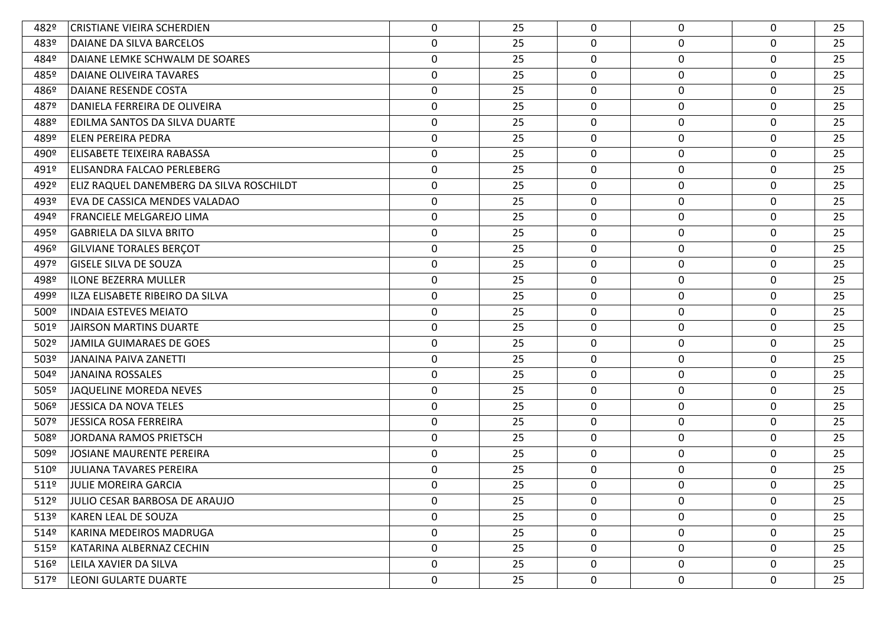| | | | | | | | |
|---|---|---|---|---|---|---|---|
| 482º | CRISTIANE VIEIRA SCHERDIEN | 0 | 25 | 0 | 0 | 0 | 25 |
| 483º | DAIANE DA SILVA BARCELOS | 0 | 25 | 0 | 0 | 0 | 25 |
| 484º | DAIANE LEMKE SCHWALM DE SOARES | 0 | 25 | 0 | 0 | 0 | 25 |
| 485º | DAIANE OLIVEIRA TAVARES | 0 | 25 | 0 | 0 | 0 | 25 |
| 486º | DAIANE RESENDE COSTA | 0 | 25 | 0 | 0 | 0 | 25 |
| 487º | DANIELA FERREIRA DE OLIVEIRA | 0 | 25 | 0 | 0 | 0 | 25 |
| 488º | EDILMA SANTOS DA SILVA DUARTE | 0 | 25 | 0 | 0 | 0 | 25 |
| 489º | ELEN PEREIRA PEDRA | 0 | 25 | 0 | 0 | 0 | 25 |
| 490º | ELISABETE TEIXEIRA RABASSA | 0 | 25 | 0 | 0 | 0 | 25 |
| 491º | ELISANDRA FALCAO PERLEBERG | 0 | 25 | 0 | 0 | 0 | 25 |
| 492º | ELIZ RAQUEL DANEMBERG DA SILVA ROSCHILDT | 0 | 25 | 0 | 0 | 0 | 25 |
| 493º | EVA DE CASSICA MENDES VALADAO | 0 | 25 | 0 | 0 | 0 | 25 |
| 494º | FRANCIELE MELGAREJO LIMA | 0 | 25 | 0 | 0 | 0 | 25 |
| 495º | GABRIELA DA SILVA BRITO | 0 | 25 | 0 | 0 | 0 | 25 |
| 496º | GILVIANE TORALES BERÇOT | 0 | 25 | 0 | 0 | 0 | 25 |
| 497º | GISELE SILVA DE SOUZA | 0 | 25 | 0 | 0 | 0 | 25 |
| 498º | ILONE BEZERRA MULLER | 0 | 25 | 0 | 0 | 0 | 25 |
| 499º | ILZA ELISABETE RIBEIRO DA SILVA | 0 | 25 | 0 | 0 | 0 | 25 |
| 500º | INDAIA ESTEVES MEIATO | 0 | 25 | 0 | 0 | 0 | 25 |
| 501º | JAIRSON MARTINS DUARTE | 0 | 25 | 0 | 0 | 0 | 25 |
| 502º | JAMILA GUIMARAES DE GOES | 0 | 25 | 0 | 0 | 0 | 25 |
| 503º | JANAINA PAIVA ZANETTI | 0 | 25 | 0 | 0 | 0 | 25 |
| 504º | JANAINA ROSSALES | 0 | 25 | 0 | 0 | 0 | 25 |
| 505º | JAQUELINE MOREDA NEVES | 0 | 25 | 0 | 0 | 0 | 25 |
| 506º | JESSICA DA NOVA TELES | 0 | 25 | 0 | 0 | 0 | 25 |
| 507º | JESSICA ROSA FERREIRA | 0 | 25 | 0 | 0 | 0 | 25 |
| 508º | JORDANA RAMOS PRIETSCH | 0 | 25 | 0 | 0 | 0 | 25 |
| 509º | JOSIANE MAURENTE PEREIRA | 0 | 25 | 0 | 0 | 0 | 25 |
| 510º | JULIANA TAVARES PEREIRA | 0 | 25 | 0 | 0 | 0 | 25 |
| 511º | JULIE MOREIRA GARCIA | 0 | 25 | 0 | 0 | 0 | 25 |
| 512º | JULIO CESAR BARBOSA DE ARAUJO | 0 | 25 | 0 | 0 | 0 | 25 |
| 513º | KAREN LEAL DE SOUZA | 0 | 25 | 0 | 0 | 0 | 25 |
| 514º | KARINA MEDEIROS MADRUGA | 0 | 25 | 0 | 0 | 0 | 25 |
| 515º | KATARINA ALBERNAZ CECHIN | 0 | 25 | 0 | 0 | 0 | 25 |
| 516º | LEILA XAVIER DA SILVA | 0 | 25 | 0 | 0 | 0 | 25 |
| 517º | LEONI GULARTE DUARTE | 0 | 25 | 0 | 0 | 0 | 25 |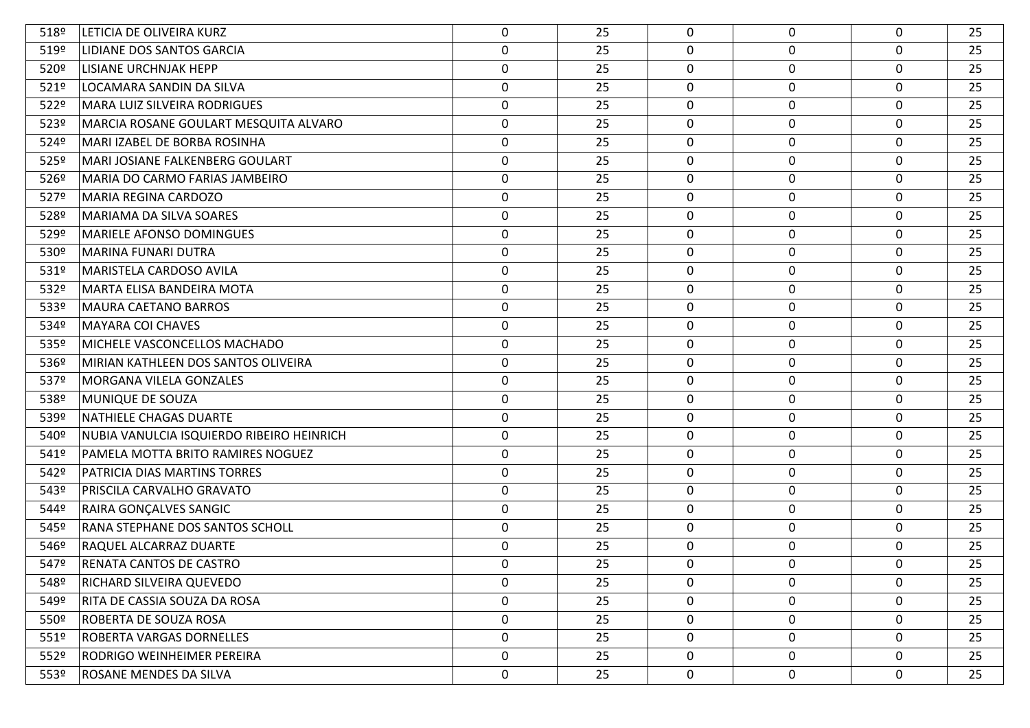| | | | | | | | |
|---|---|---|---|---|---|---|---|
| 518º | LETICIA DE OLIVEIRA KURZ | 0 | 25 | 0 | 0 | 0 | 25 |
| 519º | LIDIANE DOS SANTOS GARCIA | 0 | 25 | 0 | 0 | 0 | 25 |
| 520º | LISIANE URCHNJAK HEPP | 0 | 25 | 0 | 0 | 0 | 25 |
| 521º | LOCAMARA SANDIN DA SILVA | 0 | 25 | 0 | 0 | 0 | 25 |
| 522º | MARA LUIZ SILVEIRA RODRIGUES | 0 | 25 | 0 | 0 | 0 | 25 |
| 523º | MARCIA ROSANE GOULART MESQUITA ALVARO | 0 | 25 | 0 | 0 | 0 | 25 |
| 524º | MARI IZABEL DE BORBA ROSINHA | 0 | 25 | 0 | 0 | 0 | 25 |
| 525º | MARI JOSIANE FALKENBERG GOULART | 0 | 25 | 0 | 0 | 0 | 25 |
| 526º | MARIA DO CARMO FARIAS JAMBEIRO | 0 | 25 | 0 | 0 | 0 | 25 |
| 527º | MARIA REGINA CARDOZO | 0 | 25 | 0 | 0 | 0 | 25 |
| 528º | MARIAMA DA SILVA SOARES | 0 | 25 | 0 | 0 | 0 | 25 |
| 529º | MARIELE AFONSO DOMINGUES | 0 | 25 | 0 | 0 | 0 | 25 |
| 530º | MARINA FUNARI DUTRA | 0 | 25 | 0 | 0 | 0 | 25 |
| 531º | MARISTELA CARDOSO AVILA | 0 | 25 | 0 | 0 | 0 | 25 |
| 532º | MARTA ELISA BANDEIRA MOTA | 0 | 25 | 0 | 0 | 0 | 25 |
| 533º | MAURA CAETANO BARROS | 0 | 25 | 0 | 0 | 0 | 25 |
| 534º | MAYARA COI CHAVES | 0 | 25 | 0 | 0 | 0 | 25 |
| 535º | MICHELE VASCONCELLOS MACHADO | 0 | 25 | 0 | 0 | 0 | 25 |
| 536º | MIRIAN KATHLEEN DOS SANTOS OLIVEIRA | 0 | 25 | 0 | 0 | 0 | 25 |
| 537º | MORGANA VILELA GONZALES | 0 | 25 | 0 | 0 | 0 | 25 |
| 538º | MUNIQUE DE SOUZA | 0 | 25 | 0 | 0 | 0 | 25 |
| 539º | NATHIELE CHAGAS DUARTE | 0 | 25 | 0 | 0 | 0 | 25 |
| 540º | NUBIA VANULCIA ISQUIERDO RIBEIRO HEINRICH | 0 | 25 | 0 | 0 | 0 | 25 |
| 541º | PAMELA MOTTA BRITO RAMIRES NOGUEZ | 0 | 25 | 0 | 0 | 0 | 25 |
| 542º | PATRICIA DIAS MARTINS TORRES | 0 | 25 | 0 | 0 | 0 | 25 |
| 543º | PRISCILA CARVALHO GRAVATO | 0 | 25 | 0 | 0 | 0 | 25 |
| 544º | RAIRA GONÇALVES SANGIC | 0 | 25 | 0 | 0 | 0 | 25 |
| 545º | RANA STEPHANE DOS SANTOS SCHOLL | 0 | 25 | 0 | 0 | 0 | 25 |
| 546º | RAQUEL ALCARRAZ DUARTE | 0 | 25 | 0 | 0 | 0 | 25 |
| 547º | RENATA CANTOS DE CASTRO | 0 | 25 | 0 | 0 | 0 | 25 |
| 548º | RICHARD SILVEIRA QUEVEDO | 0 | 25 | 0 | 0 | 0 | 25 |
| 549º | RITA DE CASSIA SOUZA DA ROSA | 0 | 25 | 0 | 0 | 0 | 25 |
| 550º | ROBERTA DE SOUZA ROSA | 0 | 25 | 0 | 0 | 0 | 25 |
| 551º | ROBERTA VARGAS DORNELLES | 0 | 25 | 0 | 0 | 0 | 25 |
| 552º | RODRIGO WEINHEIMER PEREIRA | 0 | 25 | 0 | 0 | 0 | 25 |
| 553º | ROSANE MENDES DA SILVA | 0 | 25 | 0 | 0 | 0 | 25 |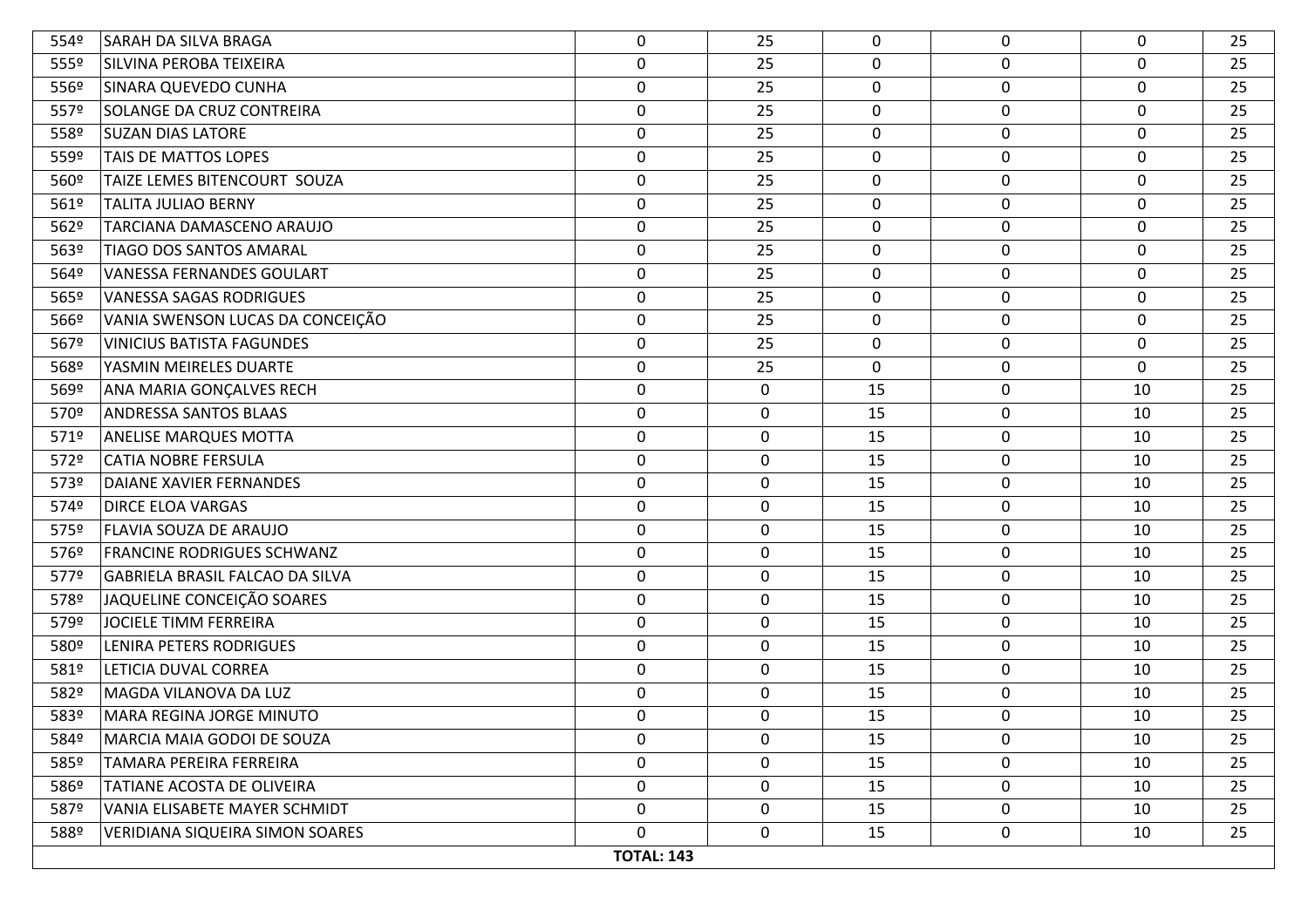| | | | | | | | |
|---|---|---|---|---|---|---|---|
| 554º | SARAH DA SILVA BRAGA | 0 | 25 | 0 | 0 | 0 | 25 |
| 555º | SILVINA PEROBA TEIXEIRA | 0 | 25 | 0 | 0 | 0 | 25 |
| 556º | SINARA QUEVEDO CUNHA | 0 | 25 | 0 | 0 | 0 | 25 |
| 557º | SOLANGE DA CRUZ CONTREIRA | 0 | 25 | 0 | 0 | 0 | 25 |
| 558º | SUZAN DIAS LATORE | 0 | 25 | 0 | 0 | 0 | 25 |
| 559º | TAIS DE MATTOS LOPES | 0 | 25 | 0 | 0 | 0 | 25 |
| 560º | TAIZE LEMES BITENCOURT SOUZA | 0 | 25 | 0 | 0 | 0 | 25 |
| 561º | TALITA JULIAO BERNY | 0 | 25 | 0 | 0 | 0 | 25 |
| 562º | TARCIANA DAMASCENO ARAUJO | 0 | 25 | 0 | 0 | 0 | 25 |
| 563º | TIAGO DOS SANTOS AMARAL | 0 | 25 | 0 | 0 | 0 | 25 |
| 564º | VANESSA FERNANDES GOULART | 0 | 25 | 0 | 0 | 0 | 25 |
| 565º | VANESSA SAGAS RODRIGUES | 0 | 25 | 0 | 0 | 0 | 25 |
| 566º | VANIA SWENSON LUCAS DA CONCEIÇÃO | 0 | 25 | 0 | 0 | 0 | 25 |
| 567º | VINICIUS BATISTA FAGUNDES | 0 | 25 | 0 | 0 | 0 | 25 |
| 568º | YASMIN MEIRELES DUARTE | 0 | 25 | 0 | 0 | 0 | 25 |
| 569º | ANA MARIA GONÇALVES RECH | 0 | 0 | 15 | 0 | 10 | 25 |
| 570º | ANDRESSA SANTOS BLAAS | 0 | 0 | 15 | 0 | 10 | 25 |
| 571º | ANELISE MARQUES MOTTA | 0 | 0 | 15 | 0 | 10 | 25 |
| 572º | CATIA NOBRE FERSULA | 0 | 0 | 15 | 0 | 10 | 25 |
| 573º | DAIANE XAVIER FERNANDES | 0 | 0 | 15 | 0 | 10 | 25 |
| 574º | DIRCE ELOA VARGAS | 0 | 0 | 15 | 0 | 10 | 25 |
| 575º | FLAVIA SOUZA DE ARAUJO | 0 | 0 | 15 | 0 | 10 | 25 |
| 576º | FRANCINE RODRIGUES SCHWANZ | 0 | 0 | 15 | 0 | 10 | 25 |
| 577º | GABRIELA BRASIL FALCAO DA SILVA | 0 | 0 | 15 | 0 | 10 | 25 |
| 578º | JAQUELINE CONCEIÇÃO SOARES | 0 | 0 | 15 | 0 | 10 | 25 |
| 579º | JOCIELE TIMM FERREIRA | 0 | 0 | 15 | 0 | 10 | 25 |
| 580º | LENIRA PETERS RODRIGUES | 0 | 0 | 15 | 0 | 10 | 25 |
| 581º | LETICIA DUVAL CORREA | 0 | 0 | 15 | 0 | 10 | 25 |
| 582º | MAGDA VILANOVA DA LUZ | 0 | 0 | 15 | 0 | 10 | 25 |
| 583º | MARA REGINA JORGE MINUTO | 0 | 0 | 15 | 0 | 10 | 25 |
| 584º | MARCIA MAIA GODOI DE SOUZA | 0 | 0 | 15 | 0 | 10 | 25 |
| 585º | TAMARA PEREIRA FERREIRA | 0 | 0 | 15 | 0 | 10 | 25 |
| 586º | TATIANE ACOSTA DE OLIVEIRA | 0 | 0 | 15 | 0 | 10 | 25 |
| 587º | VANIA ELISABETE MAYER SCHMIDT | 0 | 0 | 15 | 0 | 10 | 25 |
| 588º | VERIDIANA SIQUEIRA SIMON SOARES | 0 | 0 | 15 | 0 | 10 | 25 |
| | | **TOTAL: 143** | | | | | |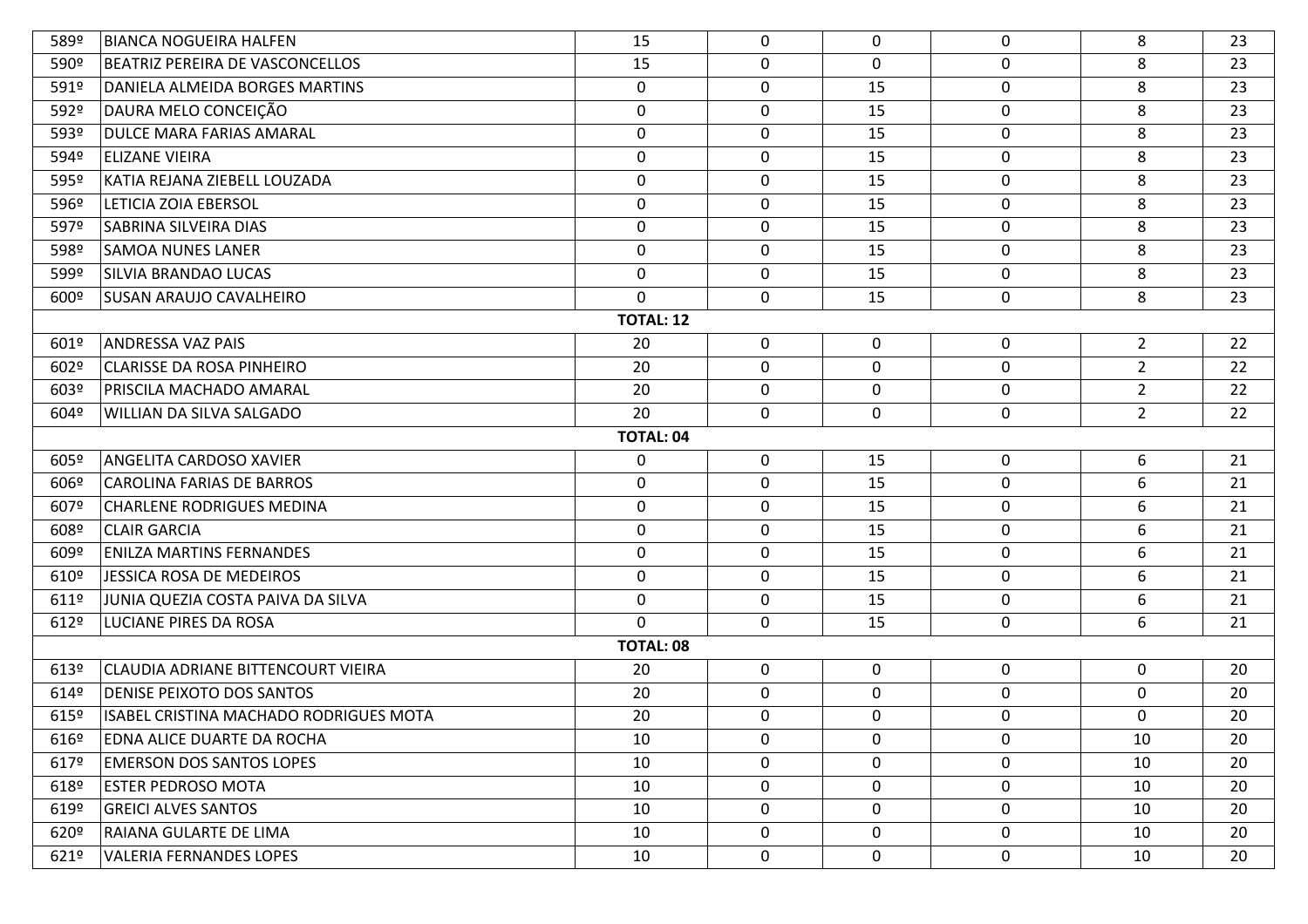| | | | | | | | |
|---|---|---|---|---|---|---|---|
| 589º | BIANCA NOGUEIRA HALFEN | 15 | 0 | 0 | 0 | 8 | 23 |
| 590º | BEATRIZ PEREIRA DE VASCONCELLOS | 15 | 0 | 0 | 0 | 8 | 23 |
| 591º | DANIELA ALMEIDA BORGES MARTINS | 0 | 0 | 15 | 0 | 8 | 23 |
| 592º | DAURA MELO CONCEIÇÃO | 0 | 0 | 15 | 0 | 8 | 23 |
| 593º | DULCE MARA FARIAS AMARAL | 0 | 0 | 15 | 0 | 8 | 23 |
| 594º | ELIZANE VIEIRA | 0 | 0 | 15 | 0 | 8 | 23 |
| 595º | KATIA REJANA ZIEBELL LOUZADA | 0 | 0 | 15 | 0 | 8 | 23 |
| 596º | LETICIA ZOIA EBERSOL | 0 | 0 | 15 | 0 | 8 | 23 |
| 597º | SABRINA SILVEIRA DIAS | 0 | 0 | 15 | 0 | 8 | 23 |
| 598º | SAMOA NUNES LANER | 0 | 0 | 15 | 0 | 8 | 23 |
| 599º | SILVIA BRANDAO LUCAS | 0 | 0 | 15 | 0 | 8 | 23 |
| 600º | SUSAN ARAUJO CAVALHEIRO | 0 | 0 | 15 | 0 | 8 | 23 |
| | | **TOTAL: 12** | | | | | |
| 601º | ANDRESSA VAZ PAIS | 20 | 0 | 0 | 0 | 2 | 22 |
| 602º | CLARISSE DA ROSA PINHEIRO | 20 | 0 | 0 | 0 | 2 | 22 |
| 603º | PRISCILA MACHADO AMARAL | 20 | 0 | 0 | 0 | 2 | 22 |
| 604º | WILLIAN DA SILVA SALGADO | 20 | 0 | 0 | 0 | 2 | 22 |
| | | **TOTAL: 04** | | | | | |
| 605º | ANGELITA CARDOSO XAVIER | 0 | 0 | 15 | 0 | 6 | 21 |
| 606º | CAROLINA FARIAS DE BARROS | 0 | 0 | 15 | 0 | 6 | 21 |
| 607º | CHARLENE RODRIGUES MEDINA | 0 | 0 | 15 | 0 | 6 | 21 |
| 608º | CLAIR GARCIA | 0 | 0 | 15 | 0 | 6 | 21 |
| 609º | ENILZA MARTINS FERNANDES | 0 | 0 | 15 | 0 | 6 | 21 |
| 610º | JESSICA ROSA DE MEDEIROS | 0 | 0 | 15 | 0 | 6 | 21 |
| 611º | JUNIA QUEZIA COSTA PAIVA DA SILVA | 0 | 0 | 15 | 0 | 6 | 21 |
| 612º | LUCIANE PIRES DA ROSA | 0 | 0 | 15 | 0 | 6 | 21 |
| | | **TOTAL: 08** | | | | | |
| 613º | CLAUDIA ADRIANE BITTENCOURT VIEIRA | 20 | 0 | 0 | 0 | 0 | 20 |
| 614º | DENISE PEIXOTO DOS SANTOS | 20 | 0 | 0 | 0 | 0 | 20 |
| 615º | ISABEL CRISTINA MACHADO RODRIGUES MOTA | 20 | 0 | 0 | 0 | 0 | 20 |
| 616º | EDNA ALICE DUARTE DA ROCHA | 10 | 0 | 0 | 0 | 10 | 20 |
| 617º | EMERSON DOS SANTOS LOPES | 10 | 0 | 0 | 0 | 10 | 20 |
| 618º | ESTER PEDROSO MOTA | 10 | 0 | 0 | 0 | 10 | 20 |
| 619º | GREICI ALVES SANTOS | 10 | 0 | 0 | 0 | 10 | 20 |
| 620º | RAIANA GULARTE DE LIMA | 10 | 0 | 0 | 0 | 10 | 20 |
| 621º | VALERIA FERNANDES LOPES | 10 | 0 | 0 | 0 | 10 | 20 |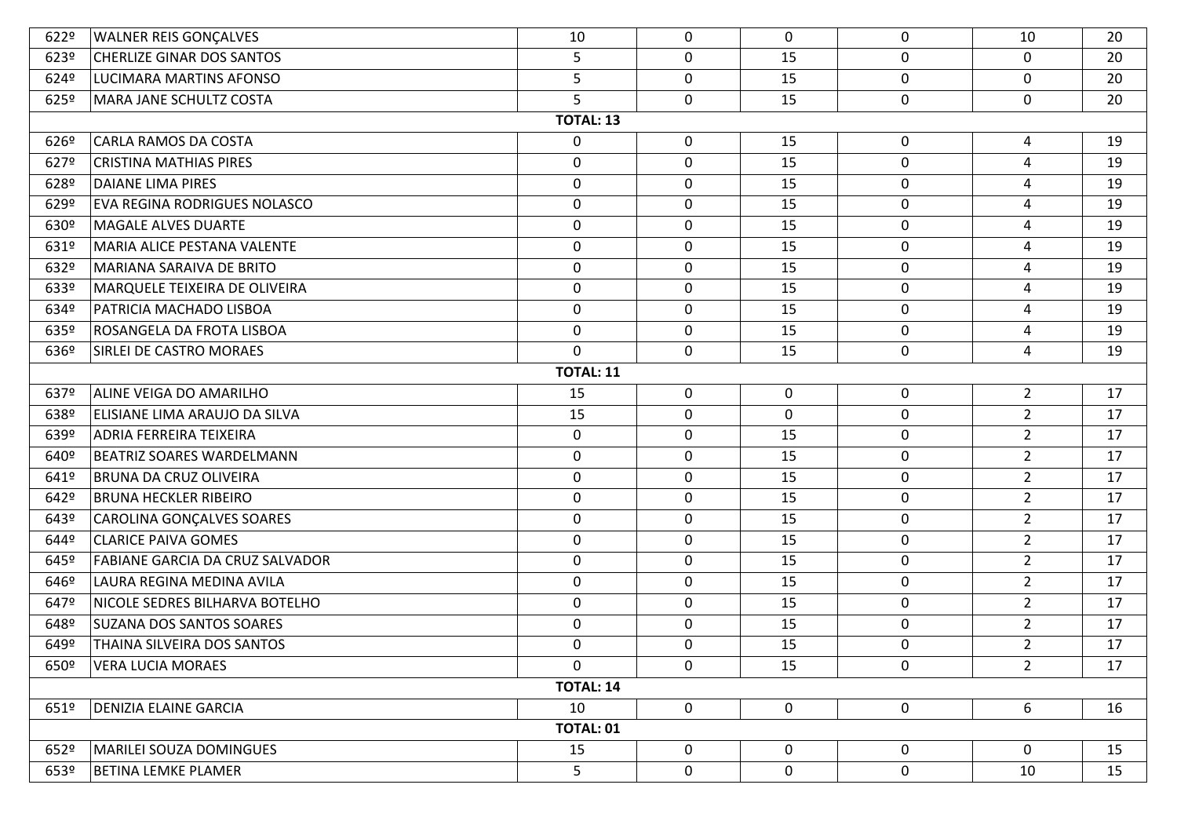| | | | | | | | |
|---|---|---|---|---|---|---|---|
| 622º | WALNER REIS GONÇALVES | 10 | 0 | 0 | 0 | 10 | 20 |
| 623º | CHERLIZE GINAR DOS SANTOS | 5 | 0 | 15 | 0 | 0 | 20 |
| 624º | LUCIMARA MARTINS AFONSO | 5 | 0 | 15 | 0 | 0 | 20 |
| 625º | MARA JANE SCHULTZ COSTA | 5 | 0 | 15 | 0 | 0 | 20 |
| | | **TOTAL: 13** | | | | | |
| 626º | CARLA RAMOS DA COSTA | 0 | 0 | 15 | 0 | 4 | 19 |
| 627º | CRISTINA MATHIAS PIRES | 0 | 0 | 15 | 0 | 4 | 19 |
| 628º | DAIANE LIMA PIRES | 0 | 0 | 15 | 0 | 4 | 19 |
| 629º | EVA REGINA RODRIGUES NOLASCO | 0 | 0 | 15 | 0 | 4 | 19 |
| 630º | MAGALE ALVES DUARTE | 0 | 0 | 15 | 0 | 4 | 19 |
| 631º | MARIA ALICE PESTANA VALENTE | 0 | 0 | 15 | 0 | 4 | 19 |
| 632º | MARIANA SARAIVA DE BRITO | 0 | 0 | 15 | 0 | 4 | 19 |
| 633º | MARQUELE TEIXEIRA DE OLIVEIRA | 0 | 0 | 15 | 0 | 4 | 19 |
| 634º | PATRICIA MACHADO LISBOA | 0 | 0 | 15 | 0 | 4 | 19 |
| 635º | ROSANGELA DA FROTA LISBOA | 0 | 0 | 15 | 0 | 4 | 19 |
| 636º | SIRLEI DE CASTRO MORAES | 0 | 0 | 15 | 0 | 4 | 19 |
| | | **TOTAL: 11** | | | | | |
| 637º | ALINE VEIGA DO AMARILHO | 15 | 0 | 0 | 0 | 2 | 17 |
| 638º | ELISIANE LIMA ARAUJO DA SILVA | 15 | 0 | 0 | 0 | 2 | 17 |
| 639º | ADRIA FERREIRA TEIXEIRA | 0 | 0 | 15 | 0 | 2 | 17 |
| 640º | BEATRIZ SOARES WARDELMANN | 0 | 0 | 15 | 0 | 2 | 17 |
| 641º | BRUNA DA CRUZ OLIVEIRA | 0 | 0 | 15 | 0 | 2 | 17 |
| 642º | BRUNA HECKLER RIBEIRO | 0 | 0 | 15 | 0 | 2 | 17 |
| 643º | CAROLINA GONÇALVES SOARES | 0 | 0 | 15 | 0 | 2 | 17 |
| 644º | CLARICE PAIVA GOMES | 0 | 0 | 15 | 0 | 2 | 17 |
| 645º | FABIANE GARCIA DA CRUZ SALVADOR | 0 | 0 | 15 | 0 | 2 | 17 |
| 646º | LAURA REGINA MEDINA AVILA | 0 | 0 | 15 | 0 | 2 | 17 |
| 647º | NICOLE SEDRES BILHARVA BOTELHO | 0 | 0 | 15 | 0 | 2 | 17 |
| 648º | SUZANA DOS SANTOS SOARES | 0 | 0 | 15 | 0 | 2 | 17 |
| 649º | THAINA SILVEIRA DOS SANTOS | 0 | 0 | 15 | 0 | 2 | 17 |
| 650º | VERA LUCIA MORAES | 0 | 0 | 15 | 0 | 2 | 17 |
| | | **TOTAL: 14** | | | | | |
| 651º | DENIZIA ELAINE GARCIA | 10 | 0 | 0 | 0 | 6 | 16 |
| | | **TOTAL: 01** | | | | | |
| 652º | MARILEI SOUZA DOMINGUES | 15 | 0 | 0 | 0 | 0 | 15 |
| 653º | BETINA LEMKE PLAMER | 5 | 0 | 0 | 0 | 10 | 15 |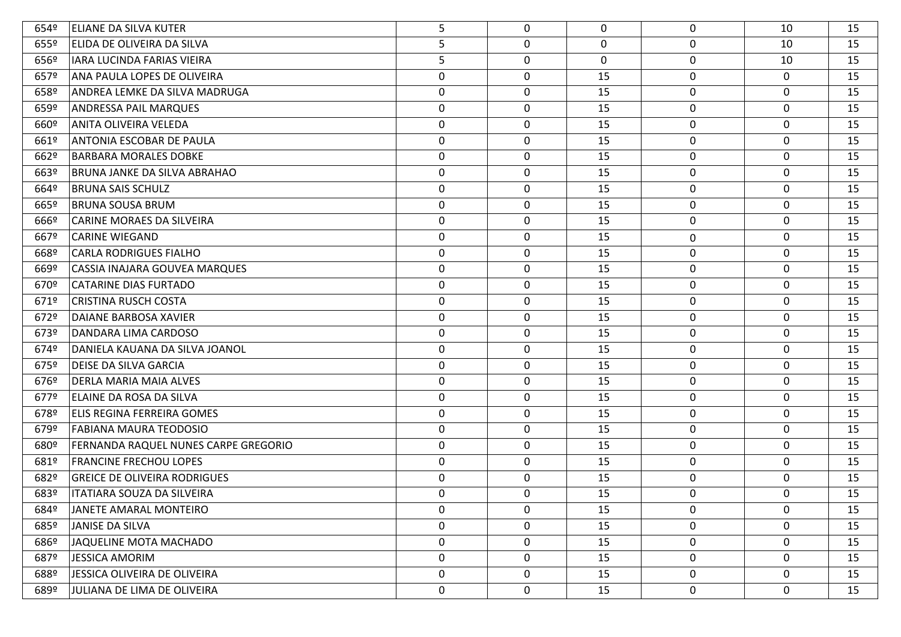| | | | | | | | |
|---|---|---|---|---|---|---|---|
| 654º | ELIANE DA SILVA KUTER | 5 | 0 | 0 | 0 | 10 | 15 |
| 655º | ELIDA DE OLIVEIRA DA SILVA | 5 | 0 | 0 | 0 | 10 | 15 |
| 656º | IARA LUCINDA FARIAS VIEIRA | 5 | 0 | 0 | 0 | 10 | 15 |
| 657º | ANA PAULA LOPES DE OLIVEIRA | 0 | 0 | 15 | 0 | 0 | 15 |
| 658º | ANDREA LEMKE DA SILVA MADRUGA | 0 | 0 | 15 | 0 | 0 | 15 |
| 659º | ANDRESSA PAIL MARQUES | 0 | 0 | 15 | 0 | 0 | 15 |
| 660º | ANITA OLIVEIRA VELEDA | 0 | 0 | 15 | 0 | 0 | 15 |
| 661º | ANTONIA ESCOBAR DE PAULA | 0 | 0 | 15 | 0 | 0 | 15 |
| 662º | BARBARA MORALES DOBKE | 0 | 0 | 15 | 0 | 0 | 15 |
| 663º | BRUNA JANKE DA SILVA ABRAHAO | 0 | 0 | 15 | 0 | 0 | 15 |
| 664º | BRUNA SAIS SCHULZ | 0 | 0 | 15 | 0 | 0 | 15 |
| 665º | BRUNA SOUSA BRUM | 0 | 0 | 15 | 0 | 0 | 15 |
| 666º | CARINE MORAES DA SILVEIRA | 0 | 0 | 15 | 0 | 0 | 15 |
| 667º | CARINE WIEGAND | 0 | 0 | 15 | 0 | 0 | 15 |
| 668º | CARLA RODRIGUES FIALHO | 0 | 0 | 15 | 0 | 0 | 15 |
| 669º | CASSIA INAJARA GOUVEA MARQUES | 0 | 0 | 15 | 0 | 0 | 15 |
| 670º | CATARINE DIAS FURTADO | 0 | 0 | 15 | 0 | 0 | 15 |
| 671º | CRISTINA RUSCH COSTA | 0 | 0 | 15 | 0 | 0 | 15 |
| 672º | DAIANE BARBOSA XAVIER | 0 | 0 | 15 | 0 | 0 | 15 |
| 673º | DANDARA LIMA CARDOSO | 0 | 0 | 15 | 0 | 0 | 15 |
| 674º | DANIELA KAUANA DA SILVA JOANOL | 0 | 0 | 15 | 0 | 0 | 15 |
| 675º | DEISE DA SILVA GARCIA | 0 | 0 | 15 | 0 | 0 | 15 |
| 676º | DERLA MARIA MAIA ALVES | 0 | 0 | 15 | 0 | 0 | 15 |
| 677º | ELAINE DA ROSA DA SILVA | 0 | 0 | 15 | 0 | 0 | 15 |
| 678º | ELIS REGINA FERREIRA GOMES | 0 | 0 | 15 | 0 | 0 | 15 |
| 679º | FABIANA MAURA TEODOSIO | 0 | 0 | 15 | 0 | 0 | 15 |
| 680º | FERNANDA RAQUEL NUNES CARPE GREGORIO | 0 | 0 | 15 | 0 | 0 | 15 |
| 681º | FRANCINE FRECHOU LOPES | 0 | 0 | 15 | 0 | 0 | 15 |
| 682º | GREICE DE OLIVEIRA RODRIGUES | 0 | 0 | 15 | 0 | 0 | 15 |
| 683º | ITATIARA SOUZA DA SILVEIRA | 0 | 0 | 15 | 0 | 0 | 15 |
| 684º | JANETE AMARAL MONTEIRO | 0 | 0 | 15 | 0 | 0 | 15 |
| 685º | JANISE DA SILVA | 0 | 0 | 15 | 0 | 0 | 15 |
| 686º | JAQUELINE MOTA MACHADO | 0 | 0 | 15 | 0 | 0 | 15 |
| 687º | JESSICA AMORIM | 0 | 0 | 15 | 0 | 0 | 15 |
| 688º | JESSICA OLIVEIRA DE OLIVEIRA | 0 | 0 | 15 | 0 | 0 | 15 |
| 689º | JULIANA DE LIMA DE OLIVEIRA | 0 | 0 | 15 | 0 | 0 | 15 |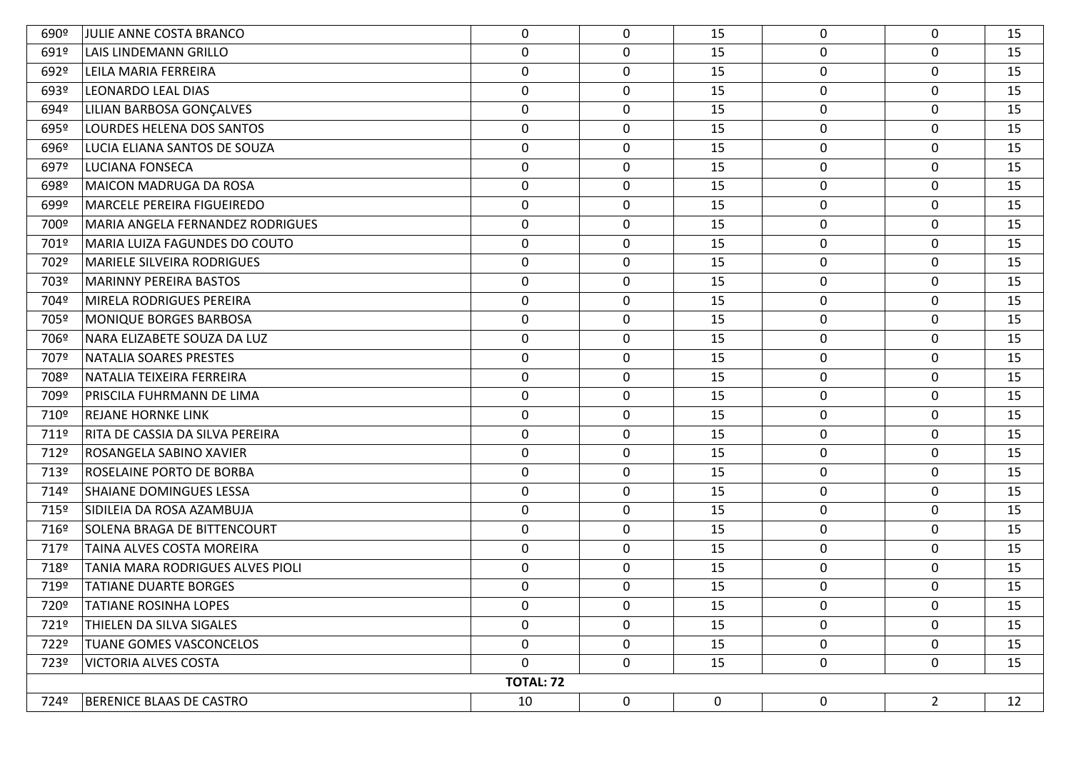| | | | | | | | |
|---|---|---|---|---|---|---|---|
| 690º | JULIE ANNE COSTA BRANCO | 0 | 0 | 15 | 0 | 0 | 15 |
| 691º | LAIS LINDEMANN GRILLO | 0 | 0 | 15 | 0 | 0 | 15 |
| 692º | LEILA MARIA FERREIRA | 0 | 0 | 15 | 0 | 0 | 15 |
| 693º | LEONARDO LEAL DIAS | 0 | 0 | 15 | 0 | 0 | 15 |
| 694º | LILIAN BARBOSA GONÇALVES | 0 | 0 | 15 | 0 | 0 | 15 |
| 695º | LOURDES HELENA DOS SANTOS | 0 | 0 | 15 | 0 | 0 | 15 |
| 696º | LUCIA ELIANA SANTOS DE SOUZA | 0 | 0 | 15 | 0 | 0 | 15 |
| 697º | LUCIANA FONSECA | 0 | 0 | 15 | 0 | 0 | 15 |
| 698º | MAICON MADRUGA DA ROSA | 0 | 0 | 15 | 0 | 0 | 15 |
| 699º | MARCELE PEREIRA FIGUEIREDO | 0 | 0 | 15 | 0 | 0 | 15 |
| 700º | MARIA ANGELA FERNANDEZ RODRIGUES | 0 | 0 | 15 | 0 | 0 | 15 |
| 701º | MARIA LUIZA FAGUNDES DO COUTO | 0 | 0 | 15 | 0 | 0 | 15 |
| 702º | MARIELE SILVEIRA RODRIGUES | 0 | 0 | 15 | 0 | 0 | 15 |
| 703º | MARINNY PEREIRA BASTOS | 0 | 0 | 15 | 0 | 0 | 15 |
| 704º | MIRELA RODRIGUES PEREIRA | 0 | 0 | 15 | 0 | 0 | 15 |
| 705º | MONIQUE BORGES BARBOSA | 0 | 0 | 15 | 0 | 0 | 15 |
| 706º | NARA ELIZABETE SOUZA DA LUZ | 0 | 0 | 15 | 0 | 0 | 15 |
| 707º | NATALIA SOARES PRESTES | 0 | 0 | 15 | 0 | 0 | 15 |
| 708º | NATALIA TEIXEIRA FERREIRA | 0 | 0 | 15 | 0 | 0 | 15 |
| 709º | PRISCILA FUHRMANN DE LIMA | 0 | 0 | 15 | 0 | 0 | 15 |
| 710º | REJANE HORNKE LINK | 0 | 0 | 15 | 0 | 0 | 15 |
| 711º | RITA DE CASSIA DA SILVA PEREIRA | 0 | 0 | 15 | 0 | 0 | 15 |
| 712º | ROSANGELA SABINO XAVIER | 0 | 0 | 15 | 0 | 0 | 15 |
| 713º | ROSELAINE PORTO DE BORBA | 0 | 0 | 15 | 0 | 0 | 15 |
| 714º | SHAIANE DOMINGUES LESSA | 0 | 0 | 15 | 0 | 0 | 15 |
| 715º | SIDILEIA DA ROSA AZAMBUJA | 0 | 0 | 15 | 0 | 0 | 15 |
| 716º | SOLENA BRAGA DE BITTENCOURT | 0 | 0 | 15 | 0 | 0 | 15 |
| 717º | TAINA ALVES COSTA MOREIRA | 0 | 0 | 15 | 0 | 0 | 15 |
| 718º | TANIA MARA RODRIGUES ALVES PIOLI | 0 | 0 | 15 | 0 | 0 | 15 |
| 719º | TATIANE DUARTE BORGES | 0 | 0 | 15 | 0 | 0 | 15 |
| 720º | TATIANE ROSINHA LOPES | 0 | 0 | 15 | 0 | 0 | 15 |
| 721º | THIELEN DA SILVA SIGALES | 0 | 0 | 15 | 0 | 0 | 15 |
| 722º | TUANE GOMES VASCONCELOS | 0 | 0 | 15 | 0 | 0 | 15 |
| 723º | VICTORIA ALVES COSTA | 0 | 0 | 15 | 0 | 0 | 15 |
| | | **TOTAL: 72** | | | | | |
| 724º | BERENICE BLAAS DE CASTRO | 10 | 0 | 0 | 0 | 2 | 12 |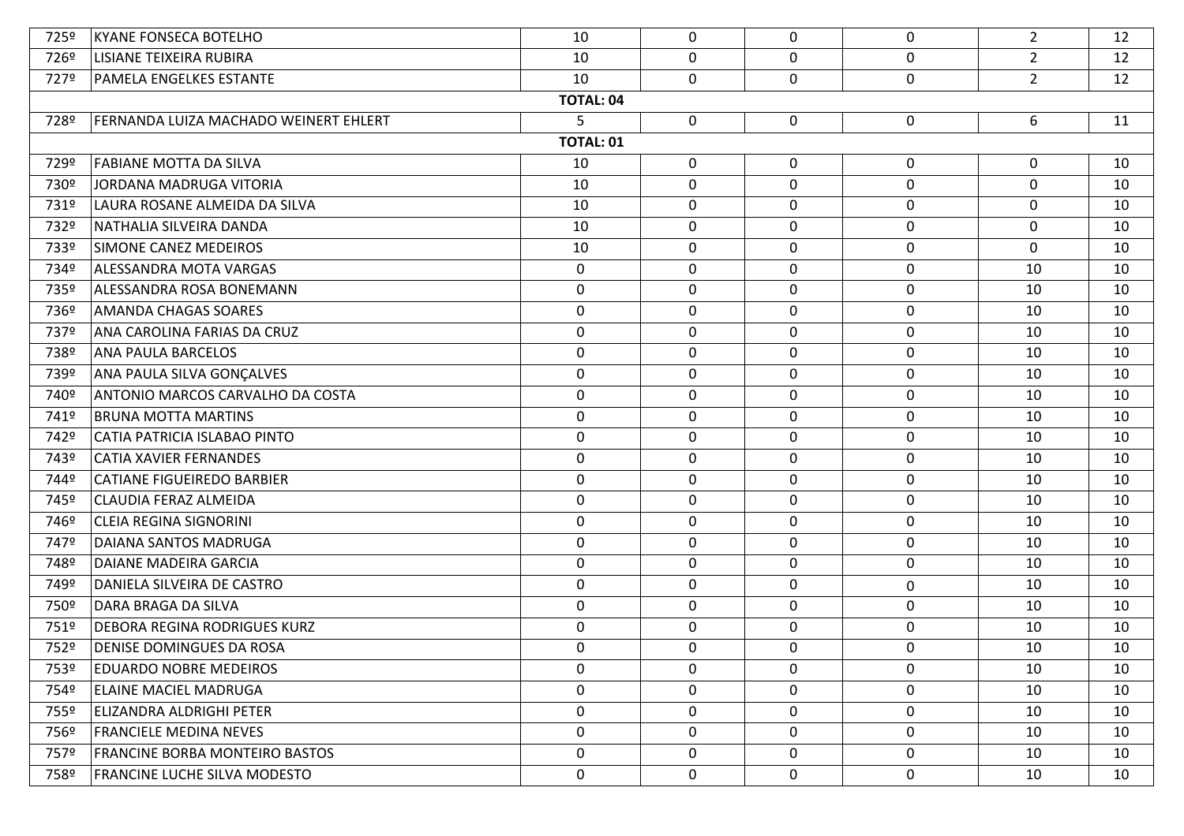| | | | | | | | |
|---|---|---|---|---|---|---|---|
| 725º | KYANE FONSECA BOTELHO | 10 | 0 | 0 | 0 | 2 | 12 |
| 726º | LISIANE TEIXEIRA RUBIRA | 10 | 0 | 0 | 0 | 2 | 12 |
| 727º | PAMELA ENGELKES ESTANTE | 10 | 0 | 0 | 0 | 2 | 12 |
| | | **TOTAL: 04** | | | | | |
| 728º | FERNANDA LUIZA MACHADO WEINERT EHLERT | 5 | 0 | 0 | 0 | 6 | 11 |
| | | **TOTAL: 01** | | | | | |
| 729º | FABIANE MOTTA DA SILVA | 10 | 0 | 0 | 0 | 0 | 10 |
| 730º | JORDANA MADRUGA VITORIA | 10 | 0 | 0 | 0 | 0 | 10 |
| 731º | LAURA ROSANE ALMEIDA DA SILVA | 10 | 0 | 0 | 0 | 0 | 10 |
| 732º | NATHALIA SILVEIRA DANDA | 10 | 0 | 0 | 0 | 0 | 10 |
| 733º | SIMONE CANEZ MEDEIROS | 10 | 0 | 0 | 0 | 0 | 10 |
| 734º | ALESSANDRA MOTA VARGAS | 0 | 0 | 0 | 0 | 10 | 10 |
| 735º | ALESSANDRA ROSA BONEMANN | 0 | 0 | 0 | 0 | 10 | 10 |
| 736º | AMANDA CHAGAS SOARES | 0 | 0 | 0 | 0 | 10 | 10 |
| 737º | ANA CAROLINA FARIAS DA CRUZ | 0 | 0 | 0 | 0 | 10 | 10 |
| 738º | ANA PAULA BARCELOS | 0 | 0 | 0 | 0 | 10 | 10 |
| 739º | ANA PAULA SILVA GONÇALVES | 0 | 0 | 0 | 0 | 10 | 10 |
| 740º | ANTONIO MARCOS CARVALHO DA COSTA | 0 | 0 | 0 | 0 | 10 | 10 |
| 741º | BRUNA MOTTA MARTINS | 0 | 0 | 0 | 0 | 10 | 10 |
| 742º | CATIA PATRICIA ISLABAO PINTO | 0 | 0 | 0 | 0 | 10 | 10 |
| 743º | CATIA XAVIER FERNANDES | 0 | 0 | 0 | 0 | 10 | 10 |
| 744º | CATIANE FIGUEIREDO BARBIER | 0 | 0 | 0 | 0 | 10 | 10 |
| 745º | CLAUDIA FERAZ ALMEIDA | 0 | 0 | 0 | 0 | 10 | 10 |
| 746º | CLEIA REGINA SIGNORINI | 0 | 0 | 0 | 0 | 10 | 10 |
| 747º | DAIANA SANTOS MADRUGA | 0 | 0 | 0 | 0 | 10 | 10 |
| 748º | DAIANE MADEIRA GARCIA | 0 | 0 | 0 | 0 | 10 | 10 |
| 749º | DANIELA SILVEIRA DE CASTRO | 0 | 0 | 0 | 0 | 10 | 10 |
| 750º | DARA BRAGA DA SILVA | 0 | 0 | 0 | 0 | 10 | 10 |
| 751º | DEBORA REGINA RODRIGUES KURZ | 0 | 0 | 0 | 0 | 10 | 10 |
| 752º | DENISE DOMINGUES DA ROSA | 0 | 0 | 0 | 0 | 10 | 10 |
| 753º | EDUARDO NOBRE MEDEIROS | 0 | 0 | 0 | 0 | 10 | 10 |
| 754º | ELAINE MACIEL MADRUGA | 0 | 0 | 0 | 0 | 10 | 10 |
| 755º | ELIZANDRA ALDRIGHI PETER | 0 | 0 | 0 | 0 | 10 | 10 |
| 756º | FRANCIELE MEDINA NEVES | 0 | 0 | 0 | 0 | 10 | 10 |
| 757º | FRANCINE BORBA MONTEIRO BASTOS | 0 | 0 | 0 | 0 | 10 | 10 |
| 758º | FRANCINE LUCHE SILVA MODESTO | 0 | 0 | 0 | 0 | 10 | 10 |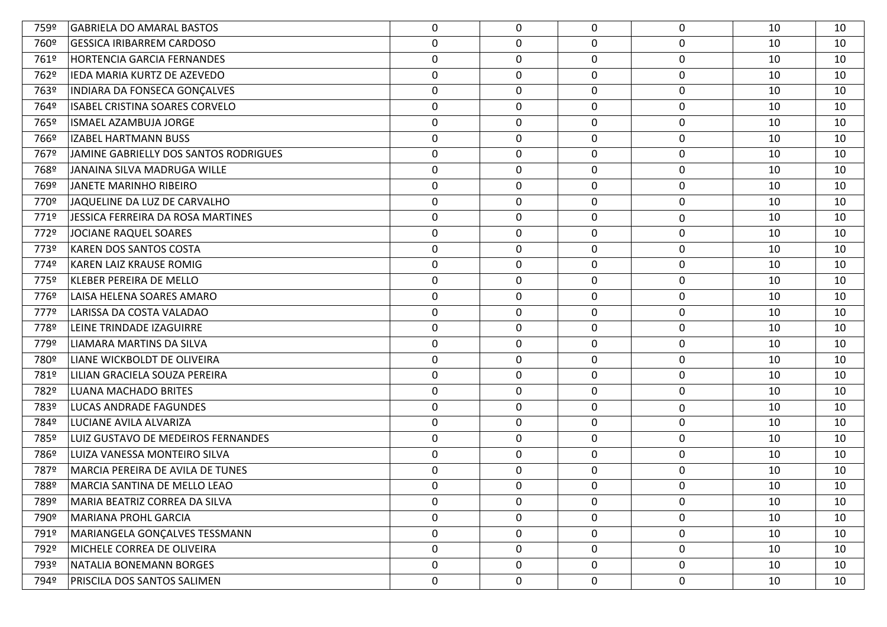| | | | | | | | |
|---|---|---|---|---|---|---|---|
| 759º | GABRIELA DO AMARAL BASTOS | 0 | 0 | 0 | 0 | 10 | 10 |
| 760º | GESSICA IRIBARREM CARDOSO | 0 | 0 | 0 | 0 | 10 | 10 |
| 761º | HORTENCIA GARCIA FERNANDES | 0 | 0 | 0 | 0 | 10 | 10 |
| 762º | IEDA MARIA KURTZ DE AZEVEDO | 0 | 0 | 0 | 0 | 10 | 10 |
| 763º | INDIARA DA FONSECA GONÇALVES | 0 | 0 | 0 | 0 | 10 | 10 |
| 764º | ISABEL CRISTINA SOARES CORVELO | 0 | 0 | 0 | 0 | 10 | 10 |
| 765º | ISMAEL AZAMBUJA JORGE | 0 | 0 | 0 | 0 | 10 | 10 |
| 766º | IZABEL HARTMANN BUSS | 0 | 0 | 0 | 0 | 10 | 10 |
| 767º | JAMINE GABRIELLY DOS SANTOS RODRIGUES | 0 | 0 | 0 | 0 | 10 | 10 |
| 768º | JANAINA SILVA MADRUGA WILLE | 0 | 0 | 0 | 0 | 10 | 10 |
| 769º | JANETE MARINHO RIBEIRO | 0 | 0 | 0 | 0 | 10 | 10 |
| 770º | JAQUELINE DA LUZ DE CARVALHO | 0 | 0 | 0 | 0 | 10 | 10 |
| 771º | JESSICA FERREIRA DA ROSA MARTINES | 0 | 0 | 0 | 0 | 10 | 10 |
| 772º | JOCIANE RAQUEL SOARES | 0 | 0 | 0 | 0 | 10 | 10 |
| 773º | KAREN DOS SANTOS COSTA | 0 | 0 | 0 | 0 | 10 | 10 |
| 774º | KAREN LAIZ KRAUSE ROMIG | 0 | 0 | 0 | 0 | 10 | 10 |
| 775º | KLEBER PEREIRA DE MELLO | 0 | 0 | 0 | 0 | 10 | 10 |
| 776º | LAISA HELENA SOARES AMARO | 0 | 0 | 0 | 0 | 10 | 10 |
| 777º | LARISSA DA COSTA VALADAO | 0 | 0 | 0 | 0 | 10 | 10 |
| 778º | LEINE TRINDADE IZAGUIRRE | 0 | 0 | 0 | 0 | 10 | 10 |
| 779º | LIAMARA MARTINS DA SILVA | 0 | 0 | 0 | 0 | 10 | 10 |
| 780º | LIANE WICKBOLDT DE OLIVEIRA | 0 | 0 | 0 | 0 | 10 | 10 |
| 781º | LILIAN GRACIELA SOUZA PEREIRA | 0 | 0 | 0 | 0 | 10 | 10 |
| 782º | LUANA MACHADO BRITES | 0 | 0 | 0 | 0 | 10 | 10 |
| 783º | LUCAS ANDRADE FAGUNDES | 0 | 0 | 0 | 0 | 10 | 10 |
| 784º | LUCIANE AVILA ALVARIZA | 0 | 0 | 0 | 0 | 10 | 10 |
| 785º | LUIZ GUSTAVO DE MEDEIROS FERNANDES | 0 | 0 | 0 | 0 | 10 | 10 |
| 786º | LUIZA VANESSA MONTEIRO SILVA | 0 | 0 | 0 | 0 | 10 | 10 |
| 787º | MARCIA PEREIRA DE AVILA DE TUNES | 0 | 0 | 0 | 0 | 10 | 10 |
| 788º | MARCIA SANTINA DE MELLO LEAO | 0 | 0 | 0 | 0 | 10 | 10 |
| 789º | MARIA BEATRIZ CORREA DA SILVA | 0 | 0 | 0 | 0 | 10 | 10 |
| 790º | MARIANA PROHL GARCIA | 0 | 0 | 0 | 0 | 10 | 10 |
| 791º | MARIANGELA GONÇALVES TESSMANN | 0 | 0 | 0 | 0 | 10 | 10 |
| 792º | MICHELE CORREA DE OLIVEIRA | 0 | 0 | 0 | 0 | 10 | 10 |
| 793º | NATALIA BONEMANN BORGES | 0 | 0 | 0 | 0 | 10 | 10 |
| 794º | PRISCILA DOS SANTOS SALIMEN | 0 | 0 | 0 | 0 | 10 | 10 |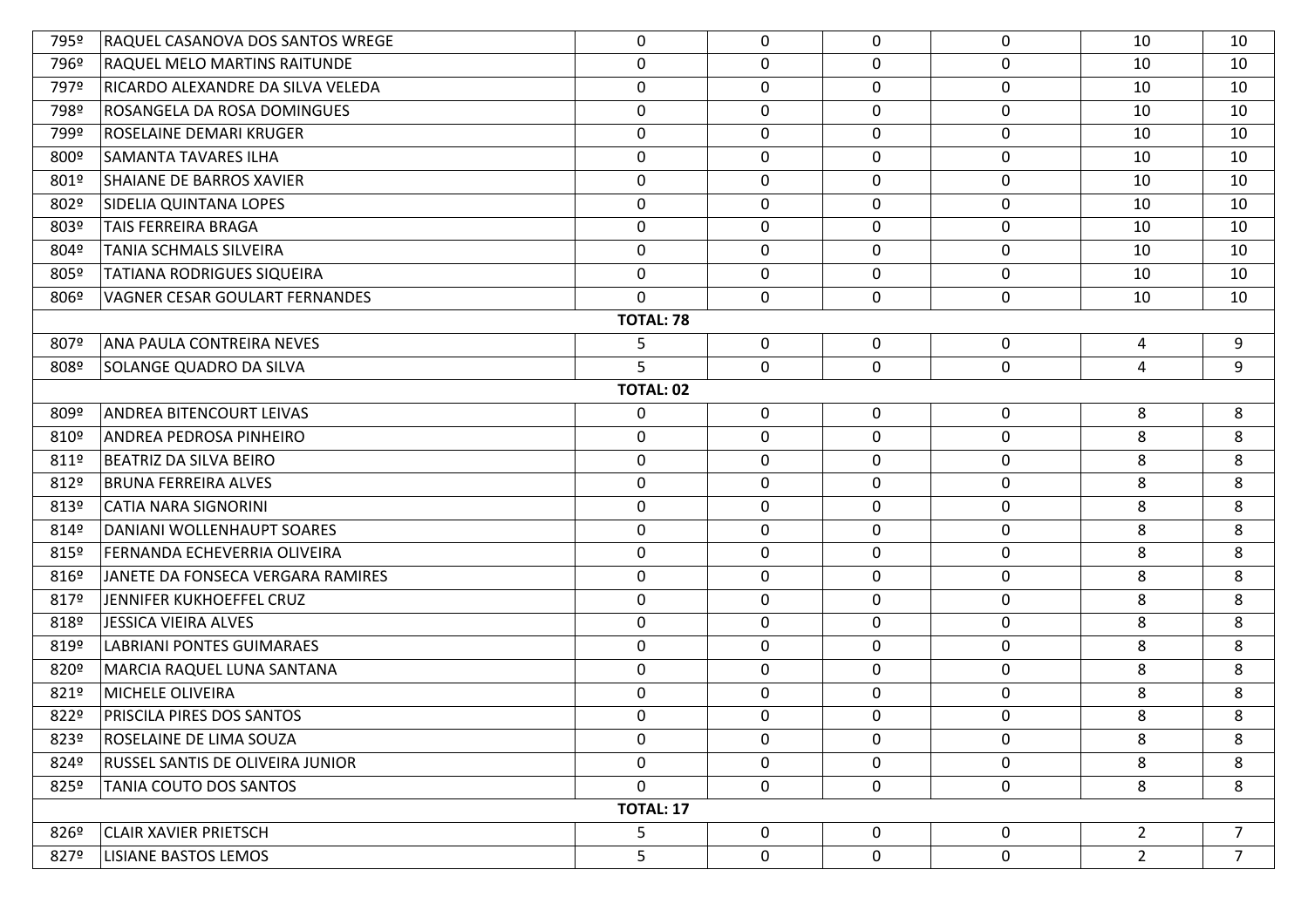| | | | | | | | |
|---|---|---|---|---|---|---|---|
| 795º | RAQUEL CASANOVA DOS SANTOS WREGE | 0 | 0 | 0 | 0 | 10 | 10 |
| 796º | RAQUEL MELO MARTINS RAITUNDE | 0 | 0 | 0 | 0 | 10 | 10 |
| 797º | RICARDO ALEXANDRE DA SILVA VELEDA | 0 | 0 | 0 | 0 | 10 | 10 |
| 798º | ROSANGELA DA ROSA DOMINGUES | 0 | 0 | 0 | 0 | 10 | 10 |
| 799º | ROSELAINE DEMARI KRUGER | 0 | 0 | 0 | 0 | 10 | 10 |
| 800º | SAMANTA TAVARES ILHA | 0 | 0 | 0 | 0 | 10 | 10 |
| 801º | SHAIANE DE BARROS XAVIER | 0 | 0 | 0 | 0 | 10 | 10 |
| 802º | SIDELIA QUINTANA LOPES | 0 | 0 | 0 | 0 | 10 | 10 |
| 803º | TAIS FERREIRA BRAGA | 0 | 0 | 0 | 0 | 10 | 10 |
| 804º | TANIA SCHMALS SILVEIRA | 0 | 0 | 0 | 0 | 10 | 10 |
| 805º | TATIANA RODRIGUES SIQUEIRA | 0 | 0 | 0 | 0 | 10 | 10 |
| 806º | VAGNER CESAR GOULART FERNANDES | 0 | 0 | 0 | 0 | 10 | 10 |
| | | **TOTAL: 78** | | | | | |
| 807º | ANA PAULA CONTREIRA NEVES | 5 | 0 | 0 | 0 | 4 | 9 |
| 808º | SOLANGE QUADRO DA SILVA | 5 | 0 | 0 | 0 | 4 | 9 |
| | | **TOTAL: 02** | | | | | |
| 809º | ANDREA BITENCOURT LEIVAS | 0 | 0 | 0 | 0 | 8 | 8 |
| 810º | ANDREA PEDROSA PINHEIRO | 0 | 0 | 0 | 0 | 8 | 8 |
| 811º | BEATRIZ DA SILVA BEIRO | 0 | 0 | 0 | 0 | 8 | 8 |
| 812º | BRUNA FERREIRA ALVES | 0 | 0 | 0 | 0 | 8 | 8 |
| 813º | CATIA NARA SIGNORINI | 0 | 0 | 0 | 0 | 8 | 8 |
| 814º | DANIANI WOLLENHAUPT SOARES | 0 | 0 | 0 | 0 | 8 | 8 |
| 815º | FERNANDA ECHEVERRIA OLIVEIRA | 0 | 0 | 0 | 0 | 8 | 8 |
| 816º | JANETE DA FONSECA VERGARA RAMIRES | 0 | 0 | 0 | 0 | 8 | 8 |
| 817º | JENNIFER KUKHOEFFEL CRUZ | 0 | 0 | 0 | 0 | 8 | 8 |
| 818º | JESSICA VIEIRA ALVES | 0 | 0 | 0 | 0 | 8 | 8 |
| 819º | LABRIANI PONTES GUIMARAES | 0 | 0 | 0 | 0 | 8 | 8 |
| 820º | MARCIA RAQUEL LUNA SANTANA | 0 | 0 | 0 | 0 | 8 | 8 |
| 821º | MICHELE OLIVEIRA | 0 | 0 | 0 | 0 | 8 | 8 |
| 822º | PRISCILA PIRES DOS SANTOS | 0 | 0 | 0 | 0 | 8 | 8 |
| 823º | ROSELAINE DE LIMA SOUZA | 0 | 0 | 0 | 0 | 8 | 8 |
| 824º | RUSSEL SANTIS DE OLIVEIRA JUNIOR | 0 | 0 | 0 | 0 | 8 | 8 |
| 825º | TANIA COUTO DOS SANTOS | 0 | 0 | 0 | 0 | 8 | 8 |
| | | **TOTAL: 17** | | | | | |
| 826º | CLAIR XAVIER PRIETSCH | 5 | 0 | 0 | 0 | 2 | 7 |
| 827º | LISIANE BASTOS LEMOS | 5 | 0 | 0 | 0 | 2 | 7 |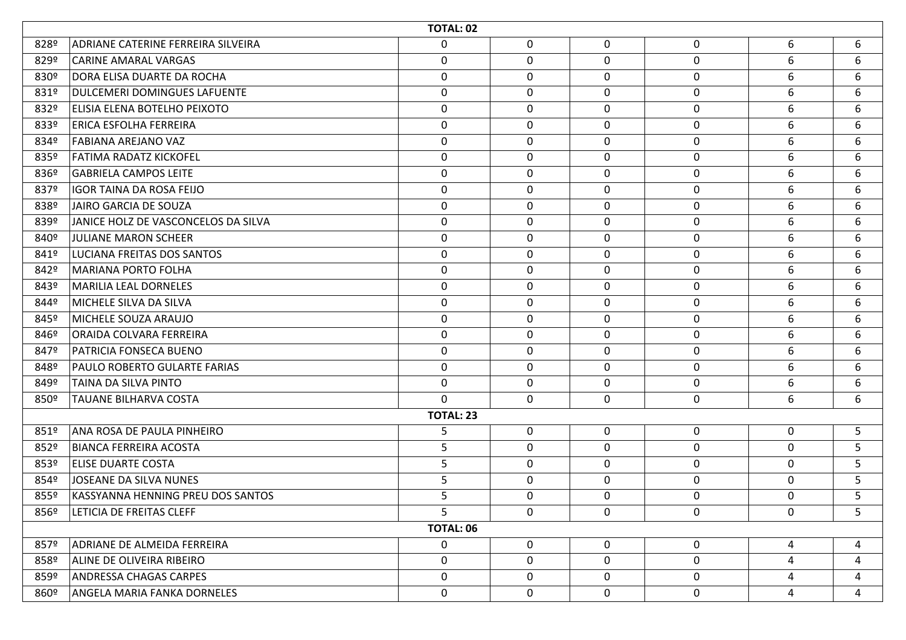| | | | | | | | |
|---|---|---|---|---|---|---|---|
| | | **TOTAL: 02** | | | | | |
| 828º | ADRIANE CATERINE FERREIRA SILVEIRA | 0 | 0 | 0 | 0 | 6 | 6 |
| 829º | CARINE AMARAL VARGAS | 0 | 0 | 0 | 0 | 6 | 6 |
| 830º | DORA ELISA DUARTE DA ROCHA | 0 | 0 | 0 | 0 | 6 | 6 |
| 831º | DULCEMERI DOMINGUES LAFUENTE | 0 | 0 | 0 | 0 | 6 | 6 |
| 832º | ELISIA ELENA BOTELHO PEIXOTO | 0 | 0 | 0 | 0 | 6 | 6 |
| 833º | ERICA ESFOLHA FERREIRA | 0 | 0 | 0 | 0 | 6 | 6 |
| 834º | FABIANA AREJANO VAZ | 0 | 0 | 0 | 0 | 6 | 6 |
| 835º | FATIMA RADATZ KICKOFEL | 0 | 0 | 0 | 0 | 6 | 6 |
| 836º | GABRIELA CAMPOS LEITE | 0 | 0 | 0 | 0 | 6 | 6 |
| 837º | IGOR TAINA DA ROSA FEIJO | 0 | 0 | 0 | 0 | 6 | 6 |
| 838º | JAIRO GARCIA DE SOUZA | 0 | 0 | 0 | 0 | 6 | 6 |
| 839º | JANICE HOLZ DE VASCONCELOS DA SILVA | 0 | 0 | 0 | 0 | 6 | 6 |
| 840º | JULIANE MARON SCHEER | 0 | 0 | 0 | 0 | 6 | 6 |
| 841º | LUCIANA FREITAS DOS SANTOS | 0 | 0 | 0 | 0 | 6 | 6 |
| 842º | MARIANA PORTO FOLHA | 0 | 0 | 0 | 0 | 6 | 6 |
| 843º | MARILIA LEAL DORNELES | 0 | 0 | 0 | 0 | 6 | 6 |
| 844º | MICHELE SILVA DA SILVA | 0 | 0 | 0 | 0 | 6 | 6 |
| 845º | MICHELE SOUZA ARAUJO | 0 | 0 | 0 | 0 | 6 | 6 |
| 846º | ORAIDA COLVARA FERREIRA | 0 | 0 | 0 | 0 | 6 | 6 |
| 847º | PATRICIA FONSECA BUENO | 0 | 0 | 0 | 0 | 6 | 6 |
| 848º | PAULO ROBERTO GULARTE FARIAS | 0 | 0 | 0 | 0 | 6 | 6 |
| 849º | TAINA DA SILVA PINTO | 0 | 0 | 0 | 0 | 6 | 6 |
| 850º | TAUANE BILHARVA COSTA | 0 | 0 | 0 | 0 | 6 | 6 |
| | | **TOTAL: 23** | | | | | |
| 851º | ANA ROSA DE PAULA PINHEIRO | 5 | 0 | 0 | 0 | 0 | 5 |
| 852º | BIANCA FERREIRA ACOSTA | 5 | 0 | 0 | 0 | 0 | 5 |
| 853º | ELISE DUARTE COSTA | 5 | 0 | 0 | 0 | 0 | 5 |
| 854º | JOSEANE DA SILVA NUNES | 5 | 0 | 0 | 0 | 0 | 5 |
| 855º | KASSYANNA HENNING PREU DOS SANTOS | 5 | 0 | 0 | 0 | 0 | 5 |
| 856º | LETICIA DE FREITAS CLEFF | 5 | 0 | 0 | 0 | 0 | 5 |
| | | **TOTAL: 06** | | | | | |
| 857º | ADRIANE DE ALMEIDA FERREIRA | 0 | 0 | 0 | 0 | 4 | 4 |
| 858º | ALINE DE OLIVEIRA RIBEIRO | 0 | 0 | 0 | 0 | 4 | 4 |
| 859º | ANDRESSA CHAGAS CARPES | 0 | 0 | 0 | 0 | 4 | 4 |
| 860º | ANGELA MARIA FANKA DORNELES | 0 | 0 | 0 | 0 | 4 | 4 |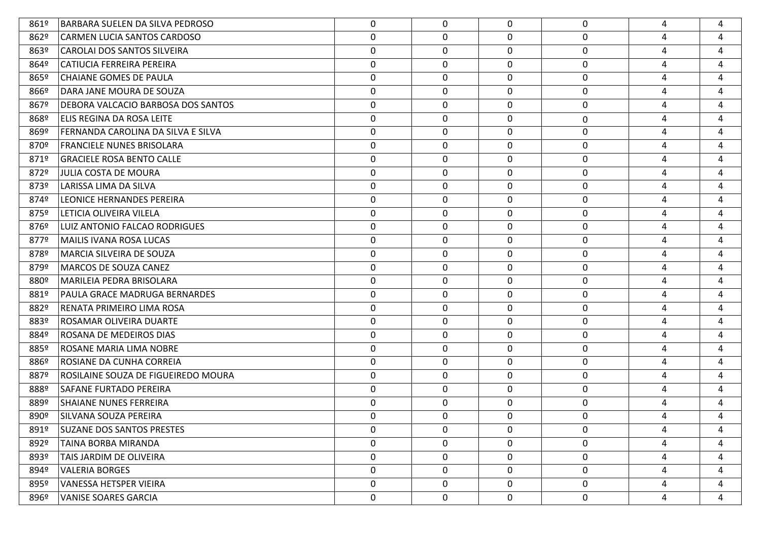| | | | | | | | |
|---|---|---|---|---|---|---|---|
| 861º | BARBARA SUELEN DA SILVA PEDROSO | 0 | 0 | 0 | 0 | 4 | 4 |
| 862º | CARMEN LUCIA SANTOS CARDOSO | 0 | 0 | 0 | 0 | 4 | 4 |
| 863º | CAROLAI DOS SANTOS SILVEIRA | 0 | 0 | 0 | 0 | 4 | 4 |
| 864º | CATIUCIA FERREIRA PEREIRA | 0 | 0 | 0 | 0 | 4 | 4 |
| 865º | CHAIANE GOMES DE PAULA | 0 | 0 | 0 | 0 | 4 | 4 |
| 866º | DARA JANE MOURA DE SOUZA | 0 | 0 | 0 | 0 | 4 | 4 |
| 867º | DEBORA VALCACIO BARBOSA DOS SANTOS | 0 | 0 | 0 | 0 | 4 | 4 |
| 868º | ELIS REGINA DA ROSA LEITE | 0 | 0 | 0 | 0 | 4 | 4 |
| 869º | FERNANDA CAROLINA DA SILVA E SILVA | 0 | 0 | 0 | 0 | 4 | 4 |
| 870º | FRANCIELE NUNES BRISOLARA | 0 | 0 | 0 | 0 | 4 | 4 |
| 871º | GRACIELE ROSA BENTO CALLE | 0 | 0 | 0 | 0 | 4 | 4 |
| 872º | JULIA COSTA DE MOURA | 0 | 0 | 0 | 0 | 4 | 4 |
| 873º | LARISSA LIMA DA SILVA | 0 | 0 | 0 | 0 | 4 | 4 |
| 874º | LEONICE HERNANDES PEREIRA | 0 | 0 | 0 | 0 | 4 | 4 |
| 875º | LETICIA OLIVEIRA VILELA | 0 | 0 | 0 | 0 | 4 | 4 |
| 876º | LUIZ ANTONIO FALCAO RODRIGUES | 0 | 0 | 0 | 0 | 4 | 4 |
| 877º | MAILIS IVANA ROSA LUCAS | 0 | 0 | 0 | 0 | 4 | 4 |
| 878º | MARCIA SILVEIRA DE SOUZA | 0 | 0 | 0 | 0 | 4 | 4 |
| 879º | MARCOS DE SOUZA CANEZ | 0 | 0 | 0 | 0 | 4 | 4 |
| 880º | MARILEIA PEDRA BRISOLARA | 0 | 0 | 0 | 0 | 4 | 4 |
| 881º | PAULA GRACE MADRUGA BERNARDES | 0 | 0 | 0 | 0 | 4 | 4 |
| 882º | RENATA PRIMEIRO LIMA ROSA | 0 | 0 | 0 | 0 | 4 | 4 |
| 883º | ROSAMAR OLIVEIRA DUARTE | 0 | 0 | 0 | 0 | 4 | 4 |
| 884º | ROSANA DE MEDEIROS DIAS | 0 | 0 | 0 | 0 | 4 | 4 |
| 885º | ROSANE MARIA LIMA NOBRE | 0 | 0 | 0 | 0 | 4 | 4 |
| 886º | ROSIANE DA CUNHA CORREIA | 0 | 0 | 0 | 0 | 4 | 4 |
| 887º | ROSILAINE SOUZA DE FIGUEIREDO MOURA | 0 | 0 | 0 | 0 | 4 | 4 |
| 888º | SAFANE FURTADO PEREIRA | 0 | 0 | 0 | 0 | 4 | 4 |
| 889º | SHAIANE NUNES FERREIRA | 0 | 0 | 0 | 0 | 4 | 4 |
| 890º | SILVANA SOUZA PEREIRA | 0 | 0 | 0 | 0 | 4 | 4 |
| 891º | SUZANE DOS SANTOS PRESTES | 0 | 0 | 0 | 0 | 4 | 4 |
| 892º | TAINA BORBA MIRANDA | 0 | 0 | 0 | 0 | 4 | 4 |
| 893º | TAIS JARDIM DE OLIVEIRA | 0 | 0 | 0 | 0 | 4 | 4 |
| 894º | VALERIA BORGES | 0 | 0 | 0 | 0 | 4 | 4 |
| 895º | VANESSA HETSPER VIEIRA | 0 | 0 | 0 | 0 | 4 | 4 |
| 896º | VANISE SOARES GARCIA | 0 | 0 | 0 | 0 | 4 | 4 |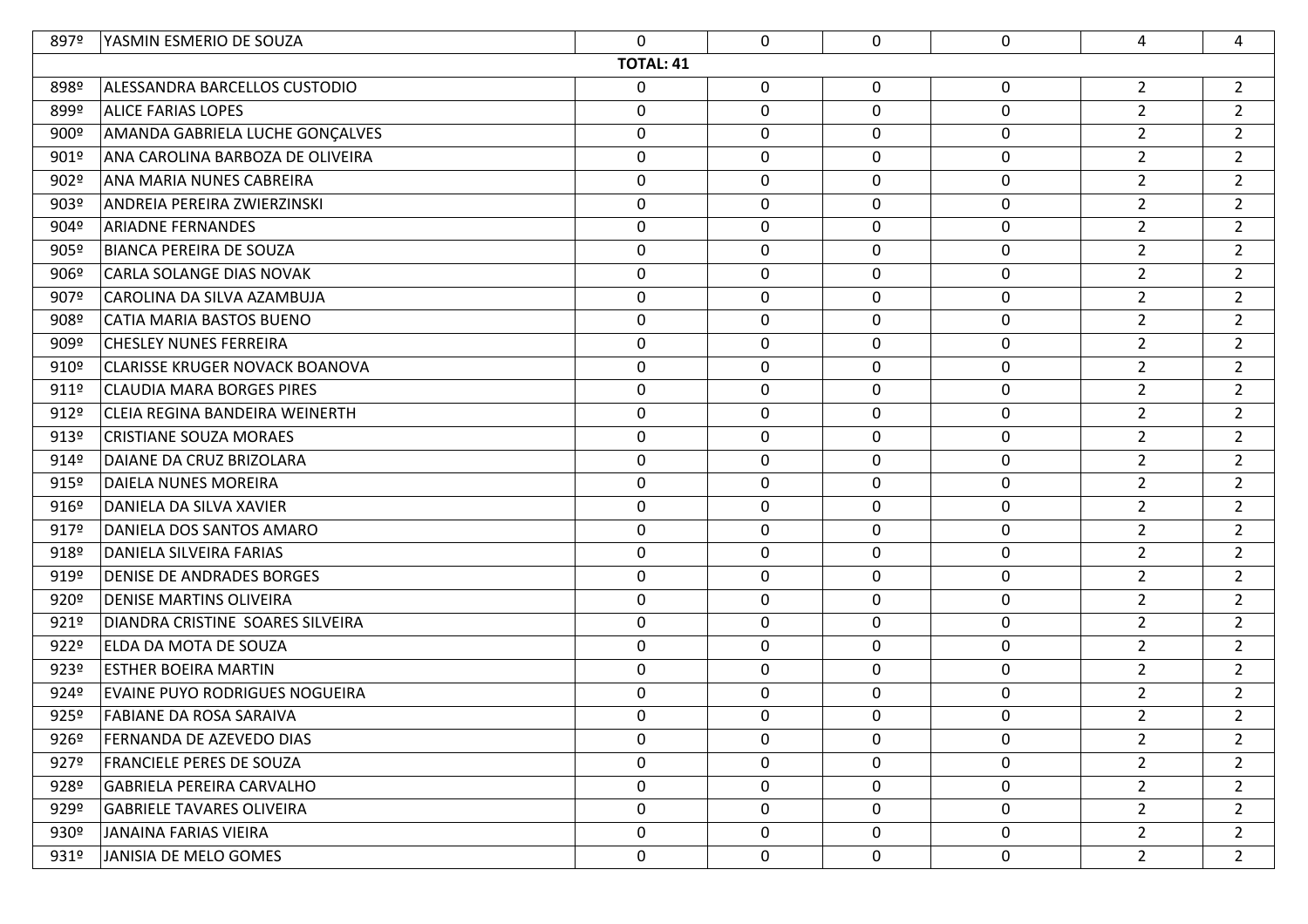| 897º | YASMIN ESMERIO DE SOUZA | 0 | 0 | 0 | 0 | 4 | 4 |
|---|---|---|---|---|---|---|---|
| | | **TOTAL: 41** | | | | | |
| 898º | ALESSANDRA BARCELLOS CUSTODIO | 0 | 0 | 0 | 0 | 2 | 2 |
| 899º | ALICE FARIAS LOPES | 0 | 0 | 0 | 0 | 2 | 2 |
| 900º | AMANDA GABRIELA LUCHE GONÇALVES | 0 | 0 | 0 | 0 | 2 | 2 |
| 901º | ANA CAROLINA BARBOZA DE OLIVEIRA | 0 | 0 | 0 | 0 | 2 | 2 |
| 902º | ANA MARIA NUNES CABREIRA | 0 | 0 | 0 | 0 | 2 | 2 |
| 903º | ANDREIA PEREIRA ZWIERZINSKI | 0 | 0 | 0 | 0 | 2 | 2 |
| 904º | ARIADNE FERNANDES | 0 | 0 | 0 | 0 | 2 | 2 |
| 905º | BIANCA PEREIRA DE SOUZA | 0 | 0 | 0 | 0 | 2 | 2 |
| 906º | CARLA SOLANGE DIAS NOVAK | 0 | 0 | 0 | 0 | 2 | 2 |
| 907º | CAROLINA DA SILVA AZAMBUJA | 0 | 0 | 0 | 0 | 2 | 2 |
| 908º | CATIA MARIA BASTOS BUENO | 0 | 0 | 0 | 0 | 2 | 2 |
| 909º | CHESLEY NUNES FERREIRA | 0 | 0 | 0 | 0 | 2 | 2 |
| 910º | CLARISSE KRUGER NOVACK BOANOVA | 0 | 0 | 0 | 0 | 2 | 2 |
| 911º | CLAUDIA MARA BORGES PIRES | 0 | 0 | 0 | 0 | 2 | 2 |
| 912º | CLEIA REGINA BANDEIRA WEINERTH | 0 | 0 | 0 | 0 | 2 | 2 |
| 913º | CRISTIANE SOUZA MORAES | 0 | 0 | 0 | 0 | 2 | 2 |
| 914º | DAIANE DA CRUZ BRIZOLARA | 0 | 0 | 0 | 0 | 2 | 2 |
| 915º | DAIELA NUNES MOREIRA | 0 | 0 | 0 | 0 | 2 | 2 |
| 916º | DANIELA DA SILVA XAVIER | 0 | 0 | 0 | 0 | 2 | 2 |
| 917º | DANIELA DOS SANTOS AMARO | 0 | 0 | 0 | 0 | 2 | 2 |
| 918º | DANIELA SILVEIRA FARIAS | 0 | 0 | 0 | 0 | 2 | 2 |
| 919º | DENISE DE ANDRADES BORGES | 0 | 0 | 0 | 0 | 2 | 2 |
| 920º | DENISE MARTINS OLIVEIRA | 0 | 0 | 0 | 0 | 2 | 2 |
| 921º | DIANDRA CRISTINE SOARES SILVEIRA | 0 | 0 | 0 | 0 | 2 | 2 |
| 922º | ELDA DA MOTA DE SOUZA | 0 | 0 | 0 | 0 | 2 | 2 |
| 923º | ESTHER BOEIRA MARTIN | 0 | 0 | 0 | 0 | 2 | 2 |
| 924º | EVAINE PUYO RODRIGUES NOGUEIRA | 0 | 0 | 0 | 0 | 2 | 2 |
| 925º | FABIANE DA ROSA SARAIVA | 0 | 0 | 0 | 0 | 2 | 2 |
| 926º | FERNANDA DE AZEVEDO DIAS | 0 | 0 | 0 | 0 | 2 | 2 |
| 927º | FRANCIELE PERES DE SOUZA | 0 | 0 | 0 | 0 | 2 | 2 |
| 928º | GABRIELA PEREIRA CARVALHO | 0 | 0 | 0 | 0 | 2 | 2 |
| 929º | GABRIELE TAVARES OLIVEIRA | 0 | 0 | 0 | 0 | 2 | 2 |
| 930º | JANAINA FARIAS VIEIRA | 0 | 0 | 0 | 0 | 2 | 2 |
| 931º | JANISIA DE MELO GOMES | 0 | 0 | 0 | 0 | 2 | 2 |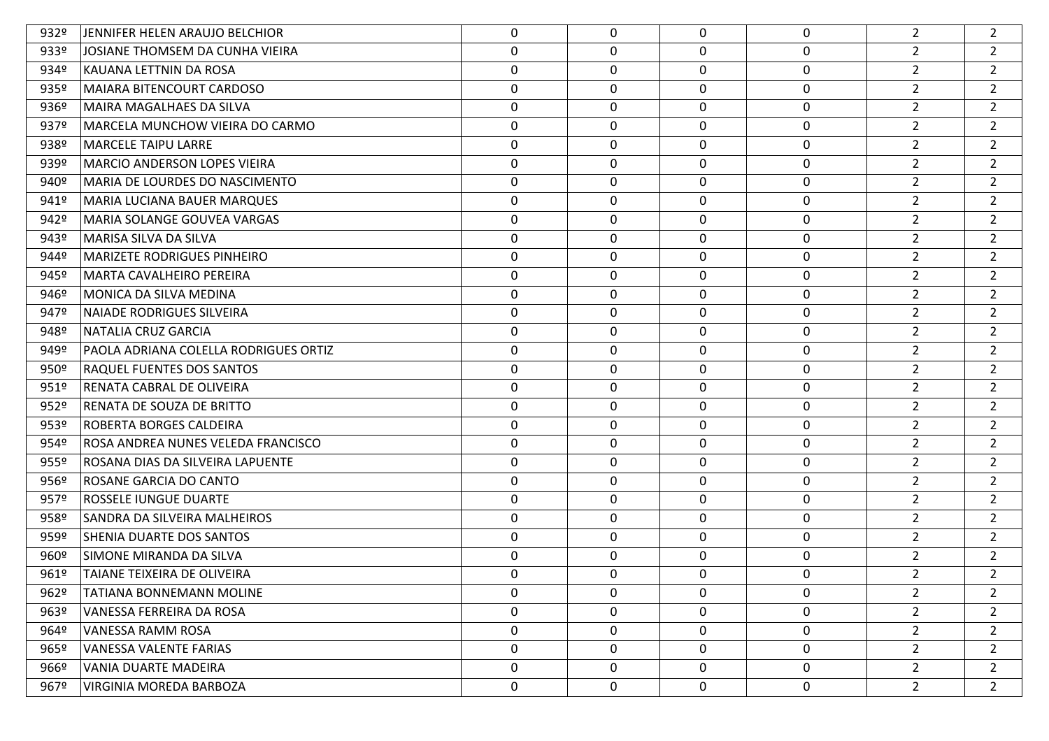| | | | | | | | |
|---|---|---|---|---|---|---|---|
| 932º | JENNIFER HELEN ARAUJO BELCHIOR | 0 | 0 | 0 | 0 | 2 | 2 |
| 933º | JOSIANE THOMSEM DA CUNHA VIEIRA | 0 | 0 | 0 | 0 | 2 | 2 |
| 934º | KAUANA LETTNIN DA ROSA | 0 | 0 | 0 | 0 | 2 | 2 |
| 935º | MAIARA BITENCOURT CARDOSO | 0 | 0 | 0 | 0 | 2 | 2 |
| 936º | MAIRA MAGALHAES DA SILVA | 0 | 0 | 0 | 0 | 2 | 2 |
| 937º | MARCELA MUNCHOW VIEIRA DO CARMO | 0 | 0 | 0 | 0 | 2 | 2 |
| 938º | MARCELE TAIPU LARRE | 0 | 0 | 0 | 0 | 2 | 2 |
| 939º | MARCIO ANDERSON LOPES VIEIRA | 0 | 0 | 0 | 0 | 2 | 2 |
| 940º | MARIA DE LOURDES DO NASCIMENTO | 0 | 0 | 0 | 0 | 2 | 2 |
| 941º | MARIA LUCIANA BAUER MARQUES | 0 | 0 | 0 | 0 | 2 | 2 |
| 942º | MARIA SOLANGE GOUVEA VARGAS | 0 | 0 | 0 | 0 | 2 | 2 |
| 943º | MARISA SILVA DA SILVA | 0 | 0 | 0 | 0 | 2 | 2 |
| 944º | MARIZETE RODRIGUES PINHEIRO | 0 | 0 | 0 | 0 | 2 | 2 |
| 945º | MARTA CAVALHEIRO PEREIRA | 0 | 0 | 0 | 0 | 2 | 2 |
| 946º | MONICA DA SILVA MEDINA | 0 | 0 | 0 | 0 | 2 | 2 |
| 947º | NAIADE RODRIGUES SILVEIRA | 0 | 0 | 0 | 0 | 2 | 2 |
| 948º | NATALIA CRUZ GARCIA | 0 | 0 | 0 | 0 | 2 | 2 |
| 949º | PAOLA ADRIANA COLELLA RODRIGUES ORTIZ | 0 | 0 | 0 | 0 | 2 | 2 |
| 950º | RAQUEL FUENTES DOS SANTOS | 0 | 0 | 0 | 0 | 2 | 2 |
| 951º | RENATA CABRAL DE OLIVEIRA | 0 | 0 | 0 | 0 | 2 | 2 |
| 952º | RENATA DE SOUZA DE BRITTO | 0 | 0 | 0 | 0 | 2 | 2 |
| 953º | ROBERTA BORGES CALDEIRA | 0 | 0 | 0 | 0 | 2 | 2 |
| 954º | ROSA ANDREA NUNES VELEDA FRANCISCO | 0 | 0 | 0 | 0 | 2 | 2 |
| 955º | ROSANA DIAS DA SILVEIRA LAPUENTE | 0 | 0 | 0 | 0 | 2 | 2 |
| 956º | ROSANE GARCIA DO CANTO | 0 | 0 | 0 | 0 | 2 | 2 |
| 957º | ROSSELE IUNGUE DUARTE | 0 | 0 | 0 | 0 | 2 | 2 |
| 958º | SANDRA DA SILVEIRA MALHEIROS | 0 | 0 | 0 | 0 | 2 | 2 |
| 959º | SHENIA DUARTE DOS SANTOS | 0 | 0 | 0 | 0 | 2 | 2 |
| 960º | SIMONE MIRANDA DA SILVA | 0 | 0 | 0 | 0 | 2 | 2 |
| 961º | TAIANE TEIXEIRA DE OLIVEIRA | 0 | 0 | 0 | 0 | 2 | 2 |
| 962º | TATIANA BONNEMANN MOLINE | 0 | 0 | 0 | 0 | 2 | 2 |
| 963º | VANESSA FERREIRA DA ROSA | 0 | 0 | 0 | 0 | 2 | 2 |
| 964º | VANESSA RAMM ROSA | 0 | 0 | 0 | 0 | 2 | 2 |
| 965º | VANESSA VALENTE FARIAS | 0 | 0 | 0 | 0 | 2 | 2 |
| 966º | VANIA DUARTE MADEIRA | 0 | 0 | 0 | 0 | 2 | 2 |
| 967º | VIRGINIA MOREDA BARBOZA | 0 | 0 | 0 | 0 | 2 | 2 |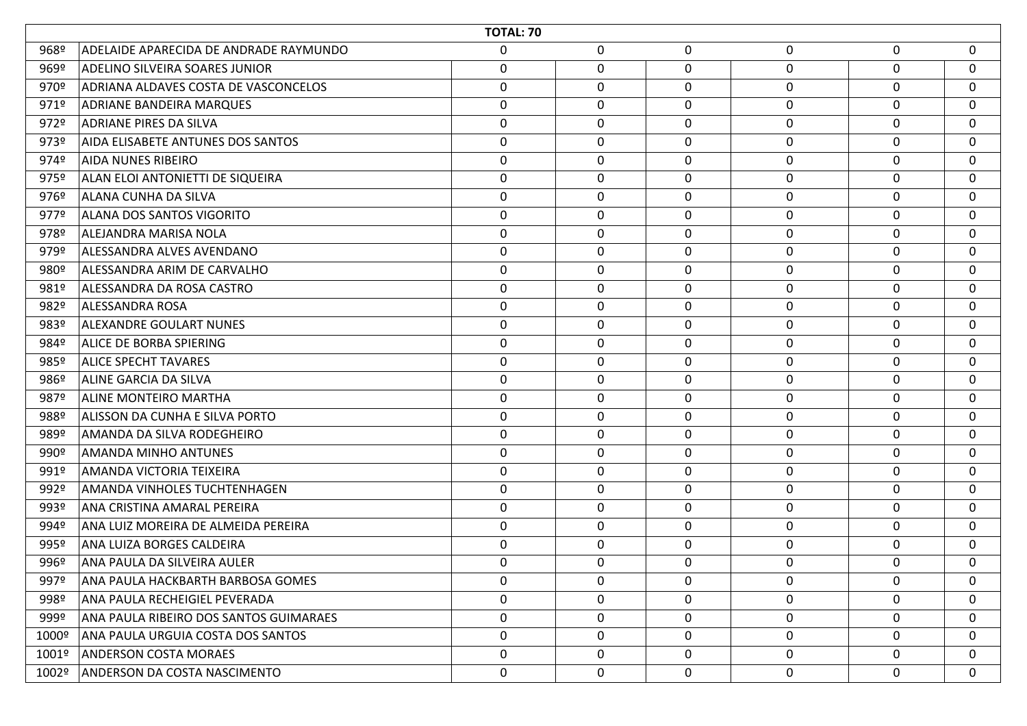| | | TOTAL: 70 | | | | | |
|---|---|---|---|---|---|---|---|
| 968º | ADELAIDE APARECIDA DE ANDRADE RAYMUNDO | 0 | 0 | 0 | 0 | 0 | 0 |
| 969º | ADELINO SILVEIRA SOARES JUNIOR | 0 | 0 | 0 | 0 | 0 | 0 |
| 970º | ADRIANA ALDAVES COSTA DE VASCONCELOS | 0 | 0 | 0 | 0 | 0 | 0 |
| 971º | ADRIANE BANDEIRA MARQUES | 0 | 0 | 0 | 0 | 0 | 0 |
| 972º | ADRIANE PIRES DA SILVA | 0 | 0 | 0 | 0 | 0 | 0 |
| 973º | AIDA ELISABETE ANTUNES DOS SANTOS | 0 | 0 | 0 | 0 | 0 | 0 |
| 974º | AIDA NUNES RIBEIRO | 0 | 0 | 0 | 0 | 0 | 0 |
| 975º | ALAN ELOI ANTONIETTI DE SIQUEIRA | 0 | 0 | 0 | 0 | 0 | 0 |
| 976º | ALANA CUNHA DA SILVA | 0 | 0 | 0 | 0 | 0 | 0 |
| 977º | ALANA DOS SANTOS VIGORITO | 0 | 0 | 0 | 0 | 0 | 0 |
| 978º | ALEJANDRA MARISA NOLA | 0 | 0 | 0 | 0 | 0 | 0 |
| 979º | ALESSANDRA ALVES AVENDANO | 0 | 0 | 0 | 0 | 0 | 0 |
| 980º | ALESSANDRA ARIM DE CARVALHO | 0 | 0 | 0 | 0 | 0 | 0 |
| 981º | ALESSANDRA DA ROSA CASTRO | 0 | 0 | 0 | 0 | 0 | 0 |
| 982º | ALESSANDRA ROSA | 0 | 0 | 0 | 0 | 0 | 0 |
| 983º | ALEXANDRE GOULART NUNES | 0 | 0 | 0 | 0 | 0 | 0 |
| 984º | ALICE DE BORBA SPIERING | 0 | 0 | 0 | 0 | 0 | 0 |
| 985º | ALICE SPECHT TAVARES | 0 | 0 | 0 | 0 | 0 | 0 |
| 986º | ALINE GARCIA DA SILVA | 0 | 0 | 0 | 0 | 0 | 0 |
| 987º | ALINE MONTEIRO MARTHA | 0 | 0 | 0 | 0 | 0 | 0 |
| 988º | ALISSON DA CUNHA E SILVA PORTO | 0 | 0 | 0 | 0 | 0 | 0 |
| 989º | AMANDA DA SILVA RODEGHEIRO | 0 | 0 | 0 | 0 | 0 | 0 |
| 990º | AMANDA MINHO ANTUNES | 0 | 0 | 0 | 0 | 0 | 0 |
| 991º | AMANDA VICTORIA TEIXEIRA | 0 | 0 | 0 | 0 | 0 | 0 |
| 992º | AMANDA VINHOLES TUCHTENHAGEN | 0 | 0 | 0 | 0 | 0 | 0 |
| 993º | ANA CRISTINA AMARAL PEREIRA | 0 | 0 | 0 | 0 | 0 | 0 |
| 994º | ANA LUIZ MOREIRA DE ALMEIDA PEREIRA | 0 | 0 | 0 | 0 | 0 | 0 |
| 995º | ANA LUIZA BORGES CALDEIRA | 0 | 0 | 0 | 0 | 0 | 0 |
| 996º | ANA PAULA DA SILVEIRA AULER | 0 | 0 | 0 | 0 | 0 | 0 |
| 997º | ANA PAULA HACKBARTH BARBOSA GOMES | 0 | 0 | 0 | 0 | 0 | 0 |
| 998º | ANA PAULA RECHEIGIEL PEVERADA | 0 | 0 | 0 | 0 | 0 | 0 |
| 999º | ANA PAULA RIBEIRO DOS SANTOS GUIMARAES | 0 | 0 | 0 | 0 | 0 | 0 |
| 1000º | ANA PAULA URGUIA COSTA DOS SANTOS | 0 | 0 | 0 | 0 | 0 | 0 |
| 1001º | ANDERSON COSTA MORAES | 0 | 0 | 0 | 0 | 0 | 0 |
| 1002º | ANDERSON DA COSTA NASCIMENTO | 0 | 0 | 0 | 0 | 0 | 0 |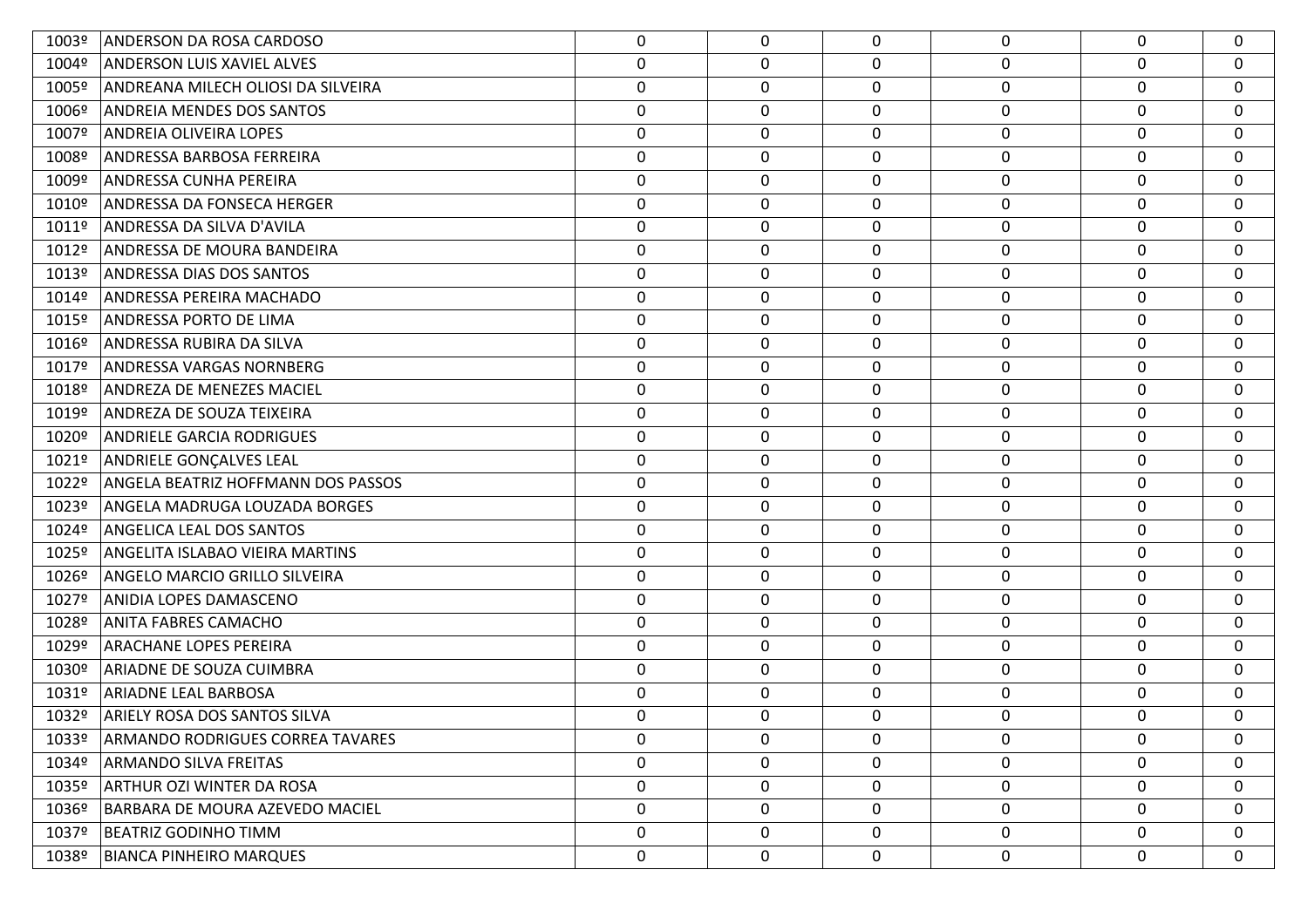| | | | | | | | |
|---|---|---|---|---|---|---|---|
| 1003º | ANDERSON DA ROSA CARDOSO | 0 | 0 | 0 | 0 | 0 | 0 |
| 1004º | ANDERSON LUIS XAVIEL ALVES | 0 | 0 | 0 | 0 | 0 | 0 |
| 1005º | ANDREANA MILECH OLIOSI DA SILVEIRA | 0 | 0 | 0 | 0 | 0 | 0 |
| 1006º | ANDREIA MENDES DOS SANTOS | 0 | 0 | 0 | 0 | 0 | 0 |
| 1007º | ANDREIA OLIVEIRA LOPES | 0 | 0 | 0 | 0 | 0 | 0 |
| 1008º | ANDRESSA BARBOSA FERREIRA | 0 | 0 | 0 | 0 | 0 | 0 |
| 1009º | ANDRESSA CUNHA PEREIRA | 0 | 0 | 0 | 0 | 0 | 0 |
| 1010º | ANDRESSA DA FONSECA HERGER | 0 | 0 | 0 | 0 | 0 | 0 |
| 1011º | ANDRESSA DA SILVA D'AVILA | 0 | 0 | 0 | 0 | 0 | 0 |
| 1012º | ANDRESSA DE MOURA BANDEIRA | 0 | 0 | 0 | 0 | 0 | 0 |
| 1013º | ANDRESSA DIAS DOS SANTOS | 0 | 0 | 0 | 0 | 0 | 0 |
| 1014º | ANDRESSA PEREIRA MACHADO | 0 | 0 | 0 | 0 | 0 | 0 |
| 1015º | ANDRESSA PORTO DE LIMA | 0 | 0 | 0 | 0 | 0 | 0 |
| 1016º | ANDRESSA RUBIRA DA SILVA | 0 | 0 | 0 | 0 | 0 | 0 |
| 1017º | ANDRESSA VARGAS NORNBERG | 0 | 0 | 0 | 0 | 0 | 0 |
| 1018º | ANDREZA DE MENEZES MACIEL | 0 | 0 | 0 | 0 | 0 | 0 |
| 1019º | ANDREZA DE SOUZA TEIXEIRA | 0 | 0 | 0 | 0 | 0 | 0 |
| 1020º | ANDRIELE GARCIA RODRIGUES | 0 | 0 | 0 | 0 | 0 | 0 |
| 1021º | ANDRIELE GONÇALVES LEAL | 0 | 0 | 0 | 0 | 0 | 0 |
| 1022º | ANGELA BEATRIZ HOFFMANN DOS PASSOS | 0 | 0 | 0 | 0 | 0 | 0 |
| 1023º | ANGELA MADRUGA LOUZADA BORGES | 0 | 0 | 0 | 0 | 0 | 0 |
| 1024º | ANGELICA LEAL DOS SANTOS | 0 | 0 | 0 | 0 | 0 | 0 |
| 1025º | ANGELITA ISLABAO VIEIRA MARTINS | 0 | 0 | 0 | 0 | 0 | 0 |
| 1026º | ANGELO MARCIO GRILLO SILVEIRA | 0 | 0 | 0 | 0 | 0 | 0 |
| 1027º | ANIDIA LOPES DAMASCENO | 0 | 0 | 0 | 0 | 0 | 0 |
| 1028º | ANITA FABRES CAMACHO | 0 | 0 | 0 | 0 | 0 | 0 |
| 1029º | ARACHANE LOPES PEREIRA | 0 | 0 | 0 | 0 | 0 | 0 |
| 1030º | ARIADNE DE SOUZA CUIMBRA | 0 | 0 | 0 | 0 | 0 | 0 |
| 1031º | ARIADNE LEAL BARBOSA | 0 | 0 | 0 | 0 | 0 | 0 |
| 1032º | ARIELY ROSA DOS SANTOS SILVA | 0 | 0 | 0 | 0 | 0 | 0 |
| 1033º | ARMANDO RODRIGUES CORREA TAVARES | 0 | 0 | 0 | 0 | 0 | 0 |
| 1034º | ARMANDO SILVA FREITAS | 0 | 0 | 0 | 0 | 0 | 0 |
| 1035º | ARTHUR OZI WINTER DA ROSA | 0 | 0 | 0 | 0 | 0 | 0 |
| 1036º | BARBARA DE MOURA AZEVEDO MACIEL | 0 | 0 | 0 | 0 | 0 | 0 |
| 1037º | BEATRIZ GODINHO TIMM | 0 | 0 | 0 | 0 | 0 | 0 |
| 1038º | BIANCA PINHEIRO MARQUES | 0 | 0 | 0 | 0 | 0 | 0 |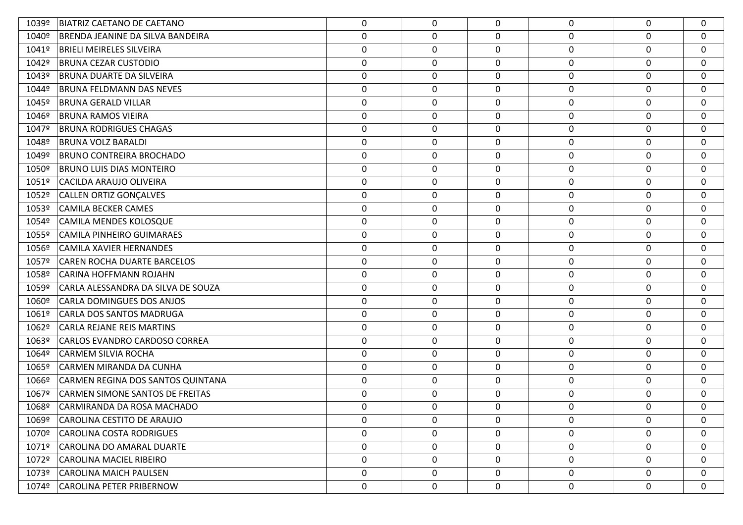| | | | | | | | |
|---|---|---|---|---|---|---|---|
| 1039º | BIATRIZ CAETANO DE CAETANO | 0 | 0 | 0 | 0 | 0 | 0 |
| 1040º | BRENDA JEANINE DA SILVA BANDEIRA | 0 | 0 | 0 | 0 | 0 | 0 |
| 1041º | BRIELI MEIRELES SILVEIRA | 0 | 0 | 0 | 0 | 0 | 0 |
| 1042º | BRUNA CEZAR CUSTODIO | 0 | 0 | 0 | 0 | 0 | 0 |
| 1043º | BRUNA DUARTE DA SILVEIRA | 0 | 0 | 0 | 0 | 0 | 0 |
| 1044º | BRUNA FELDMANN DAS NEVES | 0 | 0 | 0 | 0 | 0 | 0 |
| 1045º | BRUNA GERALD VILLAR | 0 | 0 | 0 | 0 | 0 | 0 |
| 1046º | BRUNA RAMOS VIEIRA | 0 | 0 | 0 | 0 | 0 | 0 |
| 1047º | BRUNA RODRIGUES CHAGAS | 0 | 0 | 0 | 0 | 0 | 0 |
| 1048º | BRUNA VOLZ BARALDI | 0 | 0 | 0 | 0 | 0 | 0 |
| 1049º | BRUNO CONTREIRA BROCHADO | 0 | 0 | 0 | 0 | 0 | 0 |
| 1050º | BRUNO LUIS DIAS MONTEIRO | 0 | 0 | 0 | 0 | 0 | 0 |
| 1051º | CACILDA ARAUJO OLIVEIRA | 0 | 0 | 0 | 0 | 0 | 0 |
| 1052º | CALLEN ORTIZ GONÇALVES | 0 | 0 | 0 | 0 | 0 | 0 |
| 1053º | CAMILA BECKER CAMES | 0 | 0 | 0 | 0 | 0 | 0 |
| 1054º | CAMILA MENDES KOLOSQUE | 0 | 0 | 0 | 0 | 0 | 0 |
| 1055º | CAMILA PINHEIRO GUIMARAES | 0 | 0 | 0 | 0 | 0 | 0 |
| 1056º | CAMILA XAVIER HERNANDES | 0 | 0 | 0 | 0 | 0 | 0 |
| 1057º | CAREN ROCHA DUARTE BARCELOS | 0 | 0 | 0 | 0 | 0 | 0 |
| 1058º | CARINA HOFFMANN ROJAHN | 0 | 0 | 0 | 0 | 0 | 0 |
| 1059º | CARLA ALESSANDRA DA SILVA DE SOUZA | 0 | 0 | 0 | 0 | 0 | 0 |
| 1060º | CARLA DOMINGUES DOS ANJOS | 0 | 0 | 0 | 0 | 0 | 0 |
| 1061º | CARLA DOS SANTOS MADRUGA | 0 | 0 | 0 | 0 | 0 | 0 |
| 1062º | CARLA REJANE REIS MARTINS | 0 | 0 | 0 | 0 | 0 | 0 |
| 1063º | CARLOS EVANDRO CARDOSO CORREA | 0 | 0 | 0 | 0 | 0 | 0 |
| 1064º | CARMEM SILVIA ROCHA | 0 | 0 | 0 | 0 | 0 | 0 |
| 1065º | CARMEN MIRANDA DA CUNHA | 0 | 0 | 0 | 0 | 0 | 0 |
| 1066º | CARMEN REGINA DOS SANTOS QUINTANA | 0 | 0 | 0 | 0 | 0 | 0 |
| 1067º | CARMEN SIMONE SANTOS DE FREITAS | 0 | 0 | 0 | 0 | 0 | 0 |
| 1068º | CARMIRANDA DA ROSA MACHADO | 0 | 0 | 0 | 0 | 0 | 0 |
| 1069º | CAROLINA CESTITO DE ARAUJO | 0 | 0 | 0 | 0 | 0 | 0 |
| 1070º | CAROLINA COSTA RODRIGUES | 0 | 0 | 0 | 0 | 0 | 0 |
| 1071º | CAROLINA DO AMARAL DUARTE | 0 | 0 | 0 | 0 | 0 | 0 |
| 1072º | CAROLINA MACIEL RIBEIRO | 0 | 0 | 0 | 0 | 0 | 0 |
| 1073º | CAROLINA MAICH PAULSEN | 0 | 0 | 0 | 0 | 0 | 0 |
| 1074º | CAROLINA PETER PRIBERNOW | 0 | 0 | 0 | 0 | 0 | 0 |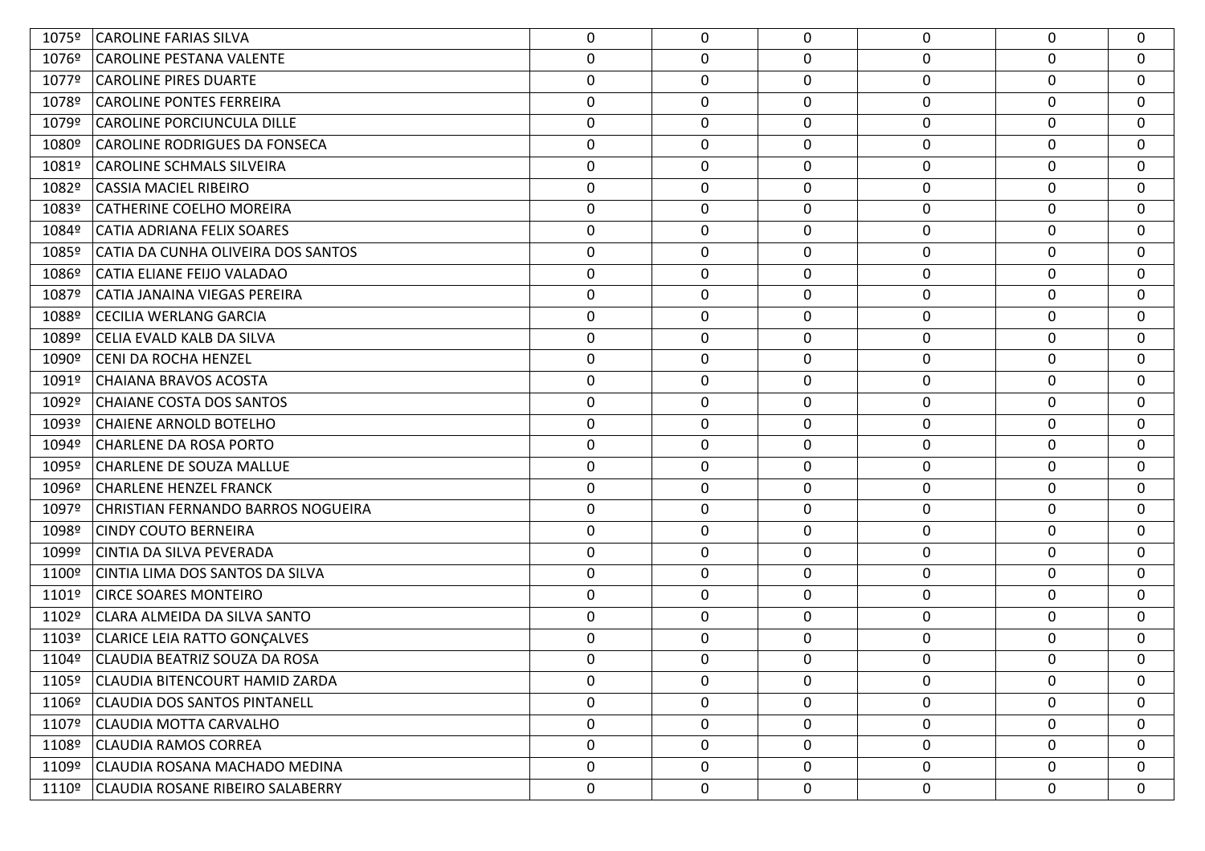| | | | | | | | |
|---|---|---|---|---|---|---|---|
| 1075º | CAROLINE FARIAS SILVA | 0 | 0 | 0 | 0 | 0 | 0 |
| 1076º | CAROLINE PESTANA VALENTE | 0 | 0 | 0 | 0 | 0 | 0 |
| 1077º | CAROLINE PIRES DUARTE | 0 | 0 | 0 | 0 | 0 | 0 |
| 1078º | CAROLINE PONTES FERREIRA | 0 | 0 | 0 | 0 | 0 | 0 |
| 1079º | CAROLINE PORCIUNCULA DILLE | 0 | 0 | 0 | 0 | 0 | 0 |
| 1080º | CAROLINE RODRIGUES DA FONSECA | 0 | 0 | 0 | 0 | 0 | 0 |
| 1081º | CAROLINE SCHMALS SILVEIRA | 0 | 0 | 0 | 0 | 0 | 0 |
| 1082º | CASSIA MACIEL RIBEIRO | 0 | 0 | 0 | 0 | 0 | 0 |
| 1083º | CATHERINE COELHO MOREIRA | 0 | 0 | 0 | 0 | 0 | 0 |
| 1084º | CATIA ADRIANA FELIX SOARES | 0 | 0 | 0 | 0 | 0 | 0 |
| 1085º | CATIA DA CUNHA OLIVEIRA DOS SANTOS | 0 | 0 | 0 | 0 | 0 | 0 |
| 1086º | CATIA ELIANE FEIJO VALADAO | 0 | 0 | 0 | 0 | 0 | 0 |
| 1087º | CATIA JANAINA VIEGAS PEREIRA | 0 | 0 | 0 | 0 | 0 | 0 |
| 1088º | CECILIA WERLANG GARCIA | 0 | 0 | 0 | 0 | 0 | 0 |
| 1089º | CELIA EVALD KALB DA SILVA | 0 | 0 | 0 | 0 | 0 | 0 |
| 1090º | CENI DA ROCHA HENZEL | 0 | 0 | 0 | 0 | 0 | 0 |
| 1091º | CHAIANA BRAVOS ACOSTA | 0 | 0 | 0 | 0 | 0 | 0 |
| 1092º | CHAIANE COSTA DOS SANTOS | 0 | 0 | 0 | 0 | 0 | 0 |
| 1093º | CHAIENE ARNOLD BOTELHO | 0 | 0 | 0 | 0 | 0 | 0 |
| 1094º | CHARLENE DA ROSA PORTO | 0 | 0 | 0 | 0 | 0 | 0 |
| 1095º | CHARLENE DE SOUZA MALLUE | 0 | 0 | 0 | 0 | 0 | 0 |
| 1096º | CHARLENE HENZEL FRANCK | 0 | 0 | 0 | 0 | 0 | 0 |
| 1097º | CHRISTIAN FERNANDO BARROS NOGUEIRA | 0 | 0 | 0 | 0 | 0 | 0 |
| 1098º | CINDY COUTO BERNEIRA | 0 | 0 | 0 | 0 | 0 | 0 |
| 1099º | CINTIA DA SILVA PEVERADA | 0 | 0 | 0 | 0 | 0 | 0 |
| 1100º | CINTIA LIMA DOS SANTOS DA SILVA | 0 | 0 | 0 | 0 | 0 | 0 |
| 1101º | CIRCE SOARES MONTEIRO | 0 | 0 | 0 | 0 | 0 | 0 |
| 1102º | CLARA ALMEIDA DA SILVA SANTO | 0 | 0 | 0 | 0 | 0 | 0 |
| 1103º | CLARICE LEIA RATTO GONÇALVES | 0 | 0 | 0 | 0 | 0 | 0 |
| 1104º | CLAUDIA BEATRIZ SOUZA DA ROSA | 0 | 0 | 0 | 0 | 0 | 0 |
| 1105º | CLAUDIA BITENCOURT HAMID ZARDA | 0 | 0 | 0 | 0 | 0 | 0 |
| 1106º | CLAUDIA DOS SANTOS PINTANELL | 0 | 0 | 0 | 0 | 0 | 0 |
| 1107º | CLAUDIA MOTTA CARVALHO | 0 | 0 | 0 | 0 | 0 | 0 |
| 1108º | CLAUDIA RAMOS CORREA | 0 | 0 | 0 | 0 | 0 | 0 |
| 1109º | CLAUDIA ROSANA MACHADO MEDINA | 0 | 0 | 0 | 0 | 0 | 0 |
| 1110º | CLAUDIA ROSANE RIBEIRO SALABERRY | 0 | 0 | 0 | 0 | 0 | 0 |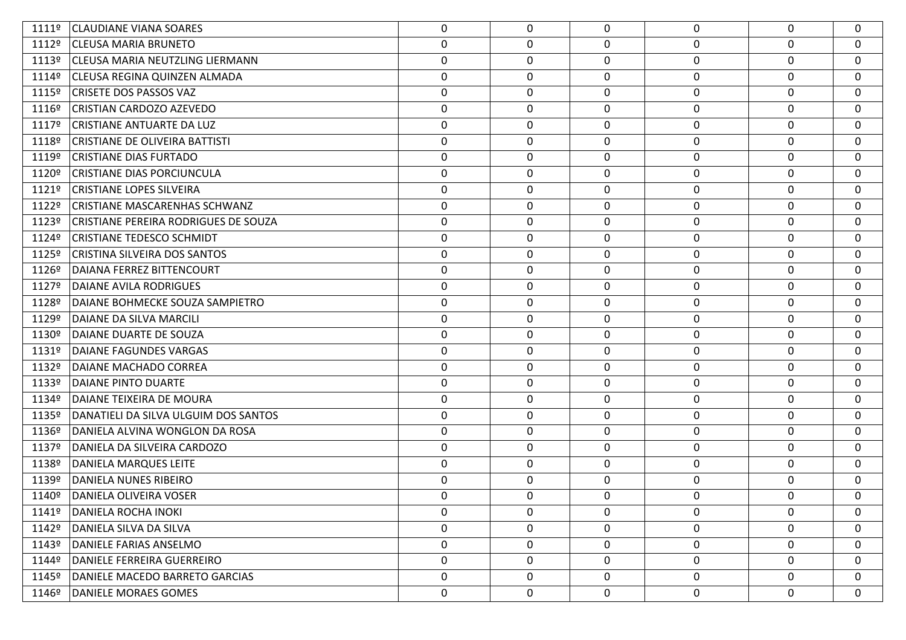| | | | | | | | |
|---|---|---|---|---|---|---|---|
| 1111º | CLAUDIANE VIANA SOARES | 0 | 0 | 0 | 0 | 0 | 0 |
| 1112º | CLEUSA MARIA BRUNETO | 0 | 0 | 0 | 0 | 0 | 0 |
| 1113º | CLEUSA MARIA NEUTZLING LIERMANN | 0 | 0 | 0 | 0 | 0 | 0 |
| 1114º | CLEUSA REGINA QUINZEN ALMADA | 0 | 0 | 0 | 0 | 0 | 0 |
| 1115º | CRISETE DOS PASSOS VAZ | 0 | 0 | 0 | 0 | 0 | 0 |
| 1116º | CRISTIAN CARDOZO AZEVEDO | 0 | 0 | 0 | 0 | 0 | 0 |
| 1117º | CRISTIANE ANTUARTE DA LUZ | 0 | 0 | 0 | 0 | 0 | 0 |
| 1118º | CRISTIANE DE OLIVEIRA BATTISTI | 0 | 0 | 0 | 0 | 0 | 0 |
| 1119º | CRISTIANE DIAS FURTADO | 0 | 0 | 0 | 0 | 0 | 0 |
| 1120º | CRISTIANE DIAS PORCIUNCULA | 0 | 0 | 0 | 0 | 0 | 0 |
| 1121º | CRISTIANE LOPES SILVEIRA | 0 | 0 | 0 | 0 | 0 | 0 |
| 1122º | CRISTIANE MASCARENHAS SCHWANZ | 0 | 0 | 0 | 0 | 0 | 0 |
| 1123º | CRISTIANE PEREIRA RODRIGUES DE SOUZA | 0 | 0 | 0 | 0 | 0 | 0 |
| 1124º | CRISTIANE TEDESCO SCHMIDT | 0 | 0 | 0 | 0 | 0 | 0 |
| 1125º | CRISTINA SILVEIRA DOS SANTOS | 0 | 0 | 0 | 0 | 0 | 0 |
| 1126º | DAIANA FERREZ BITTENCOURT | 0 | 0 | 0 | 0 | 0 | 0 |
| 1127º | DAIANE AVILA RODRIGUES | 0 | 0 | 0 | 0 | 0 | 0 |
| 1128º | DAIANE BOHMECKE SOUZA SAMPIETRO | 0 | 0 | 0 | 0 | 0 | 0 |
| 1129º | DAIANE DA SILVA MARCILI | 0 | 0 | 0 | 0 | 0 | 0 |
| 1130º | DAIANE DUARTE DE SOUZA | 0 | 0 | 0 | 0 | 0 | 0 |
| 1131º | DAIANE FAGUNDES VARGAS | 0 | 0 | 0 | 0 | 0 | 0 |
| 1132º | DAIANE MACHADO CORREA | 0 | 0 | 0 | 0 | 0 | 0 |
| 1133º | DAIANE PINTO DUARTE | 0 | 0 | 0 | 0 | 0 | 0 |
| 1134º | DAIANE TEIXEIRA DE MOURA | 0 | 0 | 0 | 0 | 0 | 0 |
| 1135º | DANATIELI DA SILVA ULGUIM DOS SANTOS | 0 | 0 | 0 | 0 | 0 | 0 |
| 1136º | DANIELA ALVINA WONGLON DA ROSA | 0 | 0 | 0 | 0 | 0 | 0 |
| 1137º | DANIELA DA SILVEIRA CARDOZO | 0 | 0 | 0 | 0 | 0 | 0 |
| 1138º | DANIELA MARQUES LEITE | 0 | 0 | 0 | 0 | 0 | 0 |
| 1139º | DANIELA NUNES RIBEIRO | 0 | 0 | 0 | 0 | 0 | 0 |
| 1140º | DANIELA OLIVEIRA VOSER | 0 | 0 | 0 | 0 | 0 | 0 |
| 1141º | DANIELA ROCHA INOKI | 0 | 0 | 0 | 0 | 0 | 0 |
| 1142º | DANIELA SILVA DA SILVA | 0 | 0 | 0 | 0 | 0 | 0 |
| 1143º | DANIELE FARIAS ANSELMO | 0 | 0 | 0 | 0 | 0 | 0 |
| 1144º | DANIELE FERREIRA GUERREIRO | 0 | 0 | 0 | 0 | 0 | 0 |
| 1145º | DANIELE MACEDO BARRETO GARCIAS | 0 | 0 | 0 | 0 | 0 | 0 |
| 1146º | DANIELE MORAES GOMES | 0 | 0 | 0 | 0 | 0 | 0 |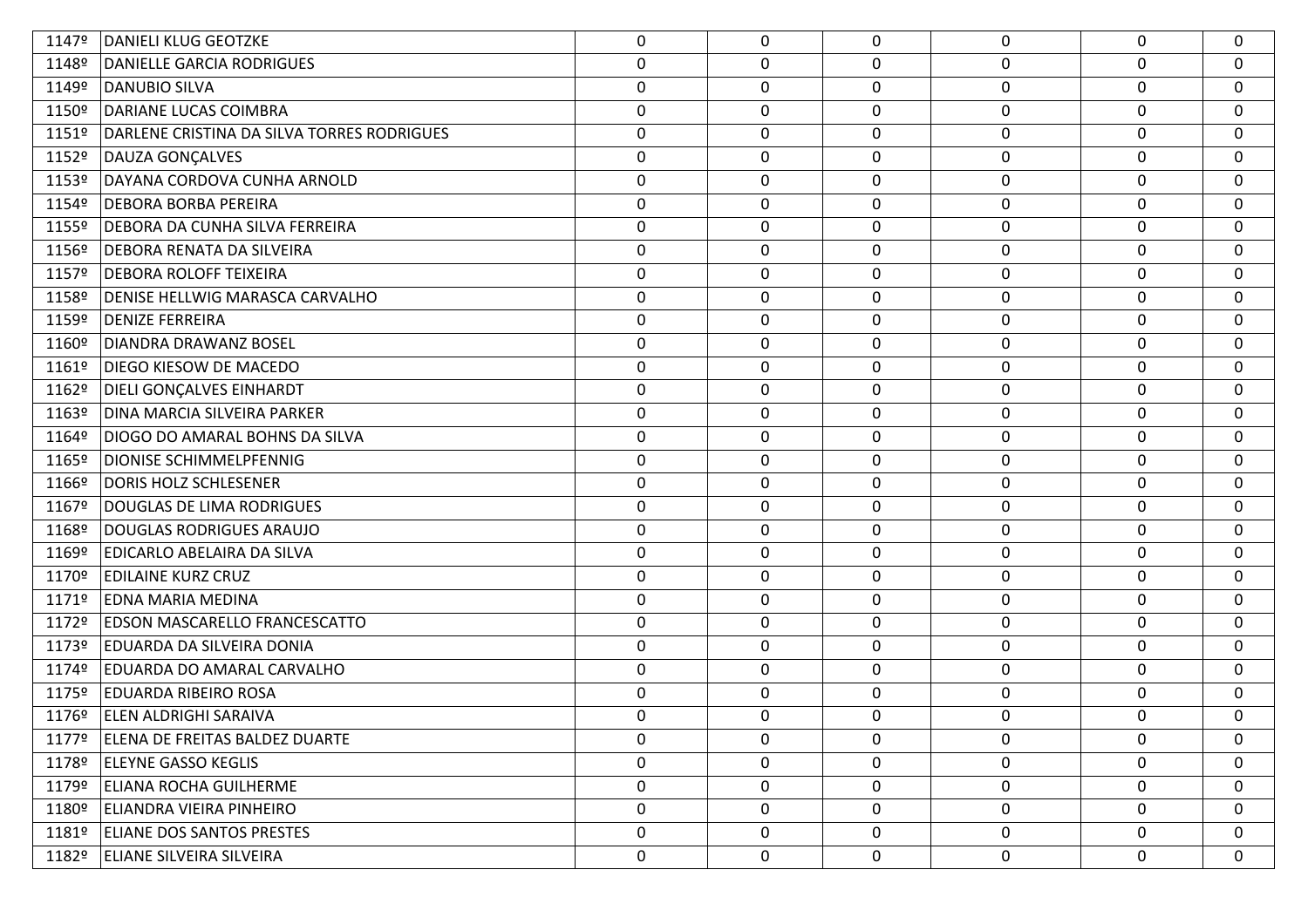| | | | | | | | |
|---|---|---|---|---|---|---|---|
| 1147º | DANIELI KLUG GEOTZKE | 0 | 0 | 0 | 0 | 0 | 0 |
| 1148º | DANIELLE GARCIA RODRIGUES | 0 | 0 | 0 | 0 | 0 | 0 |
| 1149º | DANUBIO SILVA | 0 | 0 | 0 | 0 | 0 | 0 |
| 1150º | DARIANE LUCAS COIMBRA | 0 | 0 | 0 | 0 | 0 | 0 |
| 1151º | DARLENE CRISTINA DA SILVA TORRES RODRIGUES | 0 | 0 | 0 | 0 | 0 | 0 |
| 1152º | DAUZA GONÇALVES | 0 | 0 | 0 | 0 | 0 | 0 |
| 1153º | DAYANA CORDOVA CUNHA ARNOLD | 0 | 0 | 0 | 0 | 0 | 0 |
| 1154º | DEBORA BORBA PEREIRA | 0 | 0 | 0 | 0 | 0 | 0 |
| 1155º | DEBORA DA CUNHA SILVA FERREIRA | 0 | 0 | 0 | 0 | 0 | 0 |
| 1156º | DEBORA RENATA DA SILVEIRA | 0 | 0 | 0 | 0 | 0 | 0 |
| 1157º | DEBORA ROLOFF TEIXEIRA | 0 | 0 | 0 | 0 | 0 | 0 |
| 1158º | DENISE HELLWIG MARASCA CARVALHO | 0 | 0 | 0 | 0 | 0 | 0 |
| 1159º | DENIZE FERREIRA | 0 | 0 | 0 | 0 | 0 | 0 |
| 1160º | DIANDRA DRAWANZ BOSEL | 0 | 0 | 0 | 0 | 0 | 0 |
| 1161º | DIEGO KIESOW DE MACEDO | 0 | 0 | 0 | 0 | 0 | 0 |
| 1162º | DIELI GONÇALVES EINHARDT | 0 | 0 | 0 | 0 | 0 | 0 |
| 1163º | DINA MARCIA SILVEIRA PARKER | 0 | 0 | 0 | 0 | 0 | 0 |
| 1164º | DIOGO DO AMARAL BOHNS DA SILVA | 0 | 0 | 0 | 0 | 0 | 0 |
| 1165º | DIONISE SCHIMMELPFENNIG | 0 | 0 | 0 | 0 | 0 | 0 |
| 1166º | DORIS HOLZ SCHLESENER | 0 | 0 | 0 | 0 | 0 | 0 |
| 1167º | DOUGLAS DE LIMA RODRIGUES | 0 | 0 | 0 | 0 | 0 | 0 |
| 1168º | DOUGLAS RODRIGUES ARAUJO | 0 | 0 | 0 | 0 | 0 | 0 |
| 1169º | EDICARLO ABELAIRA DA SILVA | 0 | 0 | 0 | 0 | 0 | 0 |
| 1170º | EDILAINE KURZ CRUZ | 0 | 0 | 0 | 0 | 0 | 0 |
| 1171º | EDNA MARIA MEDINA | 0 | 0 | 0 | 0 | 0 | 0 |
| 1172º | EDSON MASCARELLO FRANCESCATTO | 0 | 0 | 0 | 0 | 0 | 0 |
| 1173º | EDUARDA DA SILVEIRA DONIA | 0 | 0 | 0 | 0 | 0 | 0 |
| 1174º | EDUARDA DO AMARAL CARVALHO | 0 | 0 | 0 | 0 | 0 | 0 |
| 1175º | EDUARDA RIBEIRO ROSA | 0 | 0 | 0 | 0 | 0 | 0 |
| 1176º | ELEN ALDRIGHI SARAIVA | 0 | 0 | 0 | 0 | 0 | 0 |
| 1177º | ELENA DE FREITAS BALDEZ DUARTE | 0 | 0 | 0 | 0 | 0 | 0 |
| 1178º | ELEYNE GASSO KEGLIS | 0 | 0 | 0 | 0 | 0 | 0 |
| 1179º | ELIANA ROCHA GUILHERME | 0 | 0 | 0 | 0 | 0 | 0 |
| 1180º | ELIANDRA VIEIRA PINHEIRO | 0 | 0 | 0 | 0 | 0 | 0 |
| 1181º | ELIANE DOS SANTOS PRESTES | 0 | 0 | 0 | 0 | 0 | 0 |
| 1182º | ELIANE SILVEIRA SILVEIRA | 0 | 0 | 0 | 0 | 0 | 0 |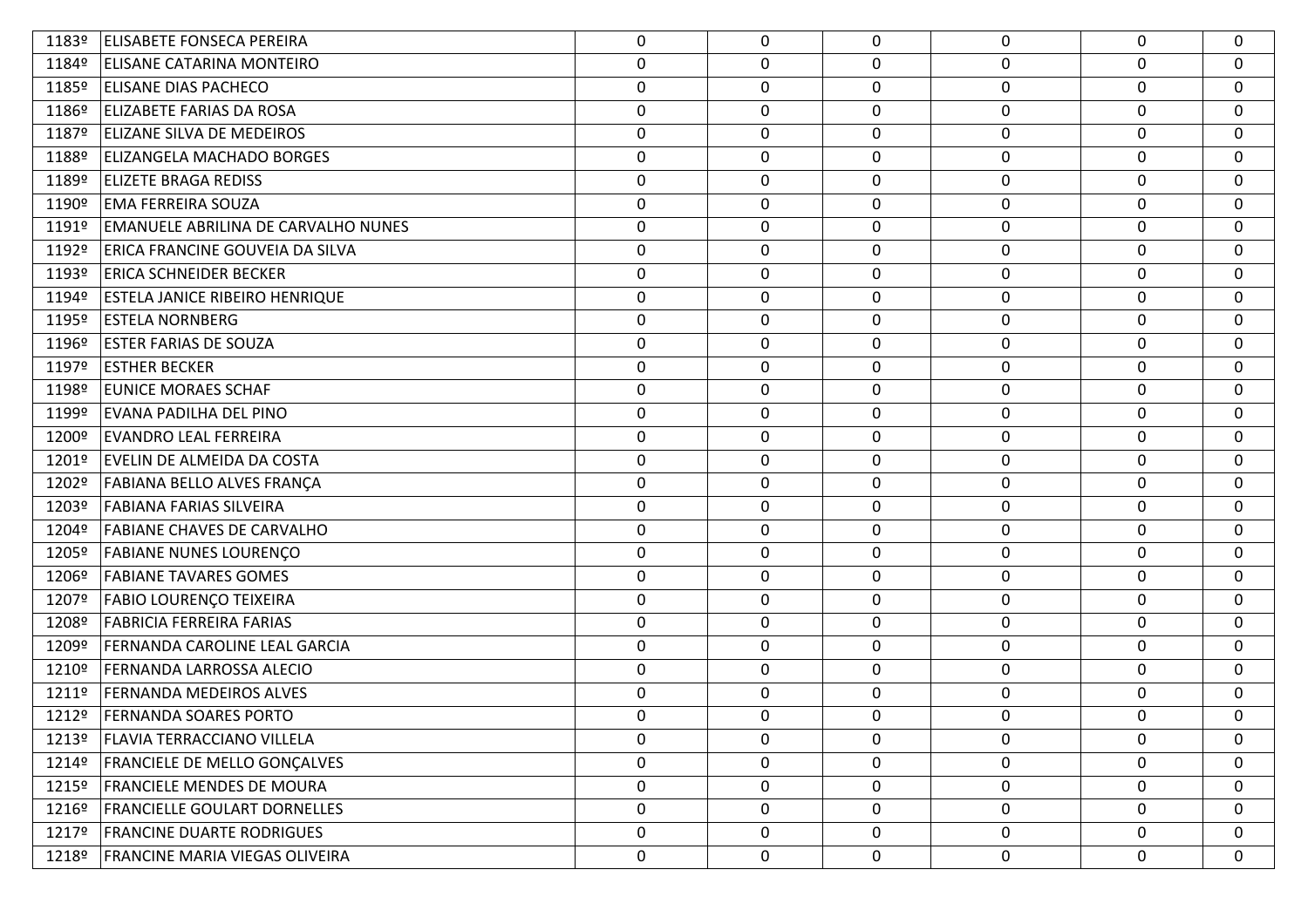| 1183º | ELISABETE FONSECA PEREIRA | 0 | 0 | 0 | 0 | 0 | 0 |
|---|---|---|---|---|---|---|---|
| 1184º | ELISANE CATARINA MONTEIRO | 0 | 0 | 0 | 0 | 0 | 0 |
| 1185º | ELISANE DIAS PACHECO | 0 | 0 | 0 | 0 | 0 | 0 |
| 1186º | ELIZABETE FARIAS DA ROSA | 0 | 0 | 0 | 0 | 0 | 0 |
| 1187º | ELIZANE SILVA DE MEDEIROS | 0 | 0 | 0 | 0 | 0 | 0 |
| 1188º | ELIZANGELA MACHADO BORGES | 0 | 0 | 0 | 0 | 0 | 0 |
| 1189º | ELIZETE BRAGA REDISS | 0 | 0 | 0 | 0 | 0 | 0 |
| 1190º | EMA FERREIRA SOUZA | 0 | 0 | 0 | 0 | 0 | 0 |
| 1191º | EMANUELE ABRILINA DE CARVALHO NUNES | 0 | 0 | 0 | 0 | 0 | 0 |
| 1192º | ERICA FRANCINE GOUVEIA DA SILVA | 0 | 0 | 0 | 0 | 0 | 0 |
| 1193º | ERICA SCHNEIDER BECKER | 0 | 0 | 0 | 0 | 0 | 0 |
| 1194º | ESTELA JANICE RIBEIRO HENRIQUE | 0 | 0 | 0 | 0 | 0 | 0 |
| 1195º | ESTELA NORNBERG | 0 | 0 | 0 | 0 | 0 | 0 |
| 1196º | ESTER FARIAS DE SOUZA | 0 | 0 | 0 | 0 | 0 | 0 |
| 1197º | ESTHER BECKER | 0 | 0 | 0 | 0 | 0 | 0 |
| 1198º | EUNICE MORAES SCHAF | 0 | 0 | 0 | 0 | 0 | 0 |
| 1199º | EVANA PADILHA DEL PINO | 0 | 0 | 0 | 0 | 0 | 0 |
| 1200º | EVANDRO LEAL FERREIRA | 0 | 0 | 0 | 0 | 0 | 0 |
| 1201º | EVELIN DE ALMEIDA DA COSTA | 0 | 0 | 0 | 0 | 0 | 0 |
| 1202º | FABIANA BELLO ALVES FRANÇA | 0 | 0 | 0 | 0 | 0 | 0 |
| 1203º | FABIANA FARIAS SILVEIRA | 0 | 0 | 0 | 0 | 0 | 0 |
| 1204º | FABIANE CHAVES DE CARVALHO | 0 | 0 | 0 | 0 | 0 | 0 |
| 1205º | FABIANE NUNES LOURENÇO | 0 | 0 | 0 | 0 | 0 | 0 |
| 1206º | FABIANE TAVARES GOMES | 0 | 0 | 0 | 0 | 0 | 0 |
| 1207º | FABIO LOURENÇO TEIXEIRA | 0 | 0 | 0 | 0 | 0 | 0 |
| 1208º | FABRICIA FERREIRA FARIAS | 0 | 0 | 0 | 0 | 0 | 0 |
| 1209º | FERNANDA CAROLINE LEAL GARCIA | 0 | 0 | 0 | 0 | 0 | 0 |
| 1210º | FERNANDA LARROSSA ALECIO | 0 | 0 | 0 | 0 | 0 | 0 |
| 1211º | FERNANDA MEDEIROS ALVES | 0 | 0 | 0 | 0 | 0 | 0 |
| 1212º | FERNANDA SOARES PORTO | 0 | 0 | 0 | 0 | 0 | 0 |
| 1213º | FLAVIA TERRACCIANO VILLELA | 0 | 0 | 0 | 0 | 0 | 0 |
| 1214º | FRANCIELE DE MELLO GONÇALVES | 0 | 0 | 0 | 0 | 0 | 0 |
| 1215º | FRANCIELE MENDES DE MOURA | 0 | 0 | 0 | 0 | 0 | 0 |
| 1216º | FRANCIELLE GOULART DORNELLES | 0 | 0 | 0 | 0 | 0 | 0 |
| 1217º | FRANCINE DUARTE RODRIGUES | 0 | 0 | 0 | 0 | 0 | 0 |
| 1218º | FRANCINE MARIA VIEGAS OLIVEIRA | 0 | 0 | 0 | 0 | 0 | 0 |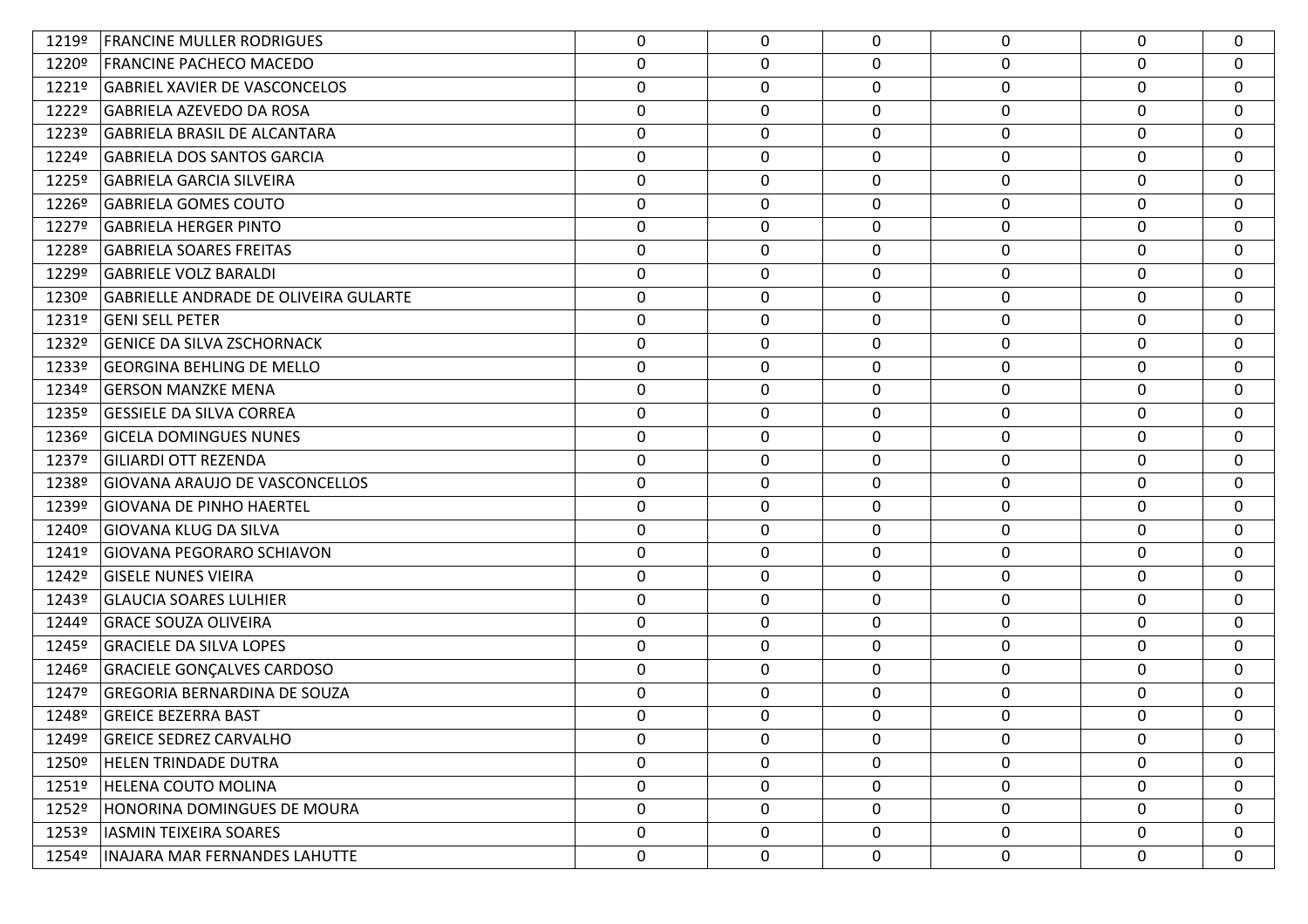| | | | | | | | |
|---|---|---|---|---|---|---|---|
| 1219º | FRANCINE MULLER RODRIGUES | 0 | 0 | 0 | 0 | 0 | 0 |
| 1220º | FRANCINE PACHECO MACEDO | 0 | 0 | 0 | 0 | 0 | 0 |
| 1221º | GABRIEL XAVIER DE VASCONCELOS | 0 | 0 | 0 | 0 | 0 | 0 |
| 1222º | GABRIELA AZEVEDO DA ROSA | 0 | 0 | 0 | 0 | 0 | 0 |
| 1223º | GABRIELA BRASIL DE ALCANTARA | 0 | 0 | 0 | 0 | 0 | 0 |
| 1224º | GABRIELA DOS SANTOS GARCIA | 0 | 0 | 0 | 0 | 0 | 0 |
| 1225º | GABRIELA GARCIA SILVEIRA | 0 | 0 | 0 | 0 | 0 | 0 |
| 1226º | GABRIELA GOMES COUTO | 0 | 0 | 0 | 0 | 0 | 0 |
| 1227º | GABRIELA HERGER PINTO | 0 | 0 | 0 | 0 | 0 | 0 |
| 1228º | GABRIELA SOARES FREITAS | 0 | 0 | 0 | 0 | 0 | 0 |
| 1229º | GABRIELE VOLZ BARALDI | 0 | 0 | 0 | 0 | 0 | 0 |
| 1230º | GABRIELLE ANDRADE DE OLIVEIRA GULARTE | 0 | 0 | 0 | 0 | 0 | 0 |
| 1231º | GENI SELL PETER | 0 | 0 | 0 | 0 | 0 | 0 |
| 1232º | GENICE DA SILVA ZSCHORNACK | 0 | 0 | 0 | 0 | 0 | 0 |
| 1233º | GEORGINA BEHLING DE MELLO | 0 | 0 | 0 | 0 | 0 | 0 |
| 1234º | GERSON MANZKE MENA | 0 | 0 | 0 | 0 | 0 | 0 |
| 1235º | GESSIELE DA SILVA CORREA | 0 | 0 | 0 | 0 | 0 | 0 |
| 1236º | GICELA DOMINGUES NUNES | 0 | 0 | 0 | 0 | 0 | 0 |
| 1237º | GILIARDI OTT REZENDA | 0 | 0 | 0 | 0 | 0 | 0 |
| 1238º | GIOVANA ARAUJO DE VASCONCELLOS | 0 | 0 | 0 | 0 | 0 | 0 |
| 1239º | GIOVANA DE PINHO HAERTEL | 0 | 0 | 0 | 0 | 0 | 0 |
| 1240º | GIOVANA KLUG DA SILVA | 0 | 0 | 0 | 0 | 0 | 0 |
| 1241º | GIOVANA PEGORARO SCHIAVON | 0 | 0 | 0 | 0 | 0 | 0 |
| 1242º | GISELE NUNES VIEIRA | 0 | 0 | 0 | 0 | 0 | 0 |
| 1243º | GLAUCIA SOARES LULHIER | 0 | 0 | 0 | 0 | 0 | 0 |
| 1244º | GRACE SOUZA OLIVEIRA | 0 | 0 | 0 | 0 | 0 | 0 |
| 1245º | GRACIELE DA SILVA LOPES | 0 | 0 | 0 | 0 | 0 | 0 |
| 1246º | GRACIELE GONÇALVES CARDOSO | 0 | 0 | 0 | 0 | 0 | 0 |
| 1247º | GREGORIA BERNARDINA DE SOUZA | 0 | 0 | 0 | 0 | 0 | 0 |
| 1248º | GREICE BEZERRA BAST | 0 | 0 | 0 | 0 | 0 | 0 |
| 1249º | GREICE SEDREZ CARVALHO | 0 | 0 | 0 | 0 | 0 | 0 |
| 1250º | HELEN TRINDADE DUTRA | 0 | 0 | 0 | 0 | 0 | 0 |
| 1251º | HELENA COUTO MOLINA | 0 | 0 | 0 | 0 | 0 | 0 |
| 1252º | HONORINA DOMINGUES DE MOURA | 0 | 0 | 0 | 0 | 0 | 0 |
| 1253º | IASMIN TEIXEIRA SOARES | 0 | 0 | 0 | 0 | 0 | 0 |
| 1254º | INAJARA MAR FERNANDES LAHUTTE | 0 | 0 | 0 | 0 | 0 | 0 |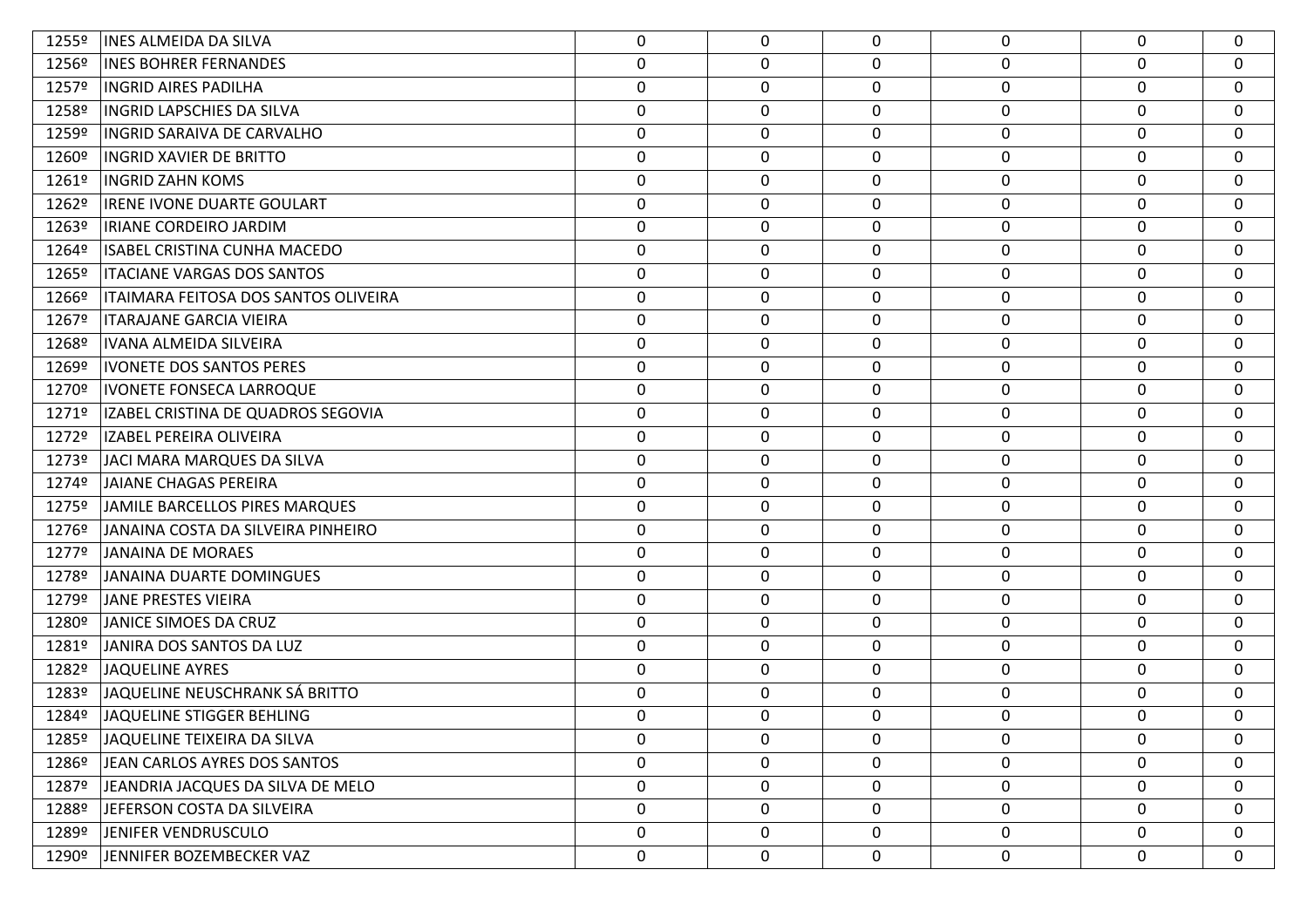| | | | | | | | |
|---|---|---|---|---|---|---|---|
| 1255º | INES ALMEIDA DA SILVA | 0 | 0 | 0 | 0 | 0 | 0 |
| 1256º | INES BOHRER FERNANDES | 0 | 0 | 0 | 0 | 0 | 0 |
| 1257º | INGRID AIRES PADILHA | 0 | 0 | 0 | 0 | 0 | 0 |
| 1258º | INGRID LAPSCHIES DA SILVA | 0 | 0 | 0 | 0 | 0 | 0 |
| 1259º | INGRID SARAIVA DE CARVALHO | 0 | 0 | 0 | 0 | 0 | 0 |
| 1260º | INGRID XAVIER DE BRITTO | 0 | 0 | 0 | 0 | 0 | 0 |
| 1261º | INGRID ZAHN KOMS | 0 | 0 | 0 | 0 | 0 | 0 |
| 1262º | IRENE IVONE DUARTE GOULART | 0 | 0 | 0 | 0 | 0 | 0 |
| 1263º | IRIANE CORDEIRO JARDIM | 0 | 0 | 0 | 0 | 0 | 0 |
| 1264º | ISABEL CRISTINA CUNHA MACEDO | 0 | 0 | 0 | 0 | 0 | 0 |
| 1265º | ITACIANE VARGAS DOS SANTOS | 0 | 0 | 0 | 0 | 0 | 0 |
| 1266º | ITAIMARA FEITOSA DOS SANTOS OLIVEIRA | 0 | 0 | 0 | 0 | 0 | 0 |
| 1267º | ITARAJANE GARCIA VIEIRA | 0 | 0 | 0 | 0 | 0 | 0 |
| 1268º | IVANA ALMEIDA SILVEIRA | 0 | 0 | 0 | 0 | 0 | 0 |
| 1269º | IVONETE DOS SANTOS PERES | 0 | 0 | 0 | 0 | 0 | 0 |
| 1270º | IVONETE FONSECA LARROQUE | 0 | 0 | 0 | 0 | 0 | 0 |
| 1271º | IZABEL CRISTINA DE QUADROS SEGOVIA | 0 | 0 | 0 | 0 | 0 | 0 |
| 1272º | IZABEL PEREIRA OLIVEIRA | 0 | 0 | 0 | 0 | 0 | 0 |
| 1273º | JACI MARA MARQUES DA SILVA | 0 | 0 | 0 | 0 | 0 | 0 |
| 1274º | JAIANE CHAGAS PEREIRA | 0 | 0 | 0 | 0 | 0 | 0 |
| 1275º | JAMILE BARCELLOS PIRES MARQUES | 0 | 0 | 0 | 0 | 0 | 0 |
| 1276º | JANAINA COSTA DA SILVEIRA PINHEIRO | 0 | 0 | 0 | 0 | 0 | 0 |
| 1277º | JANAINA DE MORAES | 0 | 0 | 0 | 0 | 0 | 0 |
| 1278º | JANAINA DUARTE DOMINGUES | 0 | 0 | 0 | 0 | 0 | 0 |
| 1279º | JANE PRESTES VIEIRA | 0 | 0 | 0 | 0 | 0 | 0 |
| 1280º | JANICE SIMOES DA CRUZ | 0 | 0 | 0 | 0 | 0 | 0 |
| 1281º | JANIRA DOS SANTOS DA LUZ | 0 | 0 | 0 | 0 | 0 | 0 |
| 1282º | JAQUELINE AYRES | 0 | 0 | 0 | 0 | 0 | 0 |
| 1283º | JAQUELINE NEUSCHRANK SÁ BRITTO | 0 | 0 | 0 | 0 | 0 | 0 |
| 1284º | JAQUELINE STIGGER BEHLING | 0 | 0 | 0 | 0 | 0 | 0 |
| 1285º | JAQUELINE TEIXEIRA DA SILVA | 0 | 0 | 0 | 0 | 0 | 0 |
| 1286º | JEAN CARLOS AYRES DOS SANTOS | 0 | 0 | 0 | 0 | 0 | 0 |
| 1287º | JEANDRIA JACQUES DA SILVA DE MELO | 0 | 0 | 0 | 0 | 0 | 0 |
| 1288º | JEFERSON COSTA DA SILVEIRA | 0 | 0 | 0 | 0 | 0 | 0 |
| 1289º | JENIFER VENDRUSCULO | 0 | 0 | 0 | 0 | 0 | 0 |
| 1290º | JENNIFER BOZEMBECKER VAZ | 0 | 0 | 0 | 0 | 0 | 0 |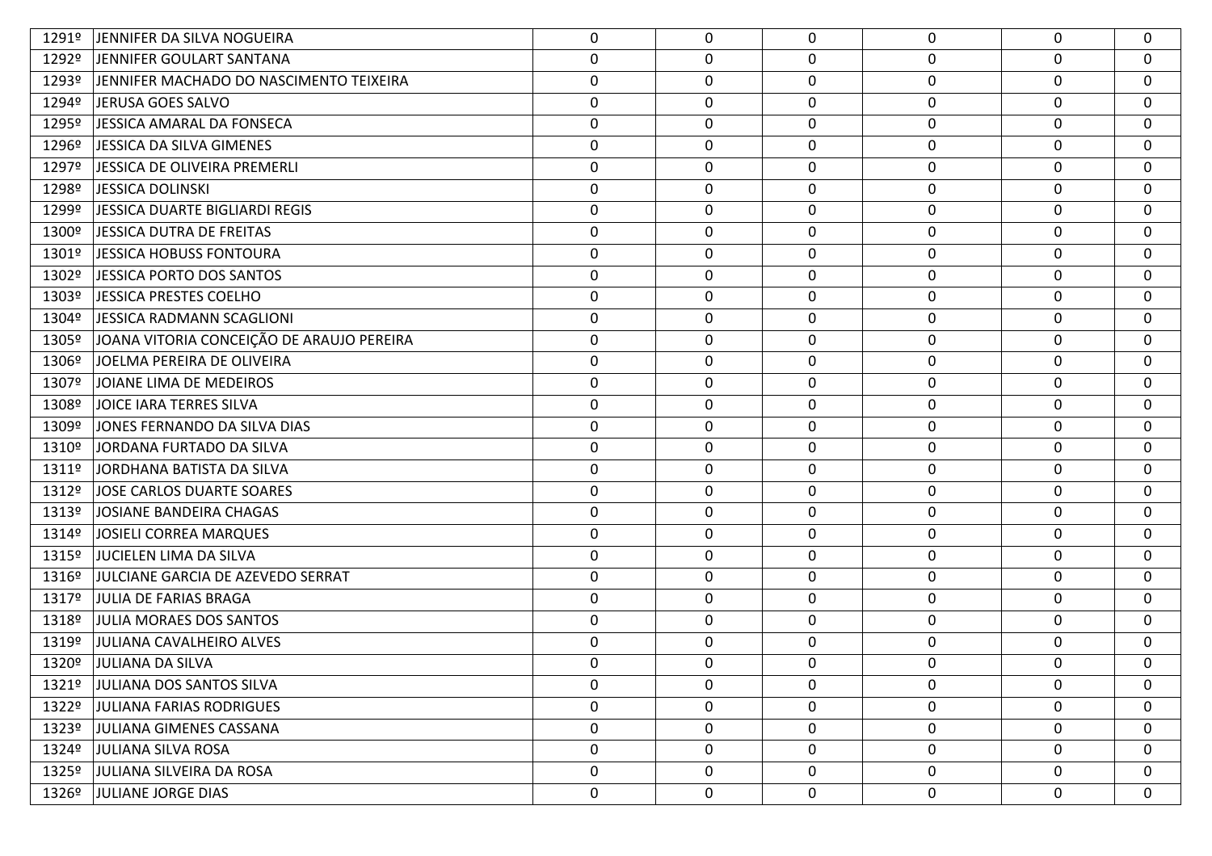| | | | | | | | |
|---|---|---|---|---|---|---|---|
| 1291º | JENNIFER DA SILVA NOGUEIRA | 0 | 0 | 0 | 0 | 0 | 0 |
| 1292º | JENNIFER GOULART SANTANA | 0 | 0 | 0 | 0 | 0 | 0 |
| 1293º | JENNIFER MACHADO DO NASCIMENTO TEIXEIRA | 0 | 0 | 0 | 0 | 0 | 0 |
| 1294º | JERUSA GOES SALVO | 0 | 0 | 0 | 0 | 0 | 0 |
| 1295º | JESSICA AMARAL DA FONSECA | 0 | 0 | 0 | 0 | 0 | 0 |
| 1296º | JESSICA DA SILVA GIMENES | 0 | 0 | 0 | 0 | 0 | 0 |
| 1297º | JESSICA DE OLIVEIRA PREMERLI | 0 | 0 | 0 | 0 | 0 | 0 |
| 1298º | JESSICA DOLINSKI | 0 | 0 | 0 | 0 | 0 | 0 |
| 1299º | JESSICA DUARTE BIGLIARDI REGIS | 0 | 0 | 0 | 0 | 0 | 0 |
| 1300º | JESSICA DUTRA DE FREITAS | 0 | 0 | 0 | 0 | 0 | 0 |
| 1301º | JESSICA HOBUSS FONTOURA | 0 | 0 | 0 | 0 | 0 | 0 |
| 1302º | JESSICA PORTO DOS SANTOS | 0 | 0 | 0 | 0 | 0 | 0 |
| 1303º | JESSICA PRESTES COELHO | 0 | 0 | 0 | 0 | 0 | 0 |
| 1304º | JESSICA RADMANN SCAGLIONI | 0 | 0 | 0 | 0 | 0 | 0 |
| 1305º | JOANA VITORIA CONCEIÇÃO DE ARAUJO PEREIRA | 0 | 0 | 0 | 0 | 0 | 0 |
| 1306º | JOELMA PEREIRA DE OLIVEIRA | 0 | 0 | 0 | 0 | 0 | 0 |
| 1307º | JOIANE LIMA DE MEDEIROS | 0 | 0 | 0 | 0 | 0 | 0 |
| 1308º | JOICE IARA TERRES SILVA | 0 | 0 | 0 | 0 | 0 | 0 |
| 1309º | JONES FERNANDO DA SILVA DIAS | 0 | 0 | 0 | 0 | 0 | 0 |
| 1310º | JORDANA FURTADO DA SILVA | 0 | 0 | 0 | 0 | 0 | 0 |
| 1311º | JORDHANA BATISTA DA SILVA | 0 | 0 | 0 | 0 | 0 | 0 |
| 1312º | JOSE CARLOS DUARTE SOARES | 0 | 0 | 0 | 0 | 0 | 0 |
| 1313º | JOSIANE BANDEIRA CHAGAS | 0 | 0 | 0 | 0 | 0 | 0 |
| 1314º | JOSIELI CORREA MARQUES | 0 | 0 | 0 | 0 | 0 | 0 |
| 1315º | JUCIELEN LIMA DA SILVA | 0 | 0 | 0 | 0 | 0 | 0 |
| 1316º | JULCIANE GARCIA DE AZEVEDO SERRAT | 0 | 0 | 0 | 0 | 0 | 0 |
| 1317º | JULIA DE FARIAS BRAGA | 0 | 0 | 0 | 0 | 0 | 0 |
| 1318º | JULIA MORAES DOS SANTOS | 0 | 0 | 0 | 0 | 0 | 0 |
| 1319º | JULIANA CAVALHEIRO ALVES | 0 | 0 | 0 | 0 | 0 | 0 |
| 1320º | JULIANA DA SILVA | 0 | 0 | 0 | 0 | 0 | 0 |
| 1321º | JULIANA DOS SANTOS SILVA | 0 | 0 | 0 | 0 | 0 | 0 |
| 1322º | JULIANA FARIAS RODRIGUES | 0 | 0 | 0 | 0 | 0 | 0 |
| 1323º | JULIANA GIMENES CASSANA | 0 | 0 | 0 | 0 | 0 | 0 |
| 1324º | JULIANA SILVA ROSA | 0 | 0 | 0 | 0 | 0 | 0 |
| 1325º | JULIANA SILVEIRA DA ROSA | 0 | 0 | 0 | 0 | 0 | 0 |
| 1326º | JULIANE JORGE DIAS | 0 | 0 | 0 | 0 | 0 | 0 |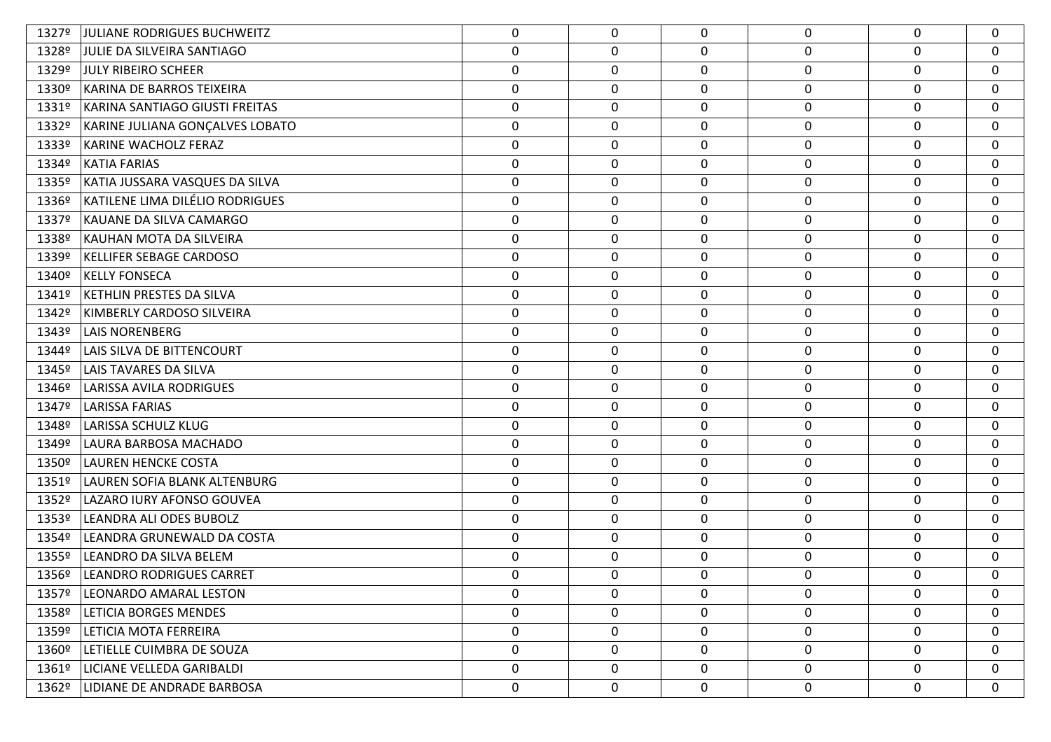| 1327º | JULIANE RODRIGUES BUCHWEITZ | 0 | 0 | 0 | 0 | 0 | 0 |
|---|---|---|---|---|---|---|---|
| 1328º | JULIE DA SILVEIRA SANTIAGO | 0 | 0 | 0 | 0 | 0 | 0 |
| 1329º | JULY RIBEIRO SCHEER | 0 | 0 | 0 | 0 | 0 | 0 |
| 1330º | KARINA DE BARROS TEIXEIRA | 0 | 0 | 0 | 0 | 0 | 0 |
| 1331º | KARINA SANTIAGO GIUSTI FREITAS | 0 | 0 | 0 | 0 | 0 | 0 |
| 1332º | KARINE JULIANA GONÇALVES LOBATO | 0 | 0 | 0 | 0 | 0 | 0 |
| 1333º | KARINE WACHOLZ FERAZ | 0 | 0 | 0 | 0 | 0 | 0 |
| 1334º | KATIA FARIAS | 0 | 0 | 0 | 0 | 0 | 0 |
| 1335º | KATIA JUSSARA VASQUES DA SILVA | 0 | 0 | 0 | 0 | 0 | 0 |
| 1336º | KATILENE LIMA DILÉLIO RODRIGUES | 0 | 0 | 0 | 0 | 0 | 0 |
| 1337º | KAUANE DA SILVA CAMARGO | 0 | 0 | 0 | 0 | 0 | 0 |
| 1338º | KAUHAN MOTA DA SILVEIRA | 0 | 0 | 0 | 0 | 0 | 0 |
| 1339º | KELLIFER SEBAGE CARDOSO | 0 | 0 | 0 | 0 | 0 | 0 |
| 1340º | KELLY FONSECA | 0 | 0 | 0 | 0 | 0 | 0 |
| 1341º | KETHLIN PRESTES DA SILVA | 0 | 0 | 0 | 0 | 0 | 0 |
| 1342º | KIMBERLY CARDOSO SILVEIRA | 0 | 0 | 0 | 0 | 0 | 0 |
| 1343º | LAIS NORENBERG | 0 | 0 | 0 | 0 | 0 | 0 |
| 1344º | LAIS SILVA DE BITTENCOURT | 0 | 0 | 0 | 0 | 0 | 0 |
| 1345º | LAIS TAVARES DA SILVA | 0 | 0 | 0 | 0 | 0 | 0 |
| 1346º | LARISSA AVILA RODRIGUES | 0 | 0 | 0 | 0 | 0 | 0 |
| 1347º | LARISSA FARIAS | 0 | 0 | 0 | 0 | 0 | 0 |
| 1348º | LARISSA SCHULZ KLUG | 0 | 0 | 0 | 0 | 0 | 0 |
| 1349º | LAURA BARBOSA MACHADO | 0 | 0 | 0 | 0 | 0 | 0 |
| 1350º | LAUREN HENCKE COSTA | 0 | 0 | 0 | 0 | 0 | 0 |
| 1351º | LAUREN SOFIA BLANK ALTENBURG | 0 | 0 | 0 | 0 | 0 | 0 |
| 1352º | LAZARO IURY AFONSO GOUVEA | 0 | 0 | 0 | 0 | 0 | 0 |
| 1353º | LEANDRA ALI ODES BUBOLZ | 0 | 0 | 0 | 0 | 0 | 0 |
| 1354º | LEANDRA GRUNEWALD DA COSTA | 0 | 0 | 0 | 0 | 0 | 0 |
| 1355º | LEANDRO DA SILVA BELEM | 0 | 0 | 0 | 0 | 0 | 0 |
| 1356º | LEANDRO RODRIGUES CARRET | 0 | 0 | 0 | 0 | 0 | 0 |
| 1357º | LEONARDO AMARAL LESTON | 0 | 0 | 0 | 0 | 0 | 0 |
| 1358º | LETICIA BORGES MENDES | 0 | 0 | 0 | 0 | 0 | 0 |
| 1359º | LETICIA MOTA FERREIRA | 0 | 0 | 0 | 0 | 0 | 0 |
| 1360º | LETIELLE CUIMBRA DE SOUZA | 0 | 0 | 0 | 0 | 0 | 0 |
| 1361º | LICIANE VELLEDA GARIBALDI | 0 | 0 | 0 | 0 | 0 | 0 |
| 1362º | LIDIANE DE ANDRADE BARBOSA | 0 | 0 | 0 | 0 | 0 | 0 |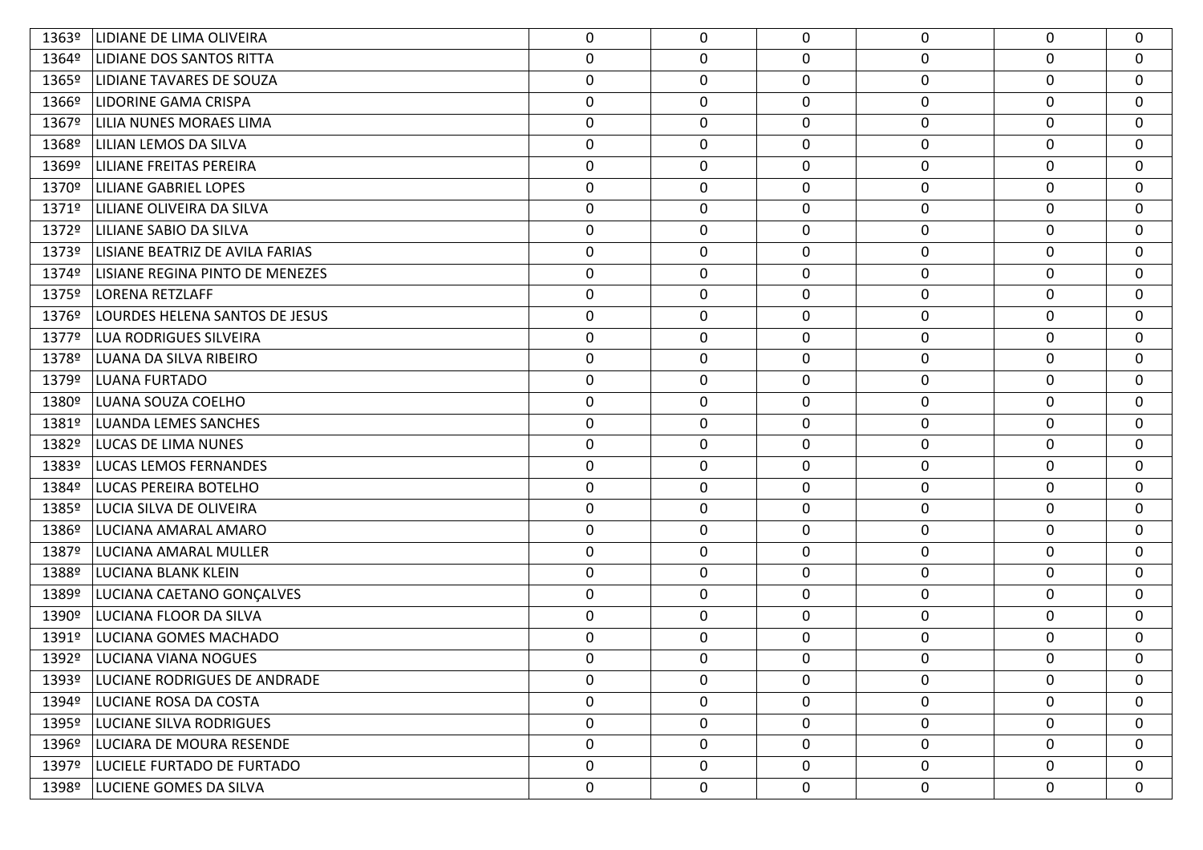| | | | | | | | |
|---|---|---|---|---|---|---|---|
| 1363º | LIDIANE DE LIMA OLIVEIRA | 0 | 0 | 0 | 0 | 0 | 0 |
| 1364º | LIDIANE DOS SANTOS RITTA | 0 | 0 | 0 | 0 | 0 | 0 |
| 1365º | LIDIANE TAVARES DE SOUZA | 0 | 0 | 0 | 0 | 0 | 0 |
| 1366º | LIDORINE GAMA CRISPA | 0 | 0 | 0 | 0 | 0 | 0 |
| 1367º | LILIA NUNES MORAES LIMA | 0 | 0 | 0 | 0 | 0 | 0 |
| 1368º | LILIAN LEMOS DA SILVA | 0 | 0 | 0 | 0 | 0 | 0 |
| 1369º | LILIANE FREITAS PEREIRA | 0 | 0 | 0 | 0 | 0 | 0 |
| 1370º | LILIANE GABRIEL LOPES | 0 | 0 | 0 | 0 | 0 | 0 |
| 1371º | LILIANE OLIVEIRA DA SILVA | 0 | 0 | 0 | 0 | 0 | 0 |
| 1372º | LILIANE SABIO DA SILVA | 0 | 0 | 0 | 0 | 0 | 0 |
| 1373º | LISIANE BEATRIZ DE AVILA FARIAS | 0 | 0 | 0 | 0 | 0 | 0 |
| 1374º | LISIANE REGINA PINTO DE MENEZES | 0 | 0 | 0 | 0 | 0 | 0 |
| 1375º | LORENA RETZLAFF | 0 | 0 | 0 | 0 | 0 | 0 |
| 1376º | LOURDES HELENA SANTOS DE JESUS | 0 | 0 | 0 | 0 | 0 | 0 |
| 1377º | LUA RODRIGUES SILVEIRA | 0 | 0 | 0 | 0 | 0 | 0 |
| 1378º | LUANA DA SILVA RIBEIRO | 0 | 0 | 0 | 0 | 0 | 0 |
| 1379º | LUANA FURTADO | 0 | 0 | 0 | 0 | 0 | 0 |
| 1380º | LUANA SOUZA COELHO | 0 | 0 | 0 | 0 | 0 | 0 |
| 1381º | LUANDA LEMES SANCHES | 0 | 0 | 0 | 0 | 0 | 0 |
| 1382º | LUCAS DE LIMA NUNES | 0 | 0 | 0 | 0 | 0 | 0 |
| 1383º | LUCAS LEMOS FERNANDES | 0 | 0 | 0 | 0 | 0 | 0 |
| 1384º | LUCAS PEREIRA BOTELHO | 0 | 0 | 0 | 0 | 0 | 0 |
| 1385º | LUCIA SILVA DE OLIVEIRA | 0 | 0 | 0 | 0 | 0 | 0 |
| 1386º | LUCIANA AMARAL AMARO | 0 | 0 | 0 | 0 | 0 | 0 |
| 1387º | LUCIANA AMARAL MULLER | 0 | 0 | 0 | 0 | 0 | 0 |
| 1388º | LUCIANA BLANK KLEIN | 0 | 0 | 0 | 0 | 0 | 0 |
| 1389º | LUCIANA CAETANO GONÇALVES | 0 | 0 | 0 | 0 | 0 | 0 |
| 1390º | LUCIANA FLOOR DA SILVA | 0 | 0 | 0 | 0 | 0 | 0 |
| 1391º | LUCIANA GOMES MACHADO | 0 | 0 | 0 | 0 | 0 | 0 |
| 1392º | LUCIANA VIANA NOGUES | 0 | 0 | 0 | 0 | 0 | 0 |
| 1393º | LUCIANE RODRIGUES DE ANDRADE | 0 | 0 | 0 | 0 | 0 | 0 |
| 1394º | LUCIANE ROSA DA COSTA | 0 | 0 | 0 | 0 | 0 | 0 |
| 1395º | LUCIANE SILVA RODRIGUES | 0 | 0 | 0 | 0 | 0 | 0 |
| 1396º | LUCIARA DE MOURA RESENDE | 0 | 0 | 0 | 0 | 0 | 0 |
| 1397º | LUCIELE FURTADO DE FURTADO | 0 | 0 | 0 | 0 | 0 | 0 |
| 1398º | LUCIENE GOMES DA SILVA | 0 | 0 | 0 | 0 | 0 | 0 |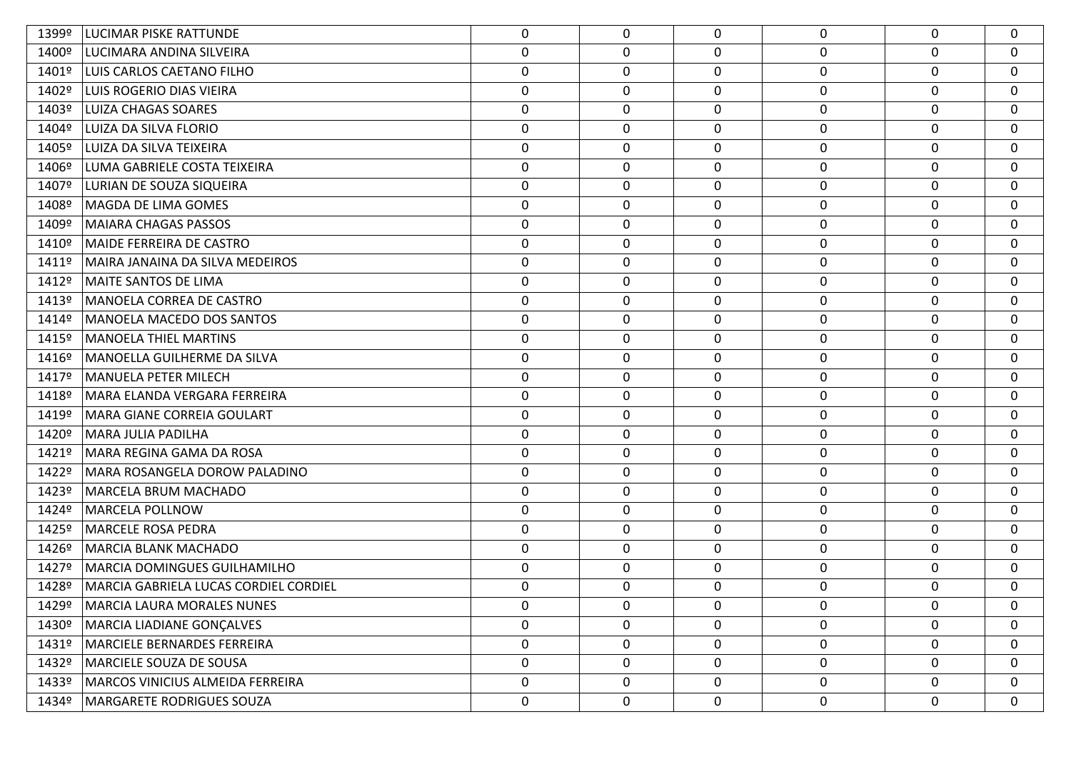| | | | | | | | |
|---|---|---|---|---|---|---|---|
| 1399º | LUCIMAR PISKE RATTUNDE | 0 | 0 | 0 | 0 | 0 | 0 |
| 1400º | LUCIMARA ANDINA SILVEIRA | 0 | 0 | 0 | 0 | 0 | 0 |
| 1401º | LUIS CARLOS CAETANO FILHO | 0 | 0 | 0 | 0 | 0 | 0 |
| 1402º | LUIS ROGERIO DIAS VIEIRA | 0 | 0 | 0 | 0 | 0 | 0 |
| 1403º | LUIZA CHAGAS SOARES | 0 | 0 | 0 | 0 | 0 | 0 |
| 1404º | LUIZA DA SILVA FLORIO | 0 | 0 | 0 | 0 | 0 | 0 |
| 1405º | LUIZA DA SILVA TEIXEIRA | 0 | 0 | 0 | 0 | 0 | 0 |
| 1406º | LUMA GABRIELE COSTA TEIXEIRA | 0 | 0 | 0 | 0 | 0 | 0 |
| 1407º | LURIAN DE SOUZA SIQUEIRA | 0 | 0 | 0 | 0 | 0 | 0 |
| 1408º | MAGDA DE LIMA GOMES | 0 | 0 | 0 | 0 | 0 | 0 |
| 1409º | MAIARA CHAGAS PASSOS | 0 | 0 | 0 | 0 | 0 | 0 |
| 1410º | MAIDE FERREIRA DE CASTRO | 0 | 0 | 0 | 0 | 0 | 0 |
| 1411º | MAIRA JANAINA DA SILVA MEDEIROS | 0 | 0 | 0 | 0 | 0 | 0 |
| 1412º | MAITE SANTOS DE LIMA | 0 | 0 | 0 | 0 | 0 | 0 |
| 1413º | MANOELA CORREA DE CASTRO | 0 | 0 | 0 | 0 | 0 | 0 |
| 1414º | MANOELA MACEDO DOS SANTOS | 0 | 0 | 0 | 0 | 0 | 0 |
| 1415º | MANOELA THIEL MARTINS | 0 | 0 | 0 | 0 | 0 | 0 |
| 1416º | MANOELLA GUILHERME DA SILVA | 0 | 0 | 0 | 0 | 0 | 0 |
| 1417º | MANUELA PETER MILECH | 0 | 0 | 0 | 0 | 0 | 0 |
| 1418º | MARA ELANDA VERGARA FERREIRA | 0 | 0 | 0 | 0 | 0 | 0 |
| 1419º | MARA GIANE CORREIA GOULART | 0 | 0 | 0 | 0 | 0 | 0 |
| 1420º | MARA JULIA PADILHA | 0 | 0 | 0 | 0 | 0 | 0 |
| 1421º | MARA REGINA GAMA DA ROSA | 0 | 0 | 0 | 0 | 0 | 0 |
| 1422º | MARA ROSANGELA DOROW PALADINO | 0 | 0 | 0 | 0 | 0 | 0 |
| 1423º | MARCELA BRUM MACHADO | 0 | 0 | 0 | 0 | 0 | 0 |
| 1424º | MARCELA POLLNOW | 0 | 0 | 0 | 0 | 0 | 0 |
| 1425º | MARCELE ROSA PEDRA | 0 | 0 | 0 | 0 | 0 | 0 |
| 1426º | MARCIA BLANK MACHADO | 0 | 0 | 0 | 0 | 0 | 0 |
| 1427º | MARCIA DOMINGUES GUILHAMILHO | 0 | 0 | 0 | 0 | 0 | 0 |
| 1428º | MARCIA GABRIELA LUCAS CORDIEL CORDIEL | 0 | 0 | 0 | 0 | 0 | 0 |
| 1429º | MARCIA LAURA MORALES NUNES | 0 | 0 | 0 | 0 | 0 | 0 |
| 1430º | MARCIA LIADIANE GONÇALVES | 0 | 0 | 0 | 0 | 0 | 0 |
| 1431º | MARCIELE BERNARDES FERREIRA | 0 | 0 | 0 | 0 | 0 | 0 |
| 1432º | MARCIELE SOUZA DE SOUSA | 0 | 0 | 0 | 0 | 0 | 0 |
| 1433º | MARCOS VINICIUS ALMEIDA FERREIRA | 0 | 0 | 0 | 0 | 0 | 0 |
| 1434º | MARGARETE RODRIGUES SOUZA | 0 | 0 | 0 | 0 | 0 | 0 |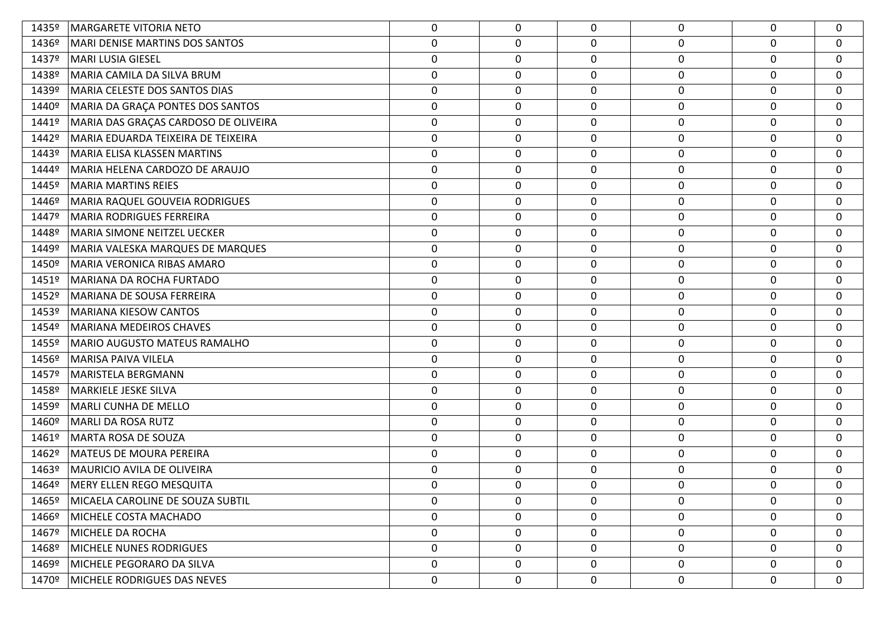| | | | | | | | |
|---|---|---|---|---|---|---|---|
| 1435º | MARGARETE VITORIA NETO | 0 | 0 | 0 | 0 | 0 | 0 |
| 1436º | MARI DENISE MARTINS DOS SANTOS | 0 | 0 | 0 | 0 | 0 | 0 |
| 1437º | MARI LUSIA GIESEL | 0 | 0 | 0 | 0 | 0 | 0 |
| 1438º | MARIA CAMILA DA SILVA BRUM | 0 | 0 | 0 | 0 | 0 | 0 |
| 1439º | MARIA CELESTE DOS SANTOS DIAS | 0 | 0 | 0 | 0 | 0 | 0 |
| 1440º | MARIA DA GRAÇA PONTES DOS SANTOS | 0 | 0 | 0 | 0 | 0 | 0 |
| 1441º | MARIA DAS GRAÇAS CARDOSO DE OLIVEIRA | 0 | 0 | 0 | 0 | 0 | 0 |
| 1442º | MARIA EDUARDA TEIXEIRA DE TEIXEIRA | 0 | 0 | 0 | 0 | 0 | 0 |
| 1443º | MARIA ELISA KLASSEN MARTINS | 0 | 0 | 0 | 0 | 0 | 0 |
| 1444º | MARIA HELENA CARDOZO DE ARAUJO | 0 | 0 | 0 | 0 | 0 | 0 |
| 1445º | MARIA MARTINS REIES | 0 | 0 | 0 | 0 | 0 | 0 |
| 1446º | MARIA RAQUEL GOUVEIA RODRIGUES | 0 | 0 | 0 | 0 | 0 | 0 |
| 1447º | MARIA RODRIGUES FERREIRA | 0 | 0 | 0 | 0 | 0 | 0 |
| 1448º | MARIA SIMONE NEITZEL UECKER | 0 | 0 | 0 | 0 | 0 | 0 |
| 1449º | MARIA VALESKA MARQUES DE MARQUES | 0 | 0 | 0 | 0 | 0 | 0 |
| 1450º | MARIA VERONICA RIBAS AMARO | 0 | 0 | 0 | 0 | 0 | 0 |
| 1451º | MARIANA DA ROCHA FURTADO | 0 | 0 | 0 | 0 | 0 | 0 |
| 1452º | MARIANA DE SOUSA FERREIRA | 0 | 0 | 0 | 0 | 0 | 0 |
| 1453º | MARIANA KIESOW CANTOS | 0 | 0 | 0 | 0 | 0 | 0 |
| 1454º | MARIANA MEDEIROS CHAVES | 0 | 0 | 0 | 0 | 0 | 0 |
| 1455º | MARIO AUGUSTO MATEUS RAMALHO | 0 | 0 | 0 | 0 | 0 | 0 |
| 1456º | MARISA PAIVA VILELA | 0 | 0 | 0 | 0 | 0 | 0 |
| 1457º | MARISTELA BERGMANN | 0 | 0 | 0 | 0 | 0 | 0 |
| 1458º | MARKIELE JESKE SILVA | 0 | 0 | 0 | 0 | 0 | 0 |
| 1459º | MARLI CUNHA DE MELLO | 0 | 0 | 0 | 0 | 0 | 0 |
| 1460º | MARLI DA ROSA RUTZ | 0 | 0 | 0 | 0 | 0 | 0 |
| 1461º | MARTA ROSA DE SOUZA | 0 | 0 | 0 | 0 | 0 | 0 |
| 1462º | MATEUS DE MOURA PEREIRA | 0 | 0 | 0 | 0 | 0 | 0 |
| 1463º | MAURICIO AVILA DE OLIVEIRA | 0 | 0 | 0 | 0 | 0 | 0 |
| 1464º | MERY ELLEN REGO MESQUITA | 0 | 0 | 0 | 0 | 0 | 0 |
| 1465º | MICAELA CAROLINE DE SOUZA SUBTIL | 0 | 0 | 0 | 0 | 0 | 0 |
| 1466º | MICHELE COSTA MACHADO | 0 | 0 | 0 | 0 | 0 | 0 |
| 1467º | MICHELE DA ROCHA | 0 | 0 | 0 | 0 | 0 | 0 |
| 1468º | MICHELE NUNES RODRIGUES | 0 | 0 | 0 | 0 | 0 | 0 |
| 1469º | MICHELE PEGORARO DA SILVA | 0 | 0 | 0 | 0 | 0 | 0 |
| 1470º | MICHELE RODRIGUES DAS NEVES | 0 | 0 | 0 | 0 | 0 | 0 |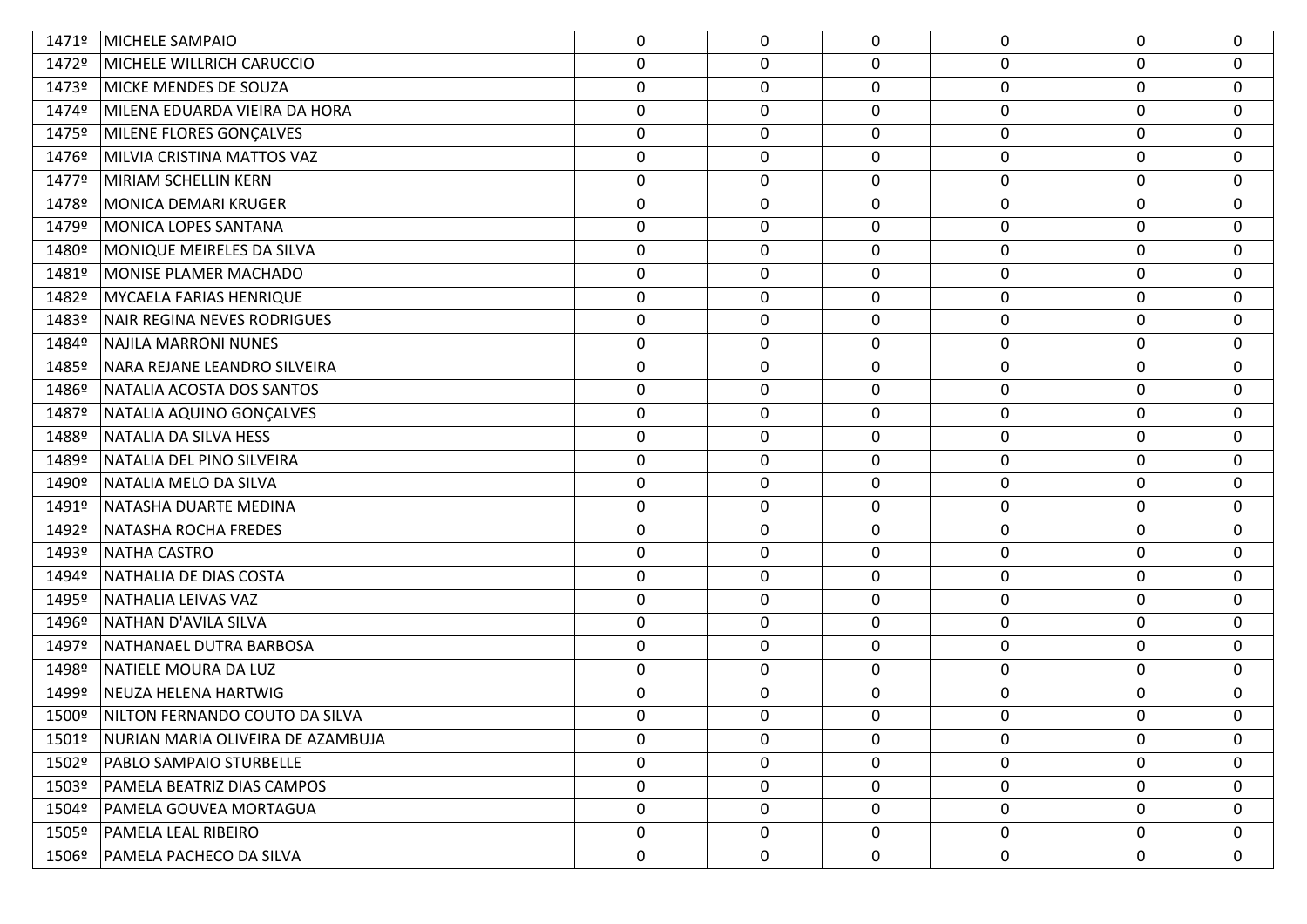| 1471º | MICHELE SAMPAIO | 0 | 0 | 0 | 0 | 0 | 0 |
|---|---|---|---|---|---|---|---|
| 1472º | MICHELE WILLRICH CARUCCIO | 0 | 0 | 0 | 0 | 0 | 0 |
| 1473º | MICKE MENDES DE SOUZA | 0 | 0 | 0 | 0 | 0 | 0 |
| 1474º | MILENA EDUARDA VIEIRA DA HORA | 0 | 0 | 0 | 0 | 0 | 0 |
| 1475º | MILENE FLORES GONÇALVES | 0 | 0 | 0 | 0 | 0 | 0 |
| 1476º | MILVIA CRISTINA MATTOS VAZ | 0 | 0 | 0 | 0 | 0 | 0 |
| 1477º | MIRIAM SCHELLIN KERN | 0 | 0 | 0 | 0 | 0 | 0 |
| 1478º | MONICA DEMARI KRUGER | 0 | 0 | 0 | 0 | 0 | 0 |
| 1479º | MONICA LOPES SANTANA | 0 | 0 | 0 | 0 | 0 | 0 |
| 1480º | MONIQUE MEIRELES DA SILVA | 0 | 0 | 0 | 0 | 0 | 0 |
| 1481º | MONISE PLAMER MACHADO | 0 | 0 | 0 | 0 | 0 | 0 |
| 1482º | MYCAELA FARIAS HENRIQUE | 0 | 0 | 0 | 0 | 0 | 0 |
| 1483º | NAIR REGINA NEVES RODRIGUES | 0 | 0 | 0 | 0 | 0 | 0 |
| 1484º | NAJILA MARRONI NUNES | 0 | 0 | 0 | 0 | 0 | 0 |
| 1485º | NARA REJANE LEANDRO SILVEIRA | 0 | 0 | 0 | 0 | 0 | 0 |
| 1486º | NATALIA ACOSTA DOS SANTOS | 0 | 0 | 0 | 0 | 0 | 0 |
| 1487º | NATALIA AQUINO GONÇALVES | 0 | 0 | 0 | 0 | 0 | 0 |
| 1488º | NATALIA DA SILVA HESS | 0 | 0 | 0 | 0 | 0 | 0 |
| 1489º | NATALIA DEL PINO SILVEIRA | 0 | 0 | 0 | 0 | 0 | 0 |
| 1490º | NATALIA MELO DA SILVA | 0 | 0 | 0 | 0 | 0 | 0 |
| 1491º | NATASHA DUARTE MEDINA | 0 | 0 | 0 | 0 | 0 | 0 |
| 1492º | NATASHA ROCHA FREDES | 0 | 0 | 0 | 0 | 0 | 0 |
| 1493º | NATHA CASTRO | 0 | 0 | 0 | 0 | 0 | 0 |
| 1494º | NATHALIA DE DIAS COSTA | 0 | 0 | 0 | 0 | 0 | 0 |
| 1495º | NATHALIA LEIVAS VAZ | 0 | 0 | 0 | 0 | 0 | 0 |
| 1496º | NATHAN D'AVILA SILVA | 0 | 0 | 0 | 0 | 0 | 0 |
| 1497º | NATHANAEL DUTRA BARBOSA | 0 | 0 | 0 | 0 | 0 | 0 |
| 1498º | NATIELE MOURA DA LUZ | 0 | 0 | 0 | 0 | 0 | 0 |
| 1499º | NEUZA HELENA HARTWIG | 0 | 0 | 0 | 0 | 0 | 0 |
| 1500º | NILTON FERNANDO COUTO DA SILVA | 0 | 0 | 0 | 0 | 0 | 0 |
| 1501º | NURIAN MARIA OLIVEIRA DE AZAMBUJA | 0 | 0 | 0 | 0 | 0 | 0 |
| 1502º | PABLO SAMPAIO STURBELLE | 0 | 0 | 0 | 0 | 0 | 0 |
| 1503º | PAMELA BEATRIZ DIAS CAMPOS | 0 | 0 | 0 | 0 | 0 | 0 |
| 1504º | PAMELA GOUVEA MORTAGUA | 0 | 0 | 0 | 0 | 0 | 0 |
| 1505º | PAMELA LEAL RIBEIRO | 0 | 0 | 0 | 0 | 0 | 0 |
| 1506º | PAMELA PACHECO DA SILVA | 0 | 0 | 0 | 0 | 0 | 0 |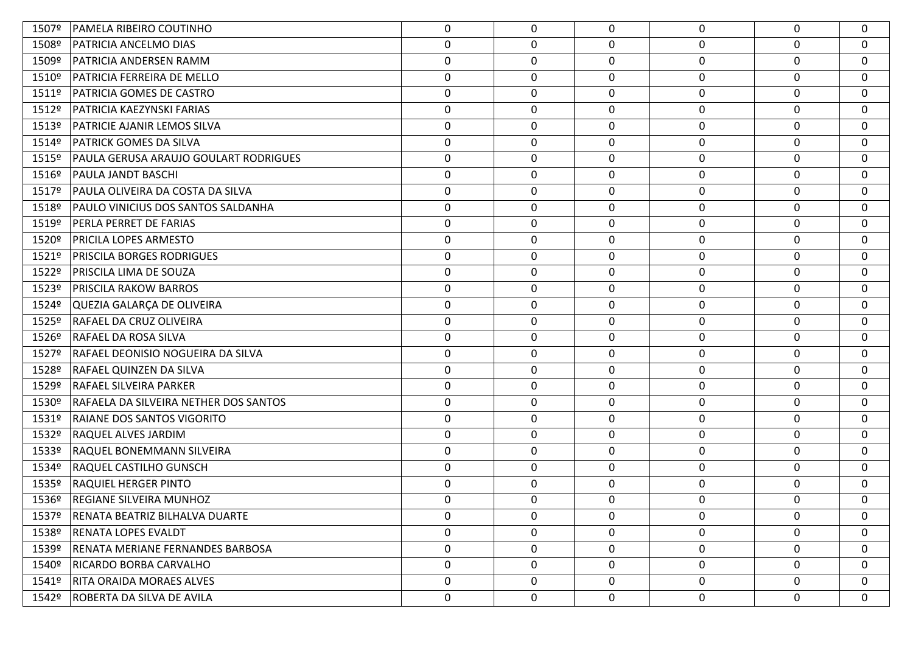| | | | | | | | |
|---|---|---|---|---|---|---|---|
| 1507º | PAMELA RIBEIRO COUTINHO | 0 | 0 | 0 | 0 | 0 | 0 |
| 1508º | PATRICIA ANCELMO DIAS | 0 | 0 | 0 | 0 | 0 | 0 |
| 1509º | PATRICIA ANDERSEN RAMM | 0 | 0 | 0 | 0 | 0 | 0 |
| 1510º | PATRICIA FERREIRA DE MELLO | 0 | 0 | 0 | 0 | 0 | 0 |
| 1511º | PATRICIA GOMES DE CASTRO | 0 | 0 | 0 | 0 | 0 | 0 |
| 1512º | PATRICIA KAEZYNSKI FARIAS | 0 | 0 | 0 | 0 | 0 | 0 |
| 1513º | PATRICIE AJANIR LEMOS SILVA | 0 | 0 | 0 | 0 | 0 | 0 |
| 1514º | PATRICK GOMES DA SILVA | 0 | 0 | 0 | 0 | 0 | 0 |
| 1515º | PAULA GERUSA ARAUJO GOULART RODRIGUES | 0 | 0 | 0 | 0 | 0 | 0 |
| 1516º | PAULA JANDT BASCHI | 0 | 0 | 0 | 0 | 0 | 0 |
| 1517º | PAULA OLIVEIRA DA COSTA DA SILVA | 0 | 0 | 0 | 0 | 0 | 0 |
| 1518º | PAULO VINICIUS DOS SANTOS SALDANHA | 0 | 0 | 0 | 0 | 0 | 0 |
| 1519º | PERLA PERRET DE FARIAS | 0 | 0 | 0 | 0 | 0 | 0 |
| 1520º | PRICILA LOPES ARMESTO | 0 | 0 | 0 | 0 | 0 | 0 |
| 1521º | PRISCILA BORGES RODRIGUES | 0 | 0 | 0 | 0 | 0 | 0 |
| 1522º | PRISCILA LIMA DE SOUZA | 0 | 0 | 0 | 0 | 0 | 0 |
| 1523º | PRISCILA RAKOW BARROS | 0 | 0 | 0 | 0 | 0 | 0 |
| 1524º | QUEZIA GALARÇA DE OLIVEIRA | 0 | 0 | 0 | 0 | 0 | 0 |
| 1525º | RAFAEL DA CRUZ OLIVEIRA | 0 | 0 | 0 | 0 | 0 | 0 |
| 1526º | RAFAEL DA ROSA SILVA | 0 | 0 | 0 | 0 | 0 | 0 |
| 1527º | RAFAEL DEONISIO NOGUEIRA DA SILVA | 0 | 0 | 0 | 0 | 0 | 0 |
| 1528º | RAFAEL QUINZEN DA SILVA | 0 | 0 | 0 | 0 | 0 | 0 |
| 1529º | RAFAEL SILVEIRA PARKER | 0 | 0 | 0 | 0 | 0 | 0 |
| 1530º | RAFAELA DA SILVEIRA NETHER DOS SANTOS | 0 | 0 | 0 | 0 | 0 | 0 |
| 1531º | RAIANE DOS SANTOS VIGORITO | 0 | 0 | 0 | 0 | 0 | 0 |
| 1532º | RAQUEL ALVES JARDIM | 0 | 0 | 0 | 0 | 0 | 0 |
| 1533º | RAQUEL BONEMMANN SILVEIRA | 0 | 0 | 0 | 0 | 0 | 0 |
| 1534º | RAQUEL CASTILHO GUNSCH | 0 | 0 | 0 | 0 | 0 | 0 |
| 1535º | RAQUIEL HERGER PINTO | 0 | 0 | 0 | 0 | 0 | 0 |
| 1536º | REGIANE SILVEIRA MUNHOZ | 0 | 0 | 0 | 0 | 0 | 0 |
| 1537º | RENATA BEATRIZ BILHALVA DUARTE | 0 | 0 | 0 | 0 | 0 | 0 |
| 1538º | RENATA LOPES EVALDT | 0 | 0 | 0 | 0 | 0 | 0 |
| 1539º | RENATA MERIANE FERNANDES BARBOSA | 0 | 0 | 0 | 0 | 0 | 0 |
| 1540º | RICARDO BORBA CARVALHO | 0 | 0 | 0 | 0 | 0 | 0 |
| 1541º | RITA ORAIDA MORAES ALVES | 0 | 0 | 0 | 0 | 0 | 0 |
| 1542º | ROBERTA DA SILVA DE AVILA | 0 | 0 | 0 | 0 | 0 | 0 |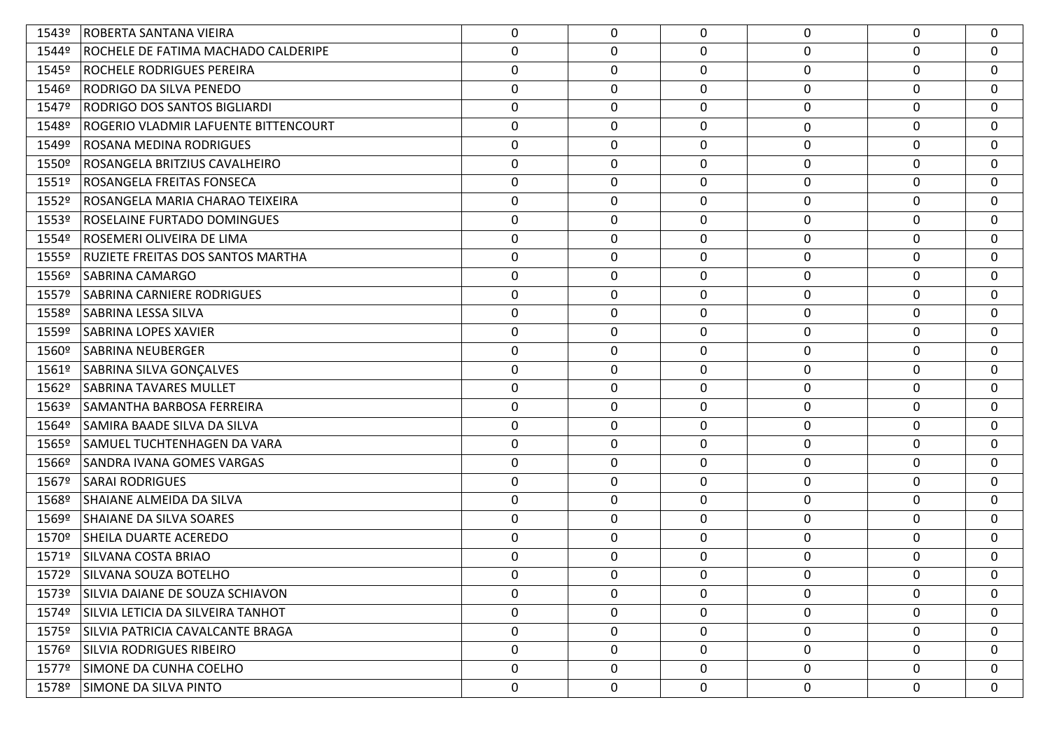| | | | | | | | |
|---|---|---|---|---|---|---|---|
| 1543º | ROBERTA SANTANA VIEIRA | 0 | 0 | 0 | 0 | 0 | 0 |
| 1544º | ROCHELE DE FATIMA MACHADO CALDERIPE | 0 | 0 | 0 | 0 | 0 | 0 |
| 1545º | ROCHELE RODRIGUES PEREIRA | 0 | 0 | 0 | 0 | 0 | 0 |
| 1546º | RODRIGO DA SILVA PENEDO | 0 | 0 | 0 | 0 | 0 | 0 |
| 1547º | RODRIGO DOS SANTOS BIGLIARDI | 0 | 0 | 0 | 0 | 0 | 0 |
| 1548º | ROGERIO VLADMIR LAFUENTE BITTENCOURT | 0 | 0 | 0 | 0 | 0 | 0 |
| 1549º | ROSANA MEDINA RODRIGUES | 0 | 0 | 0 | 0 | 0 | 0 |
| 1550º | ROSANGELA BRITZIUS CAVALHEIRO | 0 | 0 | 0 | 0 | 0 | 0 |
| 1551º | ROSANGELA FREITAS FONSECA | 0 | 0 | 0 | 0 | 0 | 0 |
| 1552º | ROSANGELA MARIA CHARAO TEIXEIRA | 0 | 0 | 0 | 0 | 0 | 0 |
| 1553º | ROSELAINE FURTADO DOMINGUES | 0 | 0 | 0 | 0 | 0 | 0 |
| 1554º | ROSEMERI OLIVEIRA DE LIMA | 0 | 0 | 0 | 0 | 0 | 0 |
| 1555º | RUZIETE FREITAS DOS SANTOS MARTHA | 0 | 0 | 0 | 0 | 0 | 0 |
| 1556º | SABRINA CAMARGO | 0 | 0 | 0 | 0 | 0 | 0 |
| 1557º | SABRINA CARNIERE RODRIGUES | 0 | 0 | 0 | 0 | 0 | 0 |
| 1558º | SABRINA LESSA SILVA | 0 | 0 | 0 | 0 | 0 | 0 |
| 1559º | SABRINA LOPES XAVIER | 0 | 0 | 0 | 0 | 0 | 0 |
| 1560º | SABRINA NEUBERGER | 0 | 0 | 0 | 0 | 0 | 0 |
| 1561º | SABRINA SILVA GONÇALVES | 0 | 0 | 0 | 0 | 0 | 0 |
| 1562º | SABRINA TAVARES MULLET | 0 | 0 | 0 | 0 | 0 | 0 |
| 1563º | SAMANTHA BARBOSA FERREIRA | 0 | 0 | 0 | 0 | 0 | 0 |
| 1564º | SAMIRA BAADE SILVA DA SILVA | 0 | 0 | 0 | 0 | 0 | 0 |
| 1565º | SAMUEL TUCHTENHAGEN DA VARA | 0 | 0 | 0 | 0 | 0 | 0 |
| 1566º | SANDRA IVANA GOMES VARGAS | 0 | 0 | 0 | 0 | 0 | 0 |
| 1567º | SARAI RODRIGUES | 0 | 0 | 0 | 0 | 0 | 0 |
| 1568º | SHAIANE ALMEIDA DA SILVA | 0 | 0 | 0 | 0 | 0 | 0 |
| 1569º | SHAIANE DA SILVA SOARES | 0 | 0 | 0 | 0 | 0 | 0 |
| 1570º | SHEILA DUARTE ACEREDO | 0 | 0 | 0 | 0 | 0 | 0 |
| 1571º | SILVANA COSTA BRIAO | 0 | 0 | 0 | 0 | 0 | 0 |
| 1572º | SILVANA SOUZA BOTELHO | 0 | 0 | 0 | 0 | 0 | 0 |
| 1573º | SILVIA DAIANE DE SOUZA SCHIAVON | 0 | 0 | 0 | 0 | 0 | 0 |
| 1574º | SILVIA LETICIA DA SILVEIRA TANHOT | 0 | 0 | 0 | 0 | 0 | 0 |
| 1575º | SILVIA PATRICIA CAVALCANTE BRAGA | 0 | 0 | 0 | 0 | 0 | 0 |
| 1576º | SILVIA RODRIGUES RIBEIRO | 0 | 0 | 0 | 0 | 0 | 0 |
| 1577º | SIMONE DA CUNHA COELHO | 0 | 0 | 0 | 0 | 0 | 0 |
| 1578º | SIMONE DA SILVA PINTO | 0 | 0 | 0 | 0 | 0 | 0 |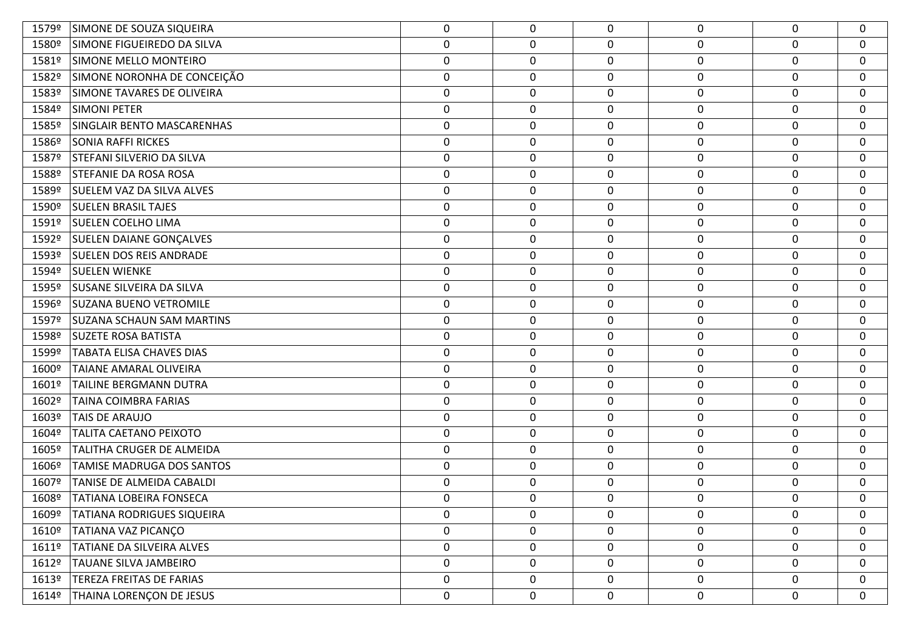| | | | | | | | |
|---|---|---|---|---|---|---|---|
| 1579º | SIMONE DE SOUZA SIQUEIRA | 0 | 0 | 0 | 0 | 0 | 0 |
| 1580º | SIMONE FIGUEIREDO DA SILVA | 0 | 0 | 0 | 0 | 0 | 0 |
| 1581º | SIMONE MELLO MONTEIRO | 0 | 0 | 0 | 0 | 0 | 0 |
| 1582º | SIMONE NORONHA DE CONCEIÇÃO | 0 | 0 | 0 | 0 | 0 | 0 |
| 1583º | SIMONE TAVARES DE OLIVEIRA | 0 | 0 | 0 | 0 | 0 | 0 |
| 1584º | SIMONI PETER | 0 | 0 | 0 | 0 | 0 | 0 |
| 1585º | SINGLAIR BENTO MASCARENHAS | 0 | 0 | 0 | 0 | 0 | 0 |
| 1586º | SONIA RAFFI RICKES | 0 | 0 | 0 | 0 | 0 | 0 |
| 1587º | STEFANI SILVERIO DA SILVA | 0 | 0 | 0 | 0 | 0 | 0 |
| 1588º | STEFANIE DA ROSA ROSA | 0 | 0 | 0 | 0 | 0 | 0 |
| 1589º | SUELEM VAZ DA SILVA ALVES | 0 | 0 | 0 | 0 | 0 | 0 |
| 1590º | SUELEN BRASIL TAJES | 0 | 0 | 0 | 0 | 0 | 0 |
| 1591º | SUELEN COELHO LIMA | 0 | 0 | 0 | 0 | 0 | 0 |
| 1592º | SUELEN DAIANE GONÇALVES | 0 | 0 | 0 | 0 | 0 | 0 |
| 1593º | SUELEN DOS REIS ANDRADE | 0 | 0 | 0 | 0 | 0 | 0 |
| 1594º | SUELEN WIENKE | 0 | 0 | 0 | 0 | 0 | 0 |
| 1595º | SUSANE SILVEIRA DA SILVA | 0 | 0 | 0 | 0 | 0 | 0 |
| 1596º | SUZANA BUENO VETROMILE | 0 | 0 | 0 | 0 | 0 | 0 |
| 1597º | SUZANA SCHAUN SAM MARTINS | 0 | 0 | 0 | 0 | 0 | 0 |
| 1598º | SUZETE ROSA BATISTA | 0 | 0 | 0 | 0 | 0 | 0 |
| 1599º | TABATA ELISA CHAVES DIAS | 0 | 0 | 0 | 0 | 0 | 0 |
| 1600º | TAIANE AMARAL OLIVEIRA | 0 | 0 | 0 | 0 | 0 | 0 |
| 1601º | TAILINE BERGMANN DUTRA | 0 | 0 | 0 | 0 | 0 | 0 |
| 1602º | TAINA COIMBRA FARIAS | 0 | 0 | 0 | 0 | 0 | 0 |
| 1603º | TAIS DE ARAUJO | 0 | 0 | 0 | 0 | 0 | 0 |
| 1604º | TALITA CAETANO PEIXOTO | 0 | 0 | 0 | 0 | 0 | 0 |
| 1605º | TALITHA CRUGER DE ALMEIDA | 0 | 0 | 0 | 0 | 0 | 0 |
| 1606º | TAMISE MADRUGA DOS SANTOS | 0 | 0 | 0 | 0 | 0 | 0 |
| 1607º | TANISE DE ALMEIDA CABALDI | 0 | 0 | 0 | 0 | 0 | 0 |
| 1608º | TATIANA LOBEIRA FONSECA | 0 | 0 | 0 | 0 | 0 | 0 |
| 1609º | TATIANA RODRIGUES SIQUEIRA | 0 | 0 | 0 | 0 | 0 | 0 |
| 1610º | TATIANA VAZ PICANÇO | 0 | 0 | 0 | 0 | 0 | 0 |
| 1611º | TATIANE DA SILVEIRA ALVES | 0 | 0 | 0 | 0 | 0 | 0 |
| 1612º | TAUANE SILVA JAMBEIRO | 0 | 0 | 0 | 0 | 0 | 0 |
| 1613º | TEREZA FREITAS DE FARIAS | 0 | 0 | 0 | 0 | 0 | 0 |
| 1614º | THAINA LORENÇON DE JESUS | 0 | 0 | 0 | 0 | 0 | 0 |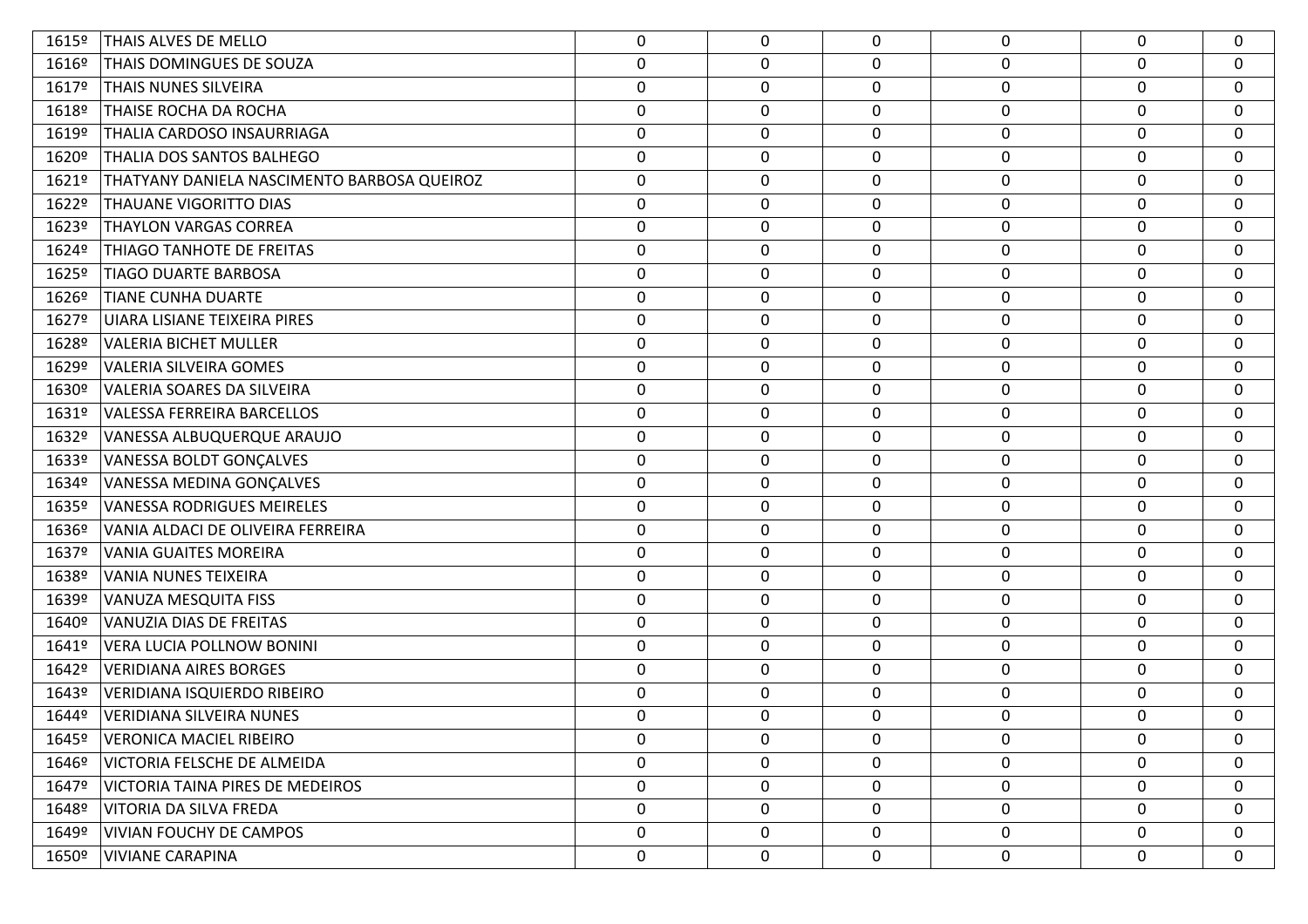| | | | | | | | |
|---|---|---|---|---|---|---|---|
| 1615º | THAIS ALVES DE MELLO | 0 | 0 | 0 | 0 | 0 | 0 |
| 1616º | THAIS DOMINGUES DE SOUZA | 0 | 0 | 0 | 0 | 0 | 0 |
| 1617º | THAIS NUNES SILVEIRA | 0 | 0 | 0 | 0 | 0 | 0 |
| 1618º | THAISE ROCHA DA ROCHA | 0 | 0 | 0 | 0 | 0 | 0 |
| 1619º | THALIA CARDOSO INSAURRIAGA | 0 | 0 | 0 | 0 | 0 | 0 |
| 1620º | THALIA DOS SANTOS BALHEGO | 0 | 0 | 0 | 0 | 0 | 0 |
| 1621º | THATYANY DANIELA NASCIMENTO BARBOSA QUEIROZ | 0 | 0 | 0 | 0 | 0 | 0 |
| 1622º | THAUANE VIGORITTO DIAS | 0 | 0 | 0 | 0 | 0 | 0 |
| 1623º | THAYLON VARGAS CORREA | 0 | 0 | 0 | 0 | 0 | 0 |
| 1624º | THIAGO TANHOTE DE FREITAS | 0 | 0 | 0 | 0 | 0 | 0 |
| 1625º | TIAGO DUARTE BARBOSA | 0 | 0 | 0 | 0 | 0 | 0 |
| 1626º | TIANE CUNHA DUARTE | 0 | 0 | 0 | 0 | 0 | 0 |
| 1627º | UIARA LISIANE TEIXEIRA PIRES | 0 | 0 | 0 | 0 | 0 | 0 |
| 1628º | VALERIA BICHET MULLER | 0 | 0 | 0 | 0 | 0 | 0 |
| 1629º | VALERIA SILVEIRA GOMES | 0 | 0 | 0 | 0 | 0 | 0 |
| 1630º | VALERIA SOARES DA SILVEIRA | 0 | 0 | 0 | 0 | 0 | 0 |
| 1631º | VALESSA FERREIRA BARCELLOS | 0 | 0 | 0 | 0 | 0 | 0 |
| 1632º | VANESSA ALBUQUERQUE ARAUJO | 0 | 0 | 0 | 0 | 0 | 0 |
| 1633º | VANESSA BOLDT GONÇALVES | 0 | 0 | 0 | 0 | 0 | 0 |
| 1634º | VANESSA MEDINA GONÇALVES | 0 | 0 | 0 | 0 | 0 | 0 |
| 1635º | VANESSA RODRIGUES MEIRELES | 0 | 0 | 0 | 0 | 0 | 0 |
| 1636º | VANIA ALDACI DE OLIVEIRA FERREIRA | 0 | 0 | 0 | 0 | 0 | 0 |
| 1637º | VANIA GUAITES MOREIRA | 0 | 0 | 0 | 0 | 0 | 0 |
| 1638º | VANIA NUNES TEIXEIRA | 0 | 0 | 0 | 0 | 0 | 0 |
| 1639º | VANUZA MESQUITA FISS | 0 | 0 | 0 | 0 | 0 | 0 |
| 1640º | VANUZIA DIAS DE FREITAS | 0 | 0 | 0 | 0 | 0 | 0 |
| 1641º | VERA LUCIA POLLNOW BONINI | 0 | 0 | 0 | 0 | 0 | 0 |
| 1642º | VERIDIANA AIRES BORGES | 0 | 0 | 0 | 0 | 0 | 0 |
| 1643º | VERIDIANA ISQUIERDO RIBEIRO | 0 | 0 | 0 | 0 | 0 | 0 |
| 1644º | VERIDIANA SILVEIRA NUNES | 0 | 0 | 0 | 0 | 0 | 0 |
| 1645º | VERONICA MACIEL RIBEIRO | 0 | 0 | 0 | 0 | 0 | 0 |
| 1646º | VICTORIA FELSCHE DE ALMEIDA | 0 | 0 | 0 | 0 | 0 | 0 |
| 1647º | VICTORIA TAINA PIRES DE MEDEIROS | 0 | 0 | 0 | 0 | 0 | 0 |
| 1648º | VITORIA DA SILVA FREDA | 0 | 0 | 0 | 0 | 0 | 0 |
| 1649º | VIVIAN FOUCHY DE CAMPOS | 0 | 0 | 0 | 0 | 0 | 0 |
| 1650º | VIVIANE CARAPINA | 0 | 0 | 0 | 0 | 0 | 0 |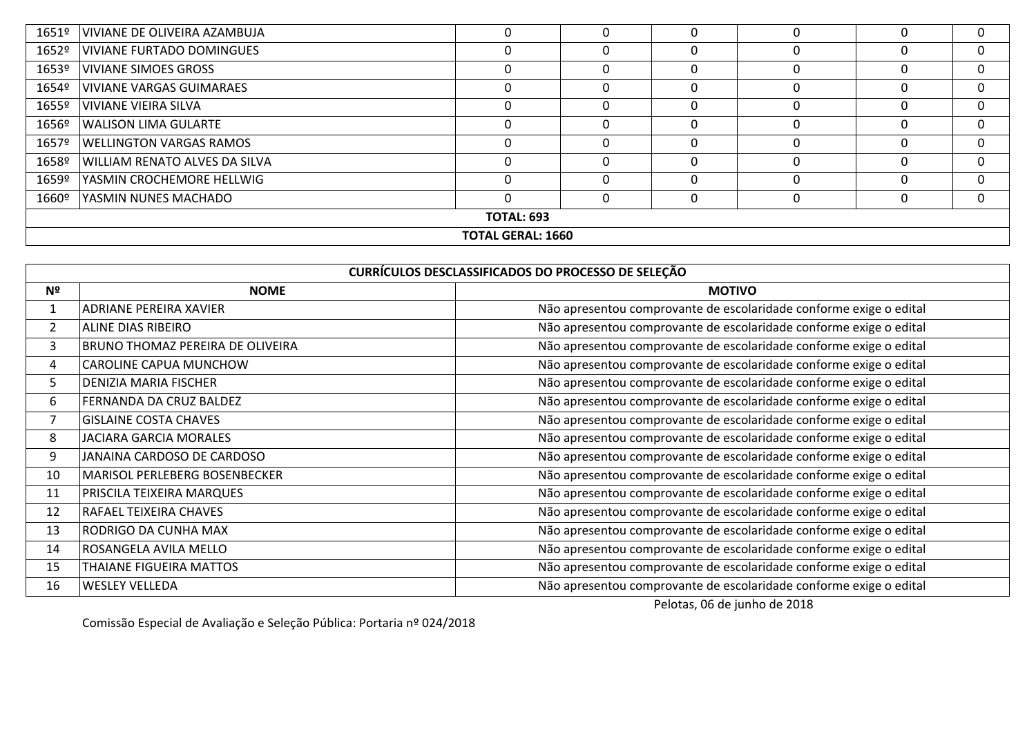| | | | | | | | |
|---|---|---|---|---|---|---|---|
| 1651º | VIVIANE DE OLIVEIRA AZAMBUJA | 0 | 0 | 0 | 0 | 0 | 0 |
| 1652º | VIVIANE FURTADO DOMINGUES | 0 | 0 | 0 | 0 | 0 | 0 |
| 1653º | VIVIANE SIMOES GROSS | 0 | 0 | 0 | 0 | 0 | 0 |
| 1654º | VIVIANE VARGAS GUIMARAES | 0 | 0 | 0 | 0 | 0 | 0 |
| 1655º | VIVIANE VIEIRA SILVA | 0 | 0 | 0 | 0 | 0 | 0 |
| 1656º | WALISON LIMA GULARTE | 0 | 0 | 0 | 0 | 0 | 0 |
| 1657º | WELLINGTON VARGAS RAMOS | 0 | 0 | 0 | 0 | 0 | 0 |
| 1658º | WILLIAM RENATO ALVES DA SILVA | 0 | 0 | 0 | 0 | 0 | 0 |
| 1659º | YASMIN CROCHEMORE HELLWIG | 0 | 0 | 0 | 0 | 0 | 0 |
| 1660º | YASMIN NUNES MACHADO | 0 | 0 | 0 | 0 | 0 | 0 |
| **TOTAL: 693** | | | | | | | |
| **TOTAL GERAL: 1660** | | | | | | | |

| **CURRÍCULOS DESCLASSIFICADOS DO PROCESSO DE SELEÇÃO** | | |
|---|---|---|
| **Nº** | **NOME** | **MOTIVO** |
| 1 | ADRIANE PEREIRA XAVIER | Não apresentou comprovante de escolaridade conforme exige o edital |
| 2 | ALINE DIAS RIBEIRO | Não apresentou comprovante de escolaridade conforme exige o edital |
| 3 | BRUNO THOMAZ PEREIRA DE OLIVEIRA | Não apresentou comprovante de escolaridade conforme exige o edital |
| 4 | CAROLINE CAPUA MUNCHOW | Não apresentou comprovante de escolaridade conforme exige o edital |
| 5 | DENIZIA MARIA FISCHER | Não apresentou comprovante de escolaridade conforme exige o edital |
| 6 | FERNANDA DA CRUZ BALDEZ | Não apresentou comprovante de escolaridade conforme exige o edital |
| 7 | GISLAINE COSTA CHAVES | Não apresentou comprovante de escolaridade conforme exige o edital |
| 8 | JACIARA GARCIA MORALES | Não apresentou comprovante de escolaridade conforme exige o edital |
| 9 | JANAINA CARDOSO DE CARDOSO | Não apresentou comprovante de escolaridade conforme exige o edital |
| 10 | MARISOL PERLEBERG BOSENBECKER | Não apresentou comprovante de escolaridade conforme exige o edital |
| 11 | PRISCILA TEIXEIRA MARQUES | Não apresentou comprovante de escolaridade conforme exige o edital |
| 12 | RAFAEL TEIXEIRA CHAVES | Não apresentou comprovante de escolaridade conforme exige o edital |
| 13 | RODRIGO DA CUNHA MAX | Não apresentou comprovante de escolaridade conforme exige o edital |
| 14 | ROSANGELA AVILA MELLO | Não apresentou comprovante de escolaridade conforme exige o edital |
| 15 | THAIANE FIGUEIRA MATTOS | Não apresentou comprovante de escolaridade conforme exige o edital |
| 16 | WESLEY VELLEDA | Não apresentou comprovante de escolaridade conforme exige o edital |

Pelotas, 06 de junho de 2018

Comissão Especial de Avaliação e Seleção Pública: Portaria nº 024/2018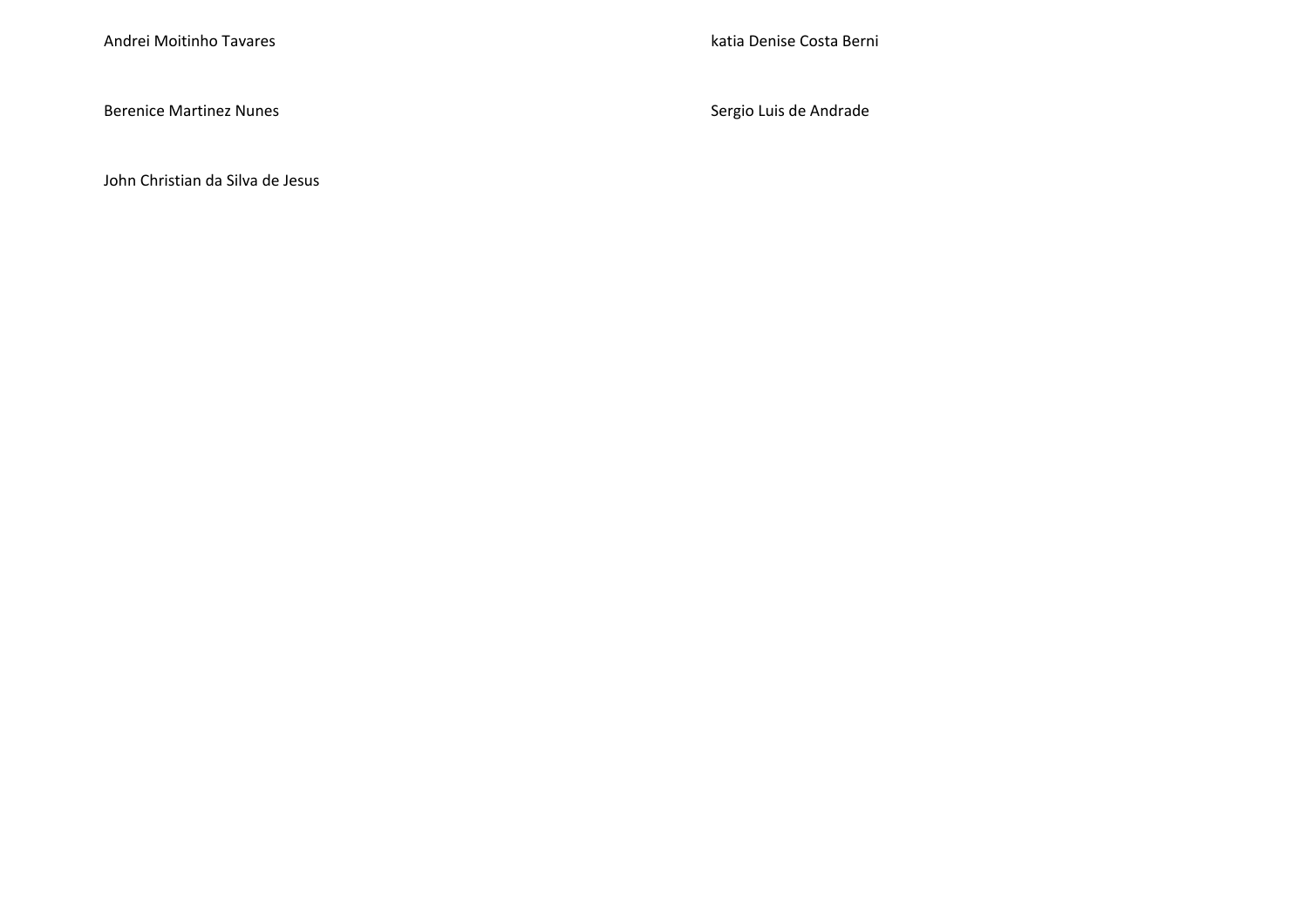Andrei Moitinho Tavares

Berenice Martinez Nunes

John Christian da Silva de Jesus

katia Denise Costa Berni

Sergio Luis de Andrade